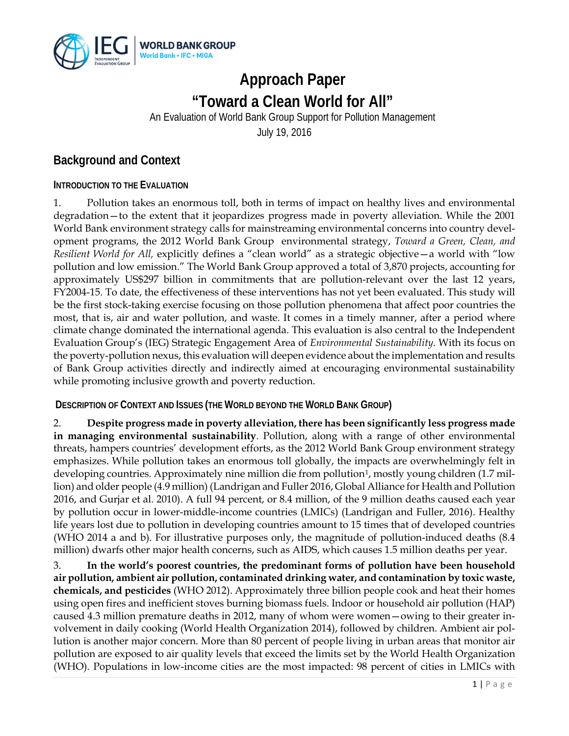# Approach Paper

# "Toward a Clean World for All"

An Evaluation of World Bank Group Support for Pollution Management

July 19, 2016

## Background and Context

### Introduction to the Evaluation

1. Pollution takes an enormous toll, both in terms of impact on healthy lives and environmental degradation—to the extent that it jeopardizes progress made in poverty alleviation. While the 2001 World Bank environment strategy calls for mainstreaming environmental concerns into country development programs, the 2012 World Bank Group environmental strategy, *Toward a Green, Clean, and Resilient World for All,* explicitly defines a "clean world" as a strategic objective—a world with "low pollution and low emission." The World Bank Group approved a total of 3,870 projects, accounting for approximately US$297 billion in commitments that are pollution-relevant over the last 12 years, FY2004-15. To date, the effectiveness of these interventions has not yet been evaluated. This study will be the first stock-taking exercise focusing on those pollution phenomena that affect poor countries the most, that is, air and water pollution, and waste. It comes in a timely manner, after a period where climate change dominated the international agenda. This evaluation is also central to the Independent Evaluation Group's (IEG) Strategic Engagement Area of *Environmental Sustainability*. With its focus on the poverty-pollution nexus, this evaluation will deepen evidence about the implementation and results of Bank Group activities directly and indirectly aimed at encouraging environmental sustainability while promoting inclusive growth and poverty reduction.

### Description of Context and Issues (The World beyond the World Bank Group)

2. **Despite progress made in poverty alleviation, there has been significantly less progress made in managing environmental sustainability**. Pollution, along with a range of other environmental threats, hampers countries' development efforts, as the 2012 World Bank Group environment strategy emphasizes. While pollution takes an enormous toll globally, the impacts are overwhelmingly felt in developing countries. Approximately nine million die from pollution[1], mostly young children (1.7 million) and older people (4.9 million) (Landrigan and Fuller 2016, Global Alliance for Health and Pollution 2016, and Gurjar et al. 2010). A full 94 percent, or 8.4 million, of the 9 million deaths caused each year by pollution occur in lower-middle-income countries (LMICs) (Landrigan and Fuller, 2016). Healthy life years lost due to pollution in developing countries amount to 15 times that of developed countries (WHO 2014 a and b). For illustrative purposes only, the magnitude of pollution-induced deaths (8.4 million) dwarfs other major health concerns, such as AIDS, which causes 1.5 million deaths per year.

3. **In the world's poorest countries, the predominant forms of pollution have been household air pollution, ambient air pollution, contaminated drinking water, and contamination by toxic waste, chemicals, and pesticides** (WHO 2012). Approximately three billion people cook and heat their homes using open fires and inefficient stoves burning biomass fuels. Indoor or household air pollution (HAP) caused 4.3 million premature deaths in 2012, many of whom were women—owing to their greater involvement in daily cooking (World Health Organization 2014), followed by children. Ambient air pollution is another major concern. More than 80 percent of people living in urban areas that monitor air pollution are exposed to air quality levels that exceed the limits set by the World Health Organization (WHO). Populations in low-income cities are the most impacted: 98 percent of cities in LMICs with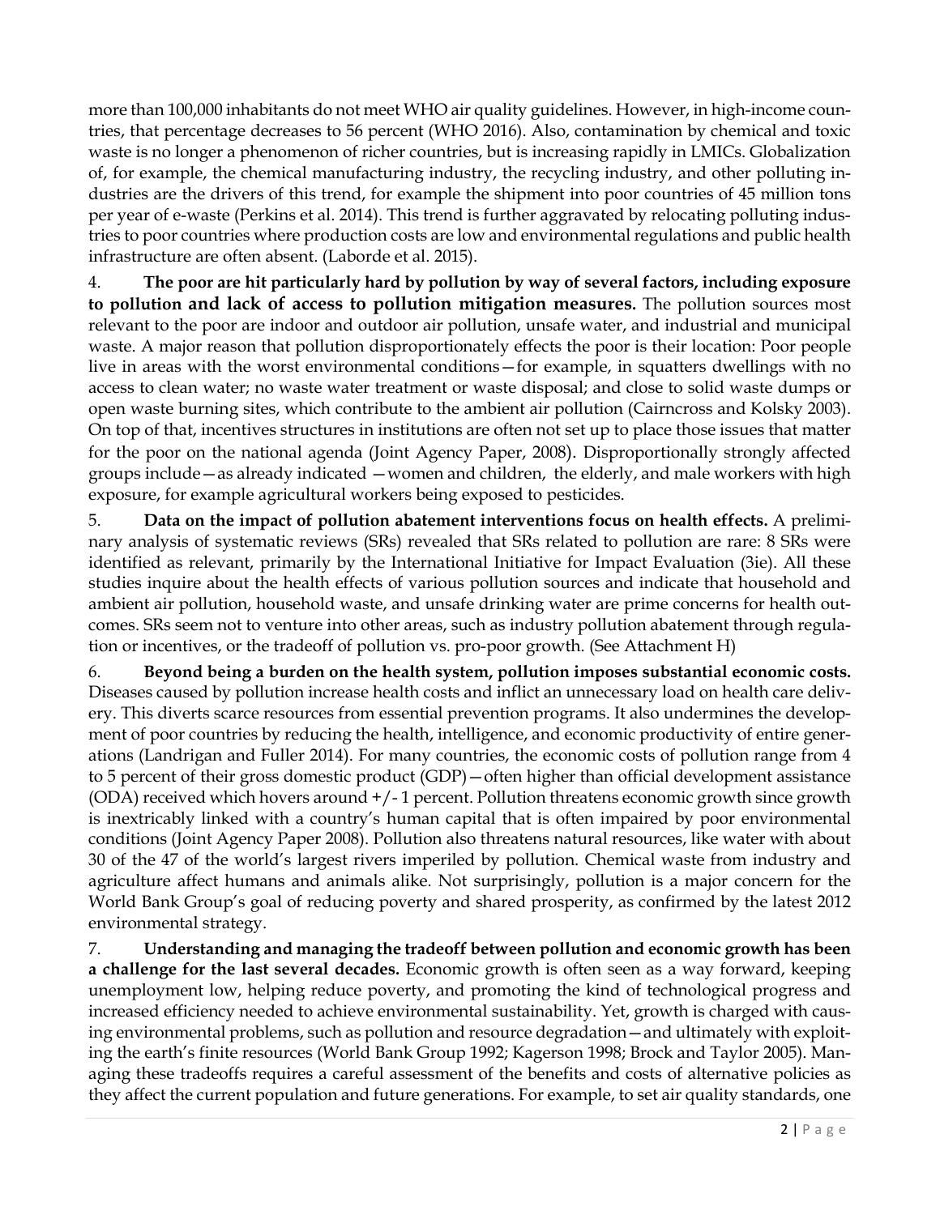more than 100,000 inhabitants do not meet WHO air quality guidelines. However, in high-income countries, that percentage decreases to 56 percent (WHO 2016). Also, contamination by chemical and toxic waste is no longer a phenomenon of richer countries, but is increasing rapidly in LMICs. Globalization of, for example, the chemical manufacturing industry, the recycling industry, and other polluting industries are the drivers of this trend, for example the shipment into poor countries of 45 million tons per year of e-waste (Perkins et al. 2014). This trend is further aggravated by relocating polluting industries to poor countries where production costs are low and environmental regulations and public health infrastructure are often absent. (Laborde et al. 2015).

4. **The poor are hit particularly hard by pollution by way of several factors, including exposure to pollution and lack of access to pollution mitigation measures.** The pollution sources most relevant to the poor are indoor and outdoor air pollution, unsafe water, and industrial and municipal waste. A major reason that pollution disproportionately effects the poor is their location: Poor people live in areas with the worst environmental conditions—for example, in squatters dwellings with no access to clean water; no waste water treatment or waste disposal; and close to solid waste dumps or open waste burning sites, which contribute to the ambient air pollution (Cairncross and Kolsky 2003). On top of that, incentives structures in institutions are often not set up to place those issues that matter for the poor on the national agenda (Joint Agency Paper, 2008). Disproportionally strongly affected groups include—as already indicated —women and children, the elderly, and male workers with high exposure, for example agricultural workers being exposed to pesticides.

5. **Data on the impact of pollution abatement interventions focus on health effects.** A preliminary analysis of systematic reviews (SRs) revealed that SRs related to pollution are rare: 8 SRs were identified as relevant, primarily by the International Initiative for Impact Evaluation (3ie). All these studies inquire about the health effects of various pollution sources and indicate that household and ambient air pollution, household waste, and unsafe drinking water are prime concerns for health outcomes. SRs seem not to venture into other areas, such as industry pollution abatement through regulation or incentives, or the tradeoff of pollution vs. pro-poor growth. (See Attachment H)

6. **Beyond being a burden on the health system, pollution imposes substantial economic costs.** Diseases caused by pollution increase health costs and inflict an unnecessary load on health care delivery. This diverts scarce resources from essential prevention programs. It also undermines the development of poor countries by reducing the health, intelligence, and economic productivity of entire generations (Landrigan and Fuller 2014). For many countries, the economic costs of pollution range from 4 to 5 percent of their gross domestic product (GDP)—often higher than official development assistance (ODA) received which hovers around +/- 1 percent. Pollution threatens economic growth since growth is inextricably linked with a country's human capital that is often impaired by poor environmental conditions (Joint Agency Paper 2008). Pollution also threatens natural resources, like water with about 30 of the 47 of the world's largest rivers imperiled by pollution. Chemical waste from industry and agriculture affect humans and animals alike. Not surprisingly, pollution is a major concern for the World Bank Group's goal of reducing poverty and shared prosperity, as confirmed by the latest 2012 environmental strategy.

7. **Understanding and managing the tradeoff between pollution and economic growth has been a challenge for the last several decades.** Economic growth is often seen as a way forward, keeping unemployment low, helping reduce poverty, and promoting the kind of technological progress and increased efficiency needed to achieve environmental sustainability. Yet, growth is charged with causing environmental problems, such as pollution and resource degradation—and ultimately with exploiting the earth's finite resources (World Bank Group 1992; Kagerson 1998; Brock and Taylor 2005). Managing these tradeoffs requires a careful assessment of the benefits and costs of alternative policies as they affect the current population and future generations. For example, to set air quality standards, one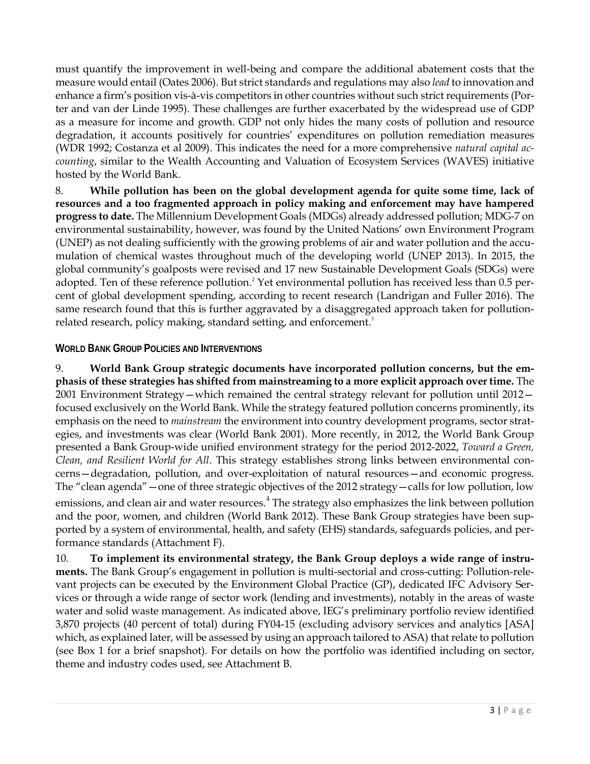must quantify the improvement in well-being and compare the additional abatement costs that the measure would entail (Oates 2006). But strict standards and regulations may also *lead* to innovation and enhance a firm's position vis-à-vis competitors in other countries without such strict requirements (Porter and van der Linde 1995). These challenges are further exacerbated by the widespread use of GDP as a measure for income and growth. GDP not only hides the many costs of pollution and resource degradation, it accounts positively for countries' expenditures on pollution remediation measures (WDR 1992; Costanza et al 2009). This indicates the need for a more comprehensive *natural capital accounting*, similar to the Wealth Accounting and Valuation of Ecosystem Services (WAVES) initiative hosted by the World Bank.

8. **While pollution has been on the global development agenda for quite some time, lack of resources and a too fragmented approach in policy making and enforcement may have hampered progress to date.** The Millennium Development Goals (MDGs) already addressed pollution; MDG-7 on environmental sustainability, however, was found by the United Nations' own Environment Program (UNEP) as not dealing sufficiently with the growing problems of air and water pollution and the accumulation of chemical wastes throughout much of the developing world (UNEP 2013). In 2015, the global community's goalposts were revised and 17 new Sustainable Development Goals (SDGs) were adopted. Ten of these reference pollution.[2] Yet environmental pollution has received less than 0.5 percent of global development spending, according to recent research (Landrigan and Fuller 2016). The same research found that this is further aggravated by a disaggregated approach taken for pollution-related research, policy making, standard setting, and enforcement.[3]

## World Bank Group Policies and Interventions

9. **World Bank Group strategic documents have incorporated pollution concerns, but the emphasis of these strategies has shifted from mainstreaming to a more explicit approach over time.** The 2001 Environment Strategy—which remained the central strategy relevant for pollution until 2012—focused exclusively on the World Bank. While the strategy featured pollution concerns prominently, its emphasis on the need to *mainstream* the environment into country development programs, sector strategies, and investments was clear (World Bank 2001). More recently, in 2012, the World Bank Group presented a Bank Group-wide unified environment strategy for the period 2012-2022, *Toward a Green, Clean, and Resilient World for All*. This strategy establishes strong links between environmental concerns—degradation, pollution, and over-exploitation of natural resources—and economic progress. The "clean agenda"—one of three strategic objectives of the 2012 strategy—calls for low pollution, low emissions, and clean air and water resources.[4] The strategy also emphasizes the link between pollution and the poor, women, and children (World Bank 2012). These Bank Group strategies have been supported by a system of environmental, health, and safety (EHS) standards, safeguards policies, and performance standards (Attachment F).

10. **To implement its environmental strategy, the Bank Group deploys a wide range of instruments.** The Bank Group's engagement in pollution is multi-sectorial and cross-cutting: Pollution-relevant projects can be executed by the Environment Global Practice (GP), dedicated IFC Advisory Services or through a wide range of sector work (lending and investments), notably in the areas of waste water and solid waste management. As indicated above, IEG's preliminary portfolio review identified 3,870 projects (40 percent of total) during FY04-15 (excluding advisory services and analytics [ASA] which, as explained later, will be assessed by using an approach tailored to ASA) that relate to pollution (see Box 1 for a brief snapshot). For details on how the portfolio was identified including on sector, theme and industry codes used, see Attachment B.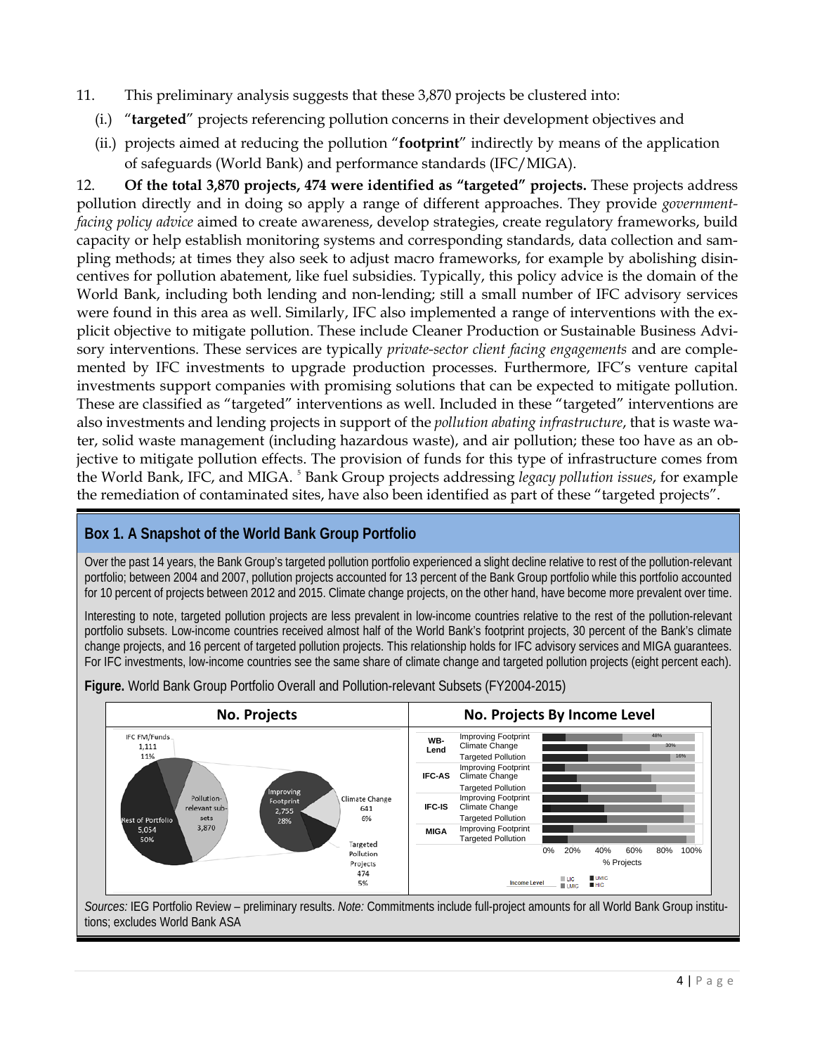11. This preliminary analysis suggests that these 3,870 projects be clustered into:
   - (i.) "**targeted**" projects referencing pollution concerns in their development objectives and
   - (ii.) projects aimed at reducing the pollution "**footprint**" indirectly by means of the application of safeguards (World Bank) and performance standards (IFC/MIGA).

12. **Of the total 3,870 projects, 474 were identified as "targeted" projects.** These projects address pollution directly and in doing so apply a range of different approaches. They provide *government-facing policy advice* aimed to create awareness, develop strategies, create regulatory frameworks, build capacity or help establish monitoring systems and corresponding standards, data collection and sampling methods; at times they also seek to adjust macro frameworks, for example by abolishing disincentives for pollution abatement, like fuel subsidies. Typically, this policy advice is the domain of the World Bank, including both lending and non-lending; still a small number of IFC advisory services were found in this area as well. Similarly, IFC also implemented a range of interventions with the explicit objective to mitigate pollution. These include Cleaner Production or Sustainable Business Advisory interventions. These services are typically *private-sector client facing engagements* and are complemented by IFC investments to upgrade production processes. Furthermore, IFC's venture capital investments support companies with promising solutions that can be expected to mitigate pollution. These are classified as "targeted" interventions as well. Included in these "targeted" interventions are also investments and lending projects in support of the *pollution abating infrastructure*, that is waste water, solid waste management (including hazardous waste), and air pollution; these too have as an objective to mitigate pollution effects. The provision of funds for this type of infrastructure comes from the World Bank, IFC, and MIGA. [5] Bank Group projects addressing *legacy pollution issues*, for example the remediation of contaminated sites, have also been identified as part of these "targeted projects".

## Box 1. A Snapshot of the World Bank Group Portfolio

Over the past 14 years, the Bank Group's targeted pollution portfolio experienced a slight decline relative to rest of the pollution-relevant portfolio; between 2004 and 2007, pollution projects accounted for 13 percent of the Bank Group portfolio while this portfolio accounted for 10 percent of projects between 2012 and 2015. Climate change projects, on the other hand, have become more prevalent over time.

Interesting to note, targeted pollution projects are less prevalent in low-income countries relative to the rest of the pollution-relevant portfolio subsets. Low-income countries received almost half of the World Bank's footprint projects, 30 percent of the Bank's climate change projects, and 16 percent of targeted pollution projects. This relationship holds for IFC advisory services and MIGA guarantees. For IFC investments, low-income countries see the same share of climate change and targeted pollution projects (eight percent each).

**Figure.** World Bank Group Portfolio Overall and Pollution-relevant Subsets (FY2004-2015)

*Sources:* IEG Portfolio Review – preliminary results. *Note:* Commitments include full-project amounts for all World Bank Group institutions; excludes World Bank ASA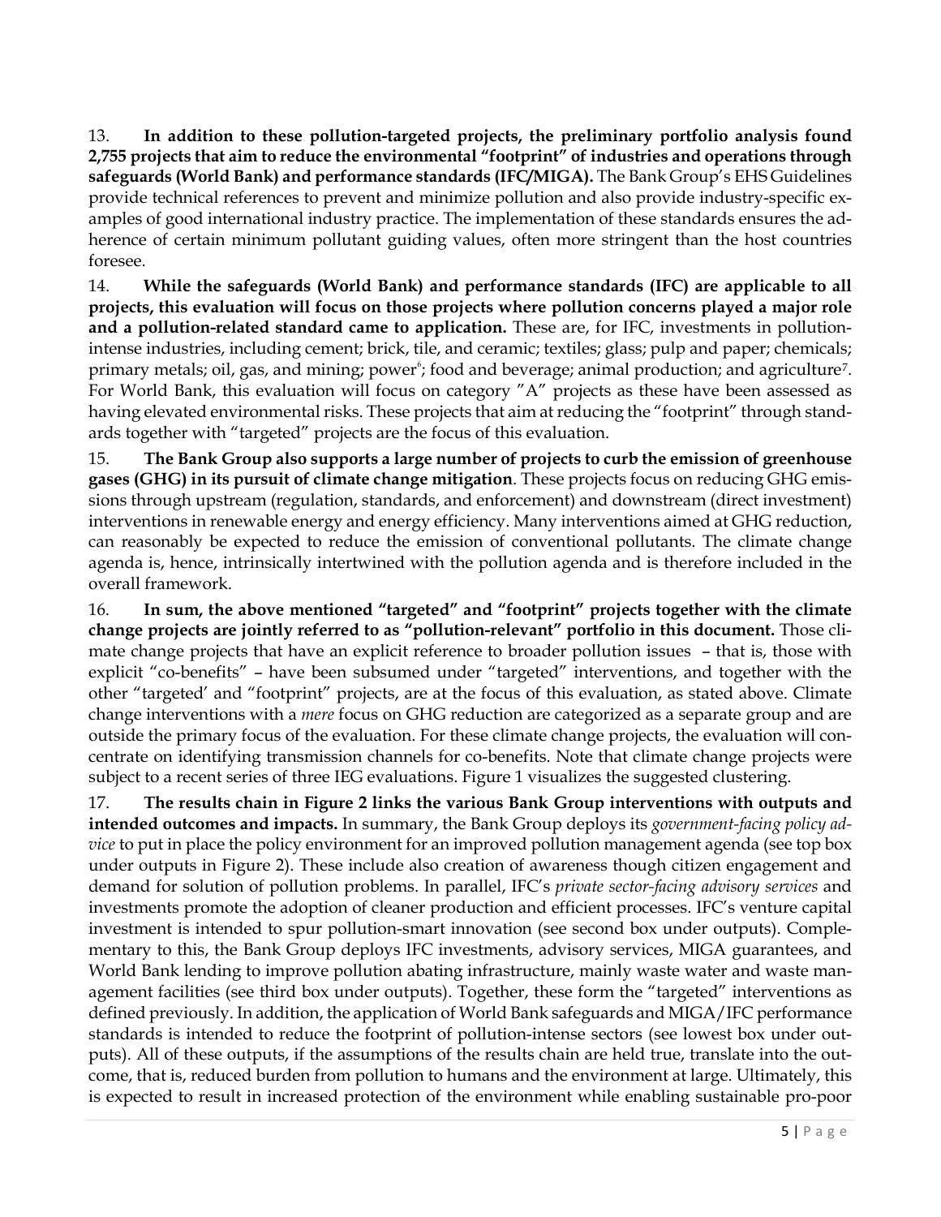13. **In addition to these pollution-targeted projects, the preliminary portfolio analysis found 2,755 projects that aim to reduce the environmental "footprint" of industries and operations through safeguards (World Bank) and performance standards (IFC/MIGA).** The Bank Group's EHS Guidelines provide technical references to prevent and minimize pollution and also provide industry-specific examples of good international industry practice. The implementation of these standards ensures the adherence of certain minimum pollutant guiding values, often more stringent than the host countries foresee.

14. **While the safeguards (World Bank) and performance standards (IFC) are applicable to all projects, this evaluation will focus on those projects where pollution concerns played a major role and a pollution-related standard came to application.** These are, for IFC, investments in pollution-intense industries, including cement; brick, tile, and ceramic; textiles; glass; pulp and paper; chemicals; primary metals; oil, gas, and mining; power[6]; food and beverage; animal production; and agriculture[7]. For World Bank, this evaluation will focus on category "A" projects as these have been assessed as having elevated environmental risks. These projects that aim at reducing the "footprint" through standards together with "targeted" projects are the focus of this evaluation.

15. **The Bank Group also supports a large number of projects to curb the emission of greenhouse gases (GHG) in its pursuit of climate change mitigation**. These projects focus on reducing GHG emissions through upstream (regulation, standards, and enforcement) and downstream (direct investment) interventions in renewable energy and energy efficiency. Many interventions aimed at GHG reduction, can reasonably be expected to reduce the emission of conventional pollutants. The climate change agenda is, hence, intrinsically intertwined with the pollution agenda and is therefore included in the overall framework.

16. **In sum, the above mentioned "targeted" and "footprint" projects together with the climate change projects are jointly referred to as "pollution-relevant" portfolio in this document.** Those climate change projects that have an explicit reference to broader pollution issues – that is, those with explicit "co-benefits" – have been subsumed under "targeted" interventions, and together with the other "targeted' and "footprint" projects, are at the focus of this evaluation, as stated above. Climate change interventions with a *mere* focus on GHG reduction are categorized as a separate group and are outside the primary focus of the evaluation. For these climate change projects, the evaluation will concentrate on identifying transmission channels for co-benefits. Note that climate change projects were subject to a recent series of three IEG evaluations. Figure 1 visualizes the suggested clustering.

17. **The results chain in Figure 2 links the various Bank Group interventions with outputs and intended outcomes and impacts.** In summary, the Bank Group deploys its *government-facing policy advice* to put in place the policy environment for an improved pollution management agenda (see top box under outputs in Figure 2). These include also creation of awareness though citizen engagement and demand for solution of pollution problems. In parallel, IFC's *private sector-facing advisory services* and investments promote the adoption of cleaner production and efficient processes. IFC's venture capital investment is intended to spur pollution-smart innovation (see second box under outputs). Complementary to this, the Bank Group deploys IFC investments, advisory services, MIGA guarantees, and World Bank lending to improve pollution abating infrastructure, mainly waste water and waste management facilities (see third box under outputs). Together, these form the "targeted" interventions as defined previously. In addition, the application of World Bank safeguards and MIGA/IFC performance standards is intended to reduce the footprint of pollution-intense sectors (see lowest box under outputs). All of these outputs, if the assumptions of the results chain are held true, translate into the outcome, that is, reduced burden from pollution to humans and the environment at large. Ultimately, this is expected to result in increased protection of the environment while enabling sustainable pro-poor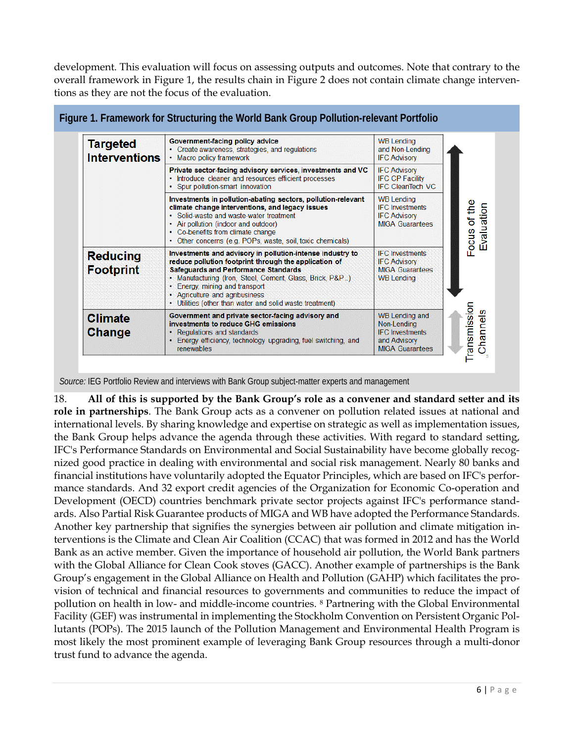development. This evaluation will focus on assessing outputs and outcomes. Note that contrary to the overall framework in Figure 1, the results chain in Figure 2 does not contain climate change interventions as they are not the focus of the evaluation.

**Figure 1. Framework for Structuring the World Bank Group Pollution-relevant Portfolio**

| | | | |
|---|---|---|---|
| **Targeted Interventions** | **Government-facing policy advice**<br>• Create awareness, strategies, and regulations<br>• Macro policy framework | WB Lending and Non-Lending<br>IFC Advisory | Focus of the Evaluation |
| | **Private sector-facing advisory services, investments and VC**<br>• Introduce cleaner and resources efficient processes<br>• Spur pollution-smart innovation | IFC Advisory<br>IFC CP Facility<br>IFC CleanTech VC | |
| | **Investments in pollution-abating sectors, pollution-relevant climate change interventions, and legacy issues**<br>• Solid-waste and waste-water treatment<br>• Air pollution (indoor and outdoor)<br>• Co-benefits from climate change<br>• Other concerns (e.g. POPs, waste, soil, toxic chemicals) | WB Lending<br>IFC Investments<br>IFC Advisory<br>MIGA Guarantees | |
| **Reducing Footprint** | **Investments and advisory in pollution-intense industry to reduce pollution footprint through the application of Safeguards and Performance Standards**<br>• Manufacturing (Iron, Steel, Cement, Glass, Brick, P&P..)<br>• Energy, mining and transport<br>• Agriculture and agribusiness<br>• Utilities (other than water and solid waste treatment) | IFC Investments<br>IFC Advisory<br>MIGA Guarantees<br>WB Lending | |
| **Climate Change** | **Government and private sector-facing advisory and investments to reduce GHG emissions**<br>• Regulations and standards<br>• Energy efficiency, technology upgrading, fuel switching, and renewables | WB Lending and Non-Lending<br>IFC Investments and Advisory<br>MIGA Guarantees | Transmission Channels |

*Source:* IEG Portfolio Review and interviews with Bank Group subject-matter experts and management

18. **All of this is supported by the Bank Group's role as a convener and standard setter and its role in partnerships**. The Bank Group acts as a convener on pollution related issues at national and international levels. By sharing knowledge and expertise on strategic as well as implementation issues, the Bank Group helps advance the agenda through these activities. With regard to standard setting, IFC's Performance Standards on Environmental and Social Sustainability have become globally recognized good practice in dealing with environmental and social risk management. Nearly 80 banks and financial institutions have voluntarily adopted the Equator Principles, which are based on IFC's performance standards. And 32 export credit agencies of the Organization for Economic Co-operation and Development (OECD) countries benchmark private sector projects against IFC's performance standards. Also Partial Risk Guarantee products of MIGA and WB have adopted the Performance Standards. Another key partnership that signifies the synergies between air pollution and climate mitigation interventions is the Climate and Clean Air Coalition (CCAC) that was formed in 2012 and has the World Bank as an active member. Given the importance of household air pollution, the World Bank partners with the Global Alliance for Clean Cook stoves (GACC). Another example of partnerships is the Bank Group's engagement in the Global Alliance on Health and Pollution (GAHP) which facilitates the provision of technical and financial resources to governments and communities to reduce the impact of pollution on health in low- and middle-income countries. [8] Partnering with the Global Environmental Facility (GEF) was instrumental in implementing the Stockholm Convention on Persistent Organic Pollutants (POPs). The 2015 launch of the Pollution Management and Environmental Health Program is most likely the most prominent example of leveraging Bank Group resources through a multi-donor trust fund to advance the agenda.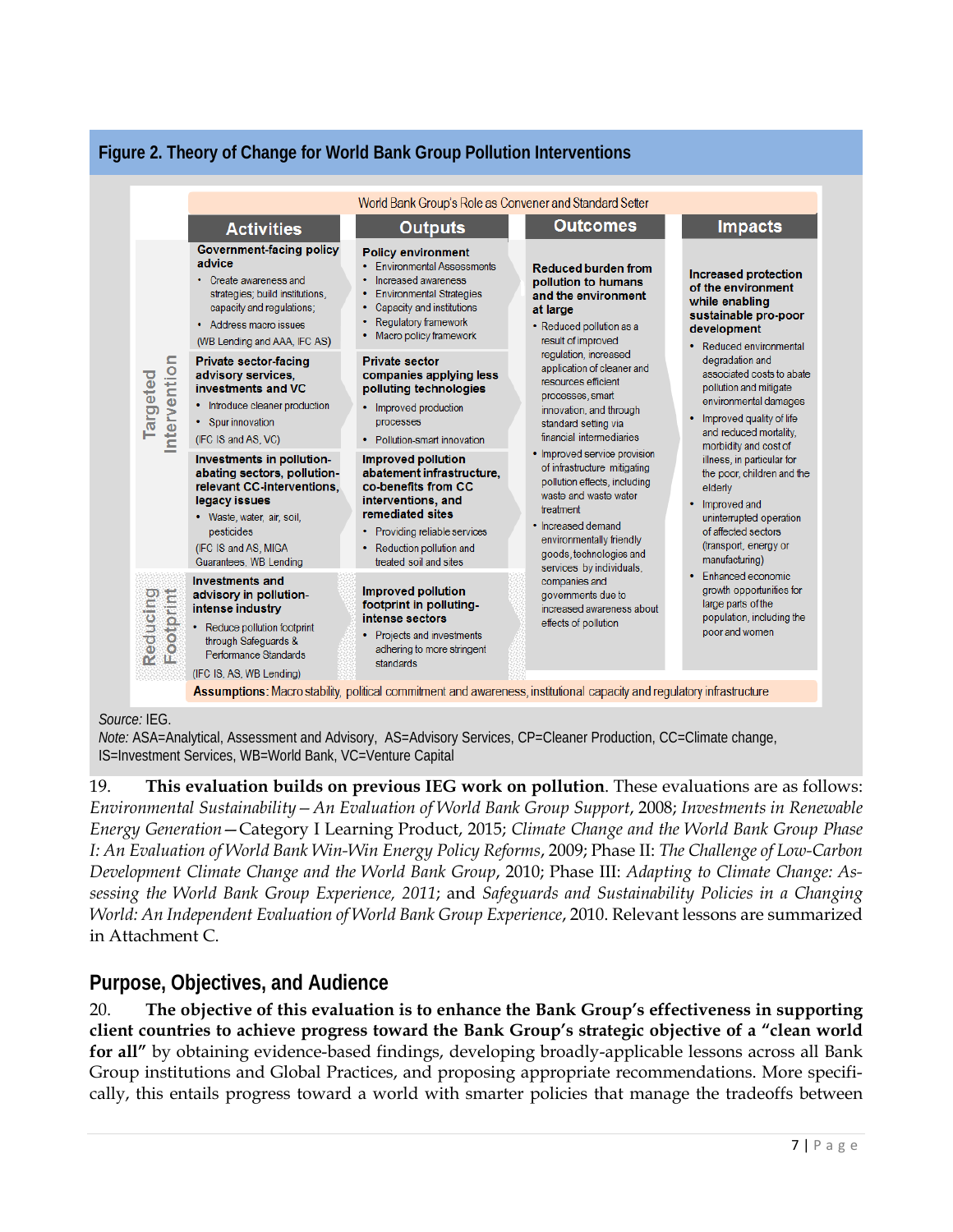**Figure 2. Theory of Change for World Bank Group Pollution Interventions**

World Bank Group's Role as Convener and Standard Setter

| | Activities | Outputs | Outcomes | Impacts |
|---|---|---|---|---|
| Targeted Intervention | **Government-facing policy advice**<br>• Create awareness and strategies; build institutions, capacity and regulations;<br>• Address macro issues<br>(WB Lending and AAA, IFC AS) | **Policy environment**<br>• Environmental Assessments<br>• Increased awareness<br>• Environmental Strategies<br>• Capacity and institutions<br>• Regulatory framework<br>• Macro policy framework | **Reduced burden from pollution to humans and the environment at large**<br>• Reduced pollution as a result of improved regulation, increased application of cleaner and resources efficient processes, smart innovation, and through standard setting via financial intermediaries<br>• Improved service provision of infrastructure mitigating pollution effects, including waste and waste water treatment<br>• Increased demand environmentally friendly goods, technologies and services by individuals, companies and governments due to increased awareness about effects of pollution | **Increased protection of the environment while enabling sustainable pro-poor development**<br>• Reduced environmental degradation and associated costs to abate pollution and mitigate environmental damages<br>• Improved quality of life and reduced mortality, morbidity and cost of illness, in particular for the poor, children and the elderly<br>• Improved and uninterrupted operation of affected sectors (transport, energy or manufacturing)<br>• Enhanced economic growth opportunities for large parts of the population, including the poor and women |
| | **Private sector-facing advisory services, investments and VC**<br>• Introduce cleaner production<br>• Spur innovation<br>(IFC IS and AS, VC) | **Private sector companies applying less polluting technologies**<br>• Improved production processes<br>• Pollution-smart innovation | | |
| | **Investments in pollution-abating sectors, pollution-relevant CC-interventions, legacy issues**<br>• Waste, water, air, soil, pesticides<br>(IFC IS and AS, MIGA Guarantees, WB Lending | **Improved pollution abatement infrastructure, co-benefits from CC interventions, and remediated sites**<br>• Providing reliable services<br>• Reduction pollution and treated soil and sites | | |
| Reducing Footprint | **Investments and advisory in pollution-intense industry**<br>• Reduce pollution footprint through Safeguards & Performance Standards<br>(IFC IS, AS, WB Lending) | **Improved pollution footprint in polluting-intense sectors**<br>• Projects and investments adhering to more stringent standards | | |

**Assumptions**: Macro stability, political commitment and awareness, institutional capacity and regulatory infrastructure

*Source:* IEG.
*Note:* ASA=Analytical, Assessment and Advisory, AS=Advisory Services, CP=Cleaner Production, CC=Climate change, IS=Investment Services, WB=World Bank, VC=Venture Capital

19. **This evaluation builds on previous IEG work on pollution**. These evaluations are as follows: *Environmental Sustainability – An Evaluation of World Bank Group Support*, 2008; *Investments in Renewable Energy Generation*—Category I Learning Product, 2015; *Climate Change and the World Bank Group Phase I: An Evaluation of World Bank Win-Win Energy Policy Reforms*, 2009; Phase II: *The Challenge of Low-Carbon Development Climate Change and the World Bank Group*, 2010; Phase III: *Adapting to Climate Change: Assessing the World Bank Group Experience, 2011*; and *Safeguards and Sustainability Policies in a Changing World: An Independent Evaluation of World Bank Group Experience*, 2010. Relevant lessons are summarized in Attachment C.

## Purpose, Objectives, and Audience

20. **The objective of this evaluation is to enhance the Bank Group's effectiveness in supporting client countries to achieve progress toward the Bank Group's strategic objective of a "clean world for all"** by obtaining evidence-based findings, developing broadly-applicable lessons across all Bank Group institutions and Global Practices, and proposing appropriate recommendations. More specifically, this entails progress toward a world with smarter policies that manage the tradeoffs between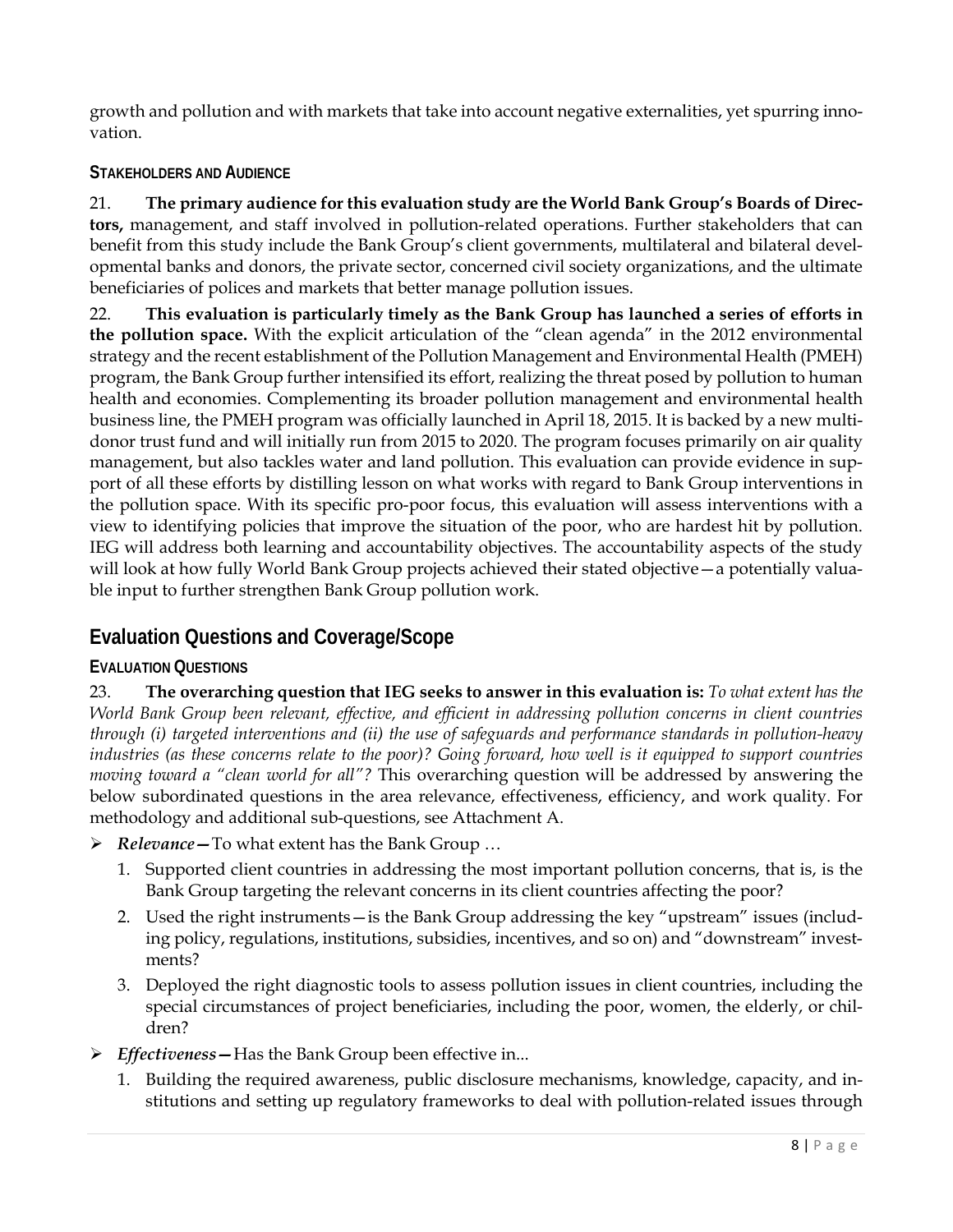growth and pollution and with markets that take into account negative externalities, yet spurring innovation.

### STAKEHOLDERS AND AUDIENCE

21. **The primary audience for this evaluation study are the World Bank Group's Boards of Directors,** management, and staff involved in pollution-related operations. Further stakeholders that can benefit from this study include the Bank Group's client governments, multilateral and bilateral developmental banks and donors, the private sector, concerned civil society organizations, and the ultimate beneficiaries of polices and markets that better manage pollution issues.

22. **This evaluation is particularly timely as the Bank Group has launched a series of efforts in the pollution space.** With the explicit articulation of the "clean agenda" in the 2012 environmental strategy and the recent establishment of the Pollution Management and Environmental Health (PMEH) program, the Bank Group further intensified its effort, realizing the threat posed by pollution to human health and economies. Complementing its broader pollution management and environmental health business line, the PMEH program was officially launched in April 18, 2015. It is backed by a new multi-donor trust fund and will initially run from 2015 to 2020. The program focuses primarily on air quality management, but also tackles water and land pollution. This evaluation can provide evidence in support of all these efforts by distilling lesson on what works with regard to Bank Group interventions in the pollution space. With its specific pro-poor focus, this evaluation will assess interventions with a view to identifying policies that improve the situation of the poor, who are hardest hit by pollution. IEG will address both learning and accountability objectives. The accountability aspects of the study will look at how fully World Bank Group projects achieved their stated objective—a potentially valuable input to further strengthen Bank Group pollution work.

## Evaluation Questions and Coverage/Scope

### EVALUATION QUESTIONS

23. **The overarching question that IEG seeks to answer in this evaluation is:** *To what extent has the World Bank Group been relevant, effective, and efficient in addressing pollution concerns in client countries through (i) targeted interventions and (ii) the use of safeguards and performance standards in pollution-heavy industries (as these concerns relate to the poor)? Going forward, how well is it equipped to support countries moving toward a "clean world for all"?* This overarching question will be addressed by answering the below subordinated questions in the area relevance, effectiveness, efficiency, and work quality. For methodology and additional sub-questions, see Attachment A.

- ***Relevance*—**To what extent has the Bank Group …
  1. Supported client countries in addressing the most important pollution concerns, that is, is the Bank Group targeting the relevant concerns in its client countries affecting the poor?
  2. Used the right instruments—is the Bank Group addressing the key "upstream" issues (including policy, regulations, institutions, subsidies, incentives, and so on) and "downstream" investments?
  3. Deployed the right diagnostic tools to assess pollution issues in client countries, including the special circumstances of project beneficiaries, including the poor, women, the elderly, or children?
- ***Effectiveness*—**Has the Bank Group been effective in...
  1. Building the required awareness, public disclosure mechanisms, knowledge, capacity, and institutions and setting up regulatory frameworks to deal with pollution-related issues through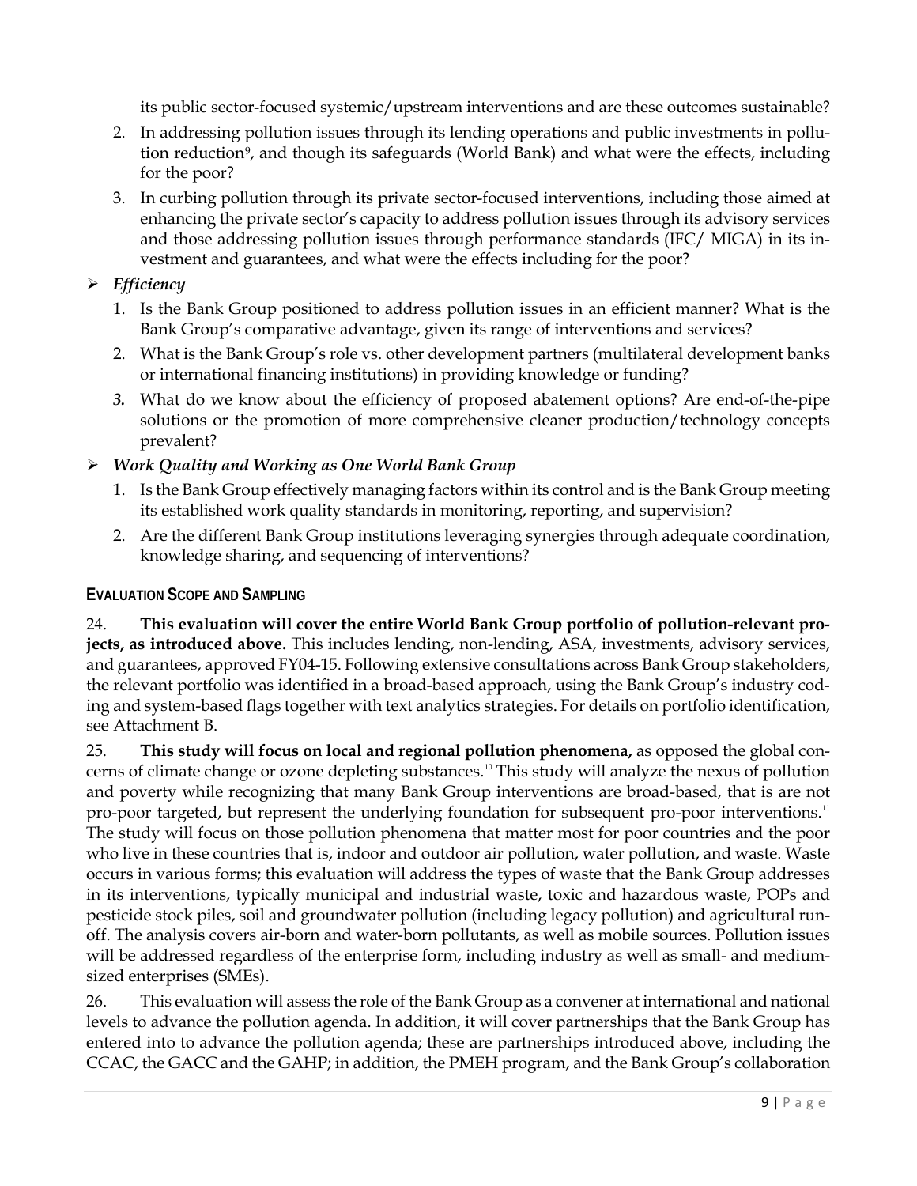its public sector-focused systemic/upstream interventions and are these outcomes sustainable?

2. In addressing pollution issues through its lending operations and public investments in pollution reduction[9], and though its safeguards (World Bank) and what were the effects, including for the poor?
3. In curbing pollution through its private sector-focused interventions, including those aimed at enhancing the private sector's capacity to address pollution issues through its advisory services and those addressing pollution issues through performance standards (IFC/ MIGA) in its investment and guarantees, and what were the effects including for the poor?

- ***Efficiency***
  1. Is the Bank Group positioned to address pollution issues in an efficient manner? What is the Bank Group's comparative advantage, given its range of interventions and services?
  2. What is the Bank Group's role vs. other development partners (multilateral development banks or international financing institutions) in providing knowledge or funding?
  3. What do we know about the efficiency of proposed abatement options? Are end-of-the-pipe solutions or the promotion of more comprehensive cleaner production/technology concepts prevalent?

- ***Work Quality and Working as One World Bank Group***
  1. Is the Bank Group effectively managing factors within its control and is the Bank Group meeting its established work quality standards in monitoring, reporting, and supervision?
  2. Are the different Bank Group institutions leveraging synergies through adequate coordination, knowledge sharing, and sequencing of interventions?

#### EVALUATION SCOPE AND SAMPLING

24. **This evaluation will cover the entire World Bank Group portfolio of pollution-relevant projects, as introduced above.** This includes lending, non-lending, ASA, investments, advisory services, and guarantees, approved FY04-15. Following extensive consultations across Bank Group stakeholders, the relevant portfolio was identified in a broad-based approach, using the Bank Group's industry coding and system-based flags together with text analytics strategies. For details on portfolio identification, see Attachment B.

25. **This study will focus on local and regional pollution phenomena,** as opposed the global concerns of climate change or ozone depleting substances.[10] This study will analyze the nexus of pollution and poverty while recognizing that many Bank Group interventions are broad-based, that is are not pro-poor targeted, but represent the underlying foundation for subsequent pro-poor interventions.[11] The study will focus on those pollution phenomena that matter most for poor countries and the poor who live in these countries that is, indoor and outdoor air pollution, water pollution, and waste. Waste occurs in various forms; this evaluation will address the types of waste that the Bank Group addresses in its interventions, typically municipal and industrial waste, toxic and hazardous waste, POPs and pesticide stock piles, soil and groundwater pollution (including legacy pollution) and agricultural runoff. The analysis covers air-born and water-born pollutants, as well as mobile sources. Pollution issues will be addressed regardless of the enterprise form, including industry as well as small- and medium-sized enterprises (SMEs).

26. This evaluation will assess the role of the Bank Group as a convener at international and national levels to advance the pollution agenda. In addition, it will cover partnerships that the Bank Group has entered into to advance the pollution agenda; these are partnerships introduced above, including the CCAC, the GACC and the GAHP; in addition, the PMEH program, and the Bank Group's collaboration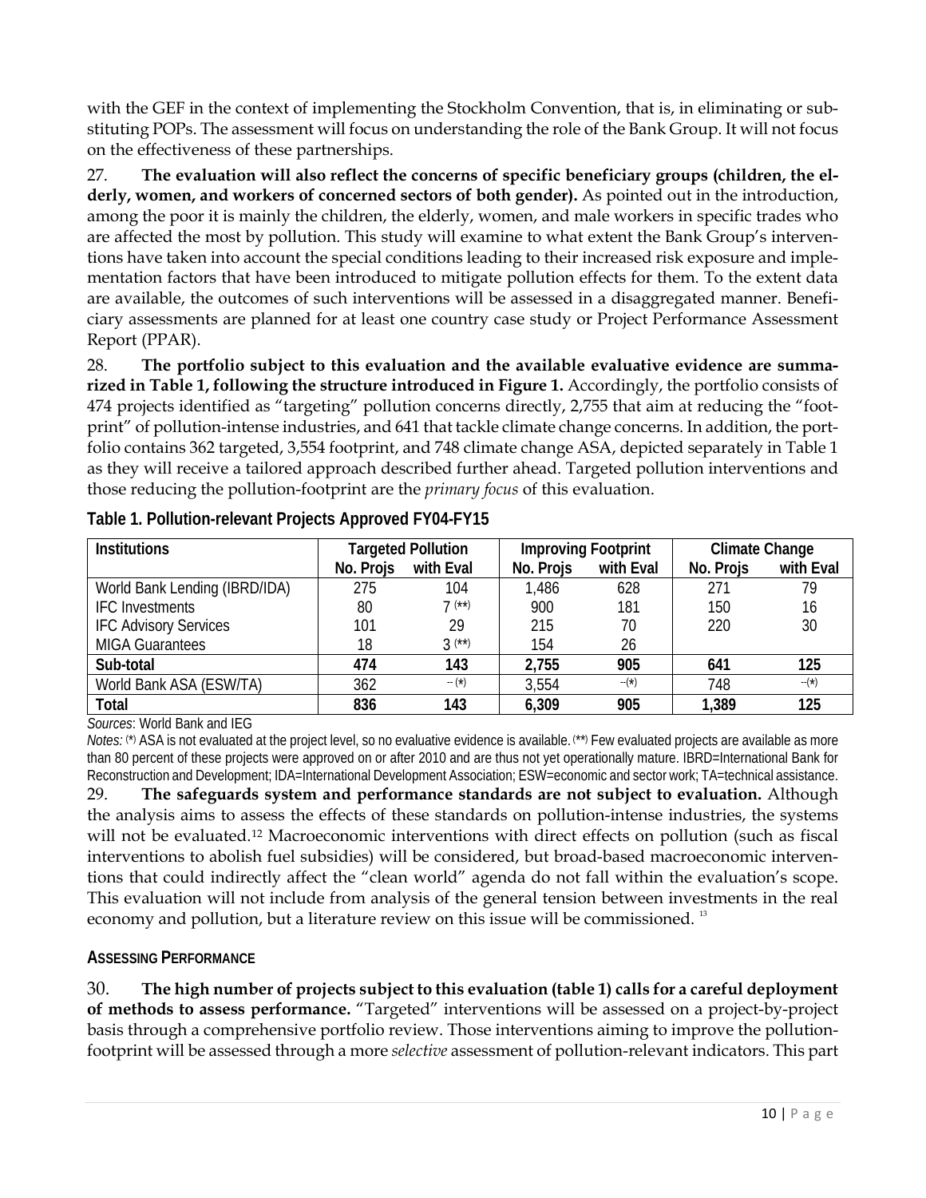with the GEF in the context of implementing the Stockholm Convention, that is, in eliminating or substituting POPs. The assessment will focus on understanding the role of the Bank Group. It will not focus on the effectiveness of these partnerships.

27. **The evaluation will also reflect the concerns of specific beneficiary groups (children, the elderly, women, and workers of concerned sectors of both gender).** As pointed out in the introduction, among the poor it is mainly the children, the elderly, women, and male workers in specific trades who are affected the most by pollution. This study will examine to what extent the Bank Group's interventions have taken into account the special conditions leading to their increased risk exposure and implementation factors that have been introduced to mitigate pollution effects for them. To the extent data are available, the outcomes of such interventions will be assessed in a disaggregated manner. Beneficiary assessments are planned for at least one country case study or Project Performance Assessment Report (PPAR).

28. **The portfolio subject to this evaluation and the available evaluative evidence are summarized in Table 1, following the structure introduced in Figure 1.** Accordingly, the portfolio consists of 474 projects identified as "targeting" pollution concerns directly, 2,755 that aim at reducing the "footprint" of pollution-intense industries, and 641 that tackle climate change concerns. In addition, the portfolio contains 362 targeted, 3,554 footprint, and 748 climate change ASA, depicted separately in Table 1 as they will receive a tailored approach described further ahead. Targeted pollution interventions and those reducing the pollution-footprint are the *primary focus* of this evaluation.

**Table 1. Pollution-relevant Projects Approved FY04-FY15**

| Institutions | Targeted Pollution | | Improving Footprint | | Climate Change | |
|---|---|---|---|---|---|---|
| | No. Projs | with Eval | No. Projs | with Eval | No. Projs | with Eval |
| World Bank Lending (IBRD/IDA) | 275 | 104 | 1,486 | 628 | 271 | 79 |
| IFC Investments | 80 | 7 (\*\*) | 900 | 181 | 150 | 16 |
| IFC Advisory Services | 101 | 29 | 215 | 70 | 220 | 30 |
| MIGA Guarantees | 18 | 3 (\*\*) | 154 | 26 | | |
| **Sub-total** | **474** | **143** | **2,755** | **905** | **641** | **125** |
| World Bank ASA (ESW/TA) | 362 | -- (\*) | 3,554 | --(\*) | 748 | --(\*) |
| **Total** | **836** | **143** | **6,309** | **905** | **1,389** | **125** |

*Sources*: World Bank and IEG

*Notes:* (\*) ASA is not evaluated at the project level, so no evaluative evidence is available. (\*\*) Few evaluated projects are available as more than 80 percent of these projects were approved on or after 2010 and are thus not yet operationally mature. IBRD=International Bank for Reconstruction and Development; IDA=International Development Association; ESW=economic and sector work; TA=technical assistance.

29. **The safeguards system and performance standards are not subject to evaluation.** Although the analysis aims to assess the effects of these standards on pollution-intense industries, the systems will not be evaluated.[12] Macroeconomic interventions with direct effects on pollution (such as fiscal interventions to abolish fuel subsidies) will be considered, but broad-based macroeconomic interventions that could indirectly affect the "clean world" agenda do not fall within the evaluation's scope. This evaluation will not include from analysis of the general tension between investments in the real economy and pollution, but a literature review on this issue will be commissioned.[13]

### ASSESSING PERFORMANCE

30. **The high number of projects subject to this evaluation (table 1) calls for a careful deployment of methods to assess performance.** "Targeted" interventions will be assessed on a project-by-project basis through a comprehensive portfolio review. Those interventions aiming to improve the pollution-footprint will be assessed through a more *selective* assessment of pollution-relevant indicators. This part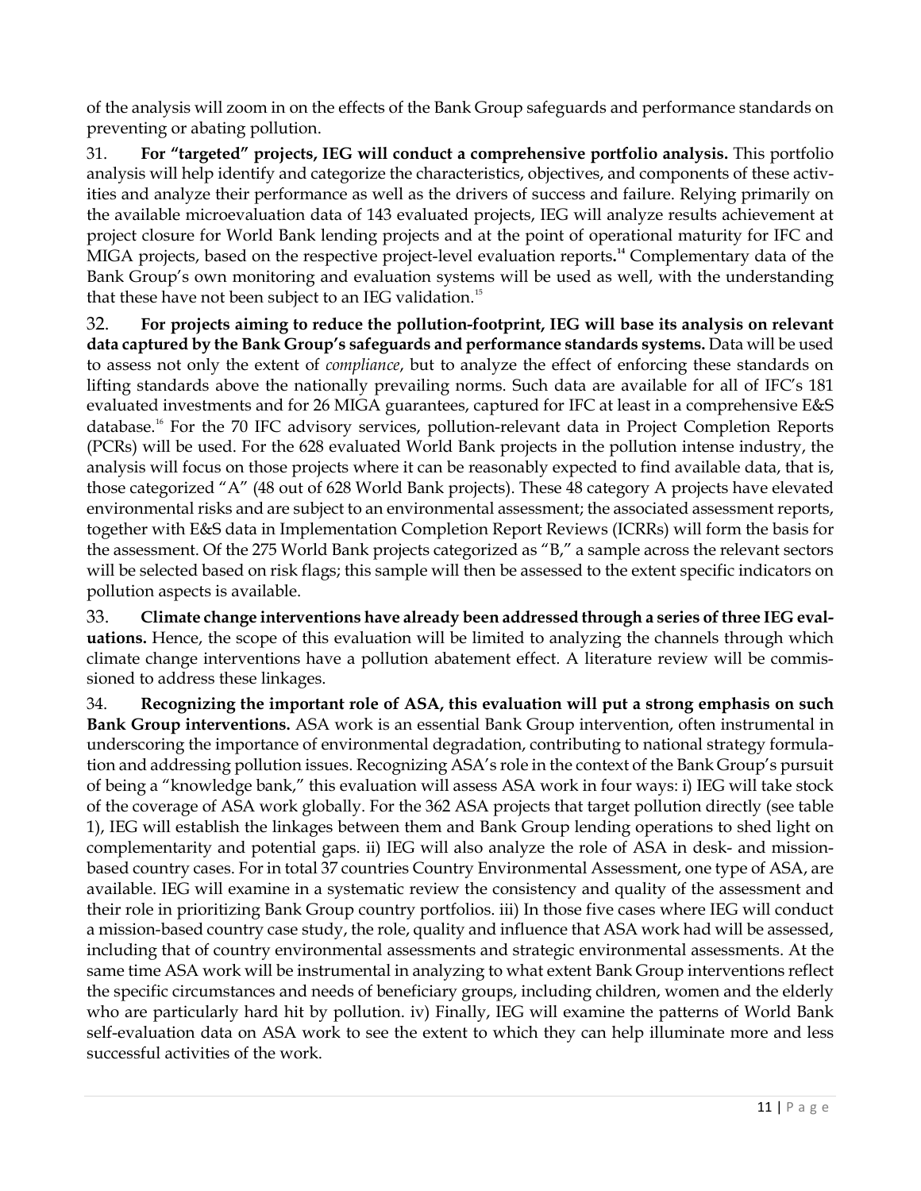of the analysis will zoom in on the effects of the Bank Group safeguards and performance standards on preventing or abating pollution.

31. **For "targeted" projects, IEG will conduct a comprehensive portfolio analysis.** This portfolio analysis will help identify and categorize the characteristics, objectives, and components of these activities and analyze their performance as well as the drivers of success and failure. Relying primarily on the available microevaluation data of 143 evaluated projects, IEG will analyze results achievement at project closure for World Bank lending projects and at the point of operational maturity for IFC and MIGA projects, based on the respective project-level evaluation reports.[14] Complementary data of the Bank Group's own monitoring and evaluation systems will be used as well, with the understanding that these have not been subject to an IEG validation.[15]

32. **For projects aiming to reduce the pollution-footprint, IEG will base its analysis on relevant data captured by the Bank Group's safeguards and performance standards systems.** Data will be used to assess not only the extent of *compliance*, but to analyze the effect of enforcing these standards on lifting standards above the nationally prevailing norms. Such data are available for all of IFC's 181 evaluated investments and for 26 MIGA guarantees, captured for IFC at least in a comprehensive E&S database.[16] For the 70 IFC advisory services, pollution-relevant data in Project Completion Reports (PCRs) will be used. For the 628 evaluated World Bank projects in the pollution intense industry, the analysis will focus on those projects where it can be reasonably expected to find available data, that is, those categorized "A" (48 out of 628 World Bank projects). These 48 category A projects have elevated environmental risks and are subject to an environmental assessment; the associated assessment reports, together with E&S data in Implementation Completion Report Reviews (ICRRs) will form the basis for the assessment. Of the 275 World Bank projects categorized as "B," a sample across the relevant sectors will be selected based on risk flags; this sample will then be assessed to the extent specific indicators on pollution aspects is available.

33. **Climate change interventions have already been addressed through a series of three IEG evaluations.** Hence, the scope of this evaluation will be limited to analyzing the channels through which climate change interventions have a pollution abatement effect. A literature review will be commissioned to address these linkages.

34. **Recognizing the important role of ASA, this evaluation will put a strong emphasis on such Bank Group interventions.** ASA work is an essential Bank Group intervention, often instrumental in underscoring the importance of environmental degradation, contributing to national strategy formulation and addressing pollution issues. Recognizing ASA's role in the context of the Bank Group's pursuit of being a "knowledge bank," this evaluation will assess ASA work in four ways: i) IEG will take stock of the coverage of ASA work globally. For the 362 ASA projects that target pollution directly (see table 1), IEG will establish the linkages between them and Bank Group lending operations to shed light on complementarity and potential gaps. ii) IEG will also analyze the role of ASA in desk- and mission-based country cases. For in total 37 countries Country Environmental Assessment, one type of ASA, are available. IEG will examine in a systematic review the consistency and quality of the assessment and their role in prioritizing Bank Group country portfolios. iii) In those five cases where IEG will conduct a mission-based country case study, the role, quality and influence that ASA work had will be assessed, including that of country environmental assessments and strategic environmental assessments. At the same time ASA work will be instrumental in analyzing to what extent Bank Group interventions reflect the specific circumstances and needs of beneficiary groups, including children, women and the elderly who are particularly hard hit by pollution. iv) Finally, IEG will examine the patterns of World Bank self-evaluation data on ASA work to see the extent to which they can help illuminate more and less successful activities of the work.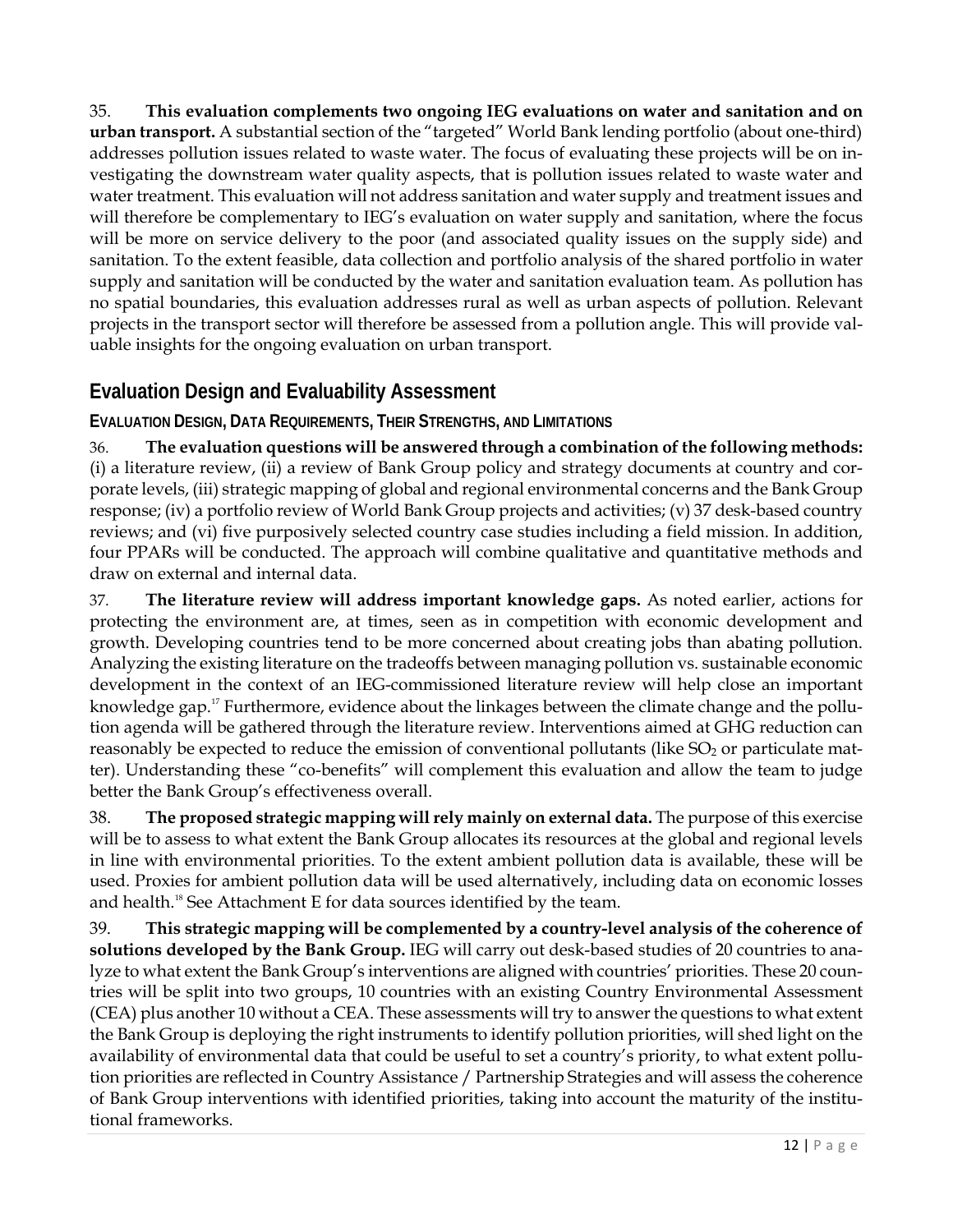35. **This evaluation complements two ongoing IEG evaluations on water and sanitation and on urban transport.** A substantial section of the "targeted" World Bank lending portfolio (about one-third) addresses pollution issues related to waste water. The focus of evaluating these projects will be on investigating the downstream water quality aspects, that is pollution issues related to waste water and water treatment. This evaluation will not address sanitation and water supply and treatment issues and will therefore be complementary to IEG's evaluation on water supply and sanitation, where the focus will be more on service delivery to the poor (and associated quality issues on the supply side) and sanitation. To the extent feasible, data collection and portfolio analysis of the shared portfolio in water supply and sanitation will be conducted by the water and sanitation evaluation team. As pollution has no spatial boundaries, this evaluation addresses rural as well as urban aspects of pollution. Relevant projects in the transport sector will therefore be assessed from a pollution angle. This will provide valuable insights for the ongoing evaluation on urban transport.

## Evaluation Design and Evaluability Assessment

### Evaluation Design, Data Requirements, Their Strengths, and Limitations

36. **The evaluation questions will be answered through a combination of the following methods:** (i) a literature review, (ii) a review of Bank Group policy and strategy documents at country and corporate levels, (iii) strategic mapping of global and regional environmental concerns and the Bank Group response; (iv) a portfolio review of World Bank Group projects and activities; (v) 37 desk-based country reviews; and (vi) five purposively selected country case studies including a field mission. In addition, four PPARs will be conducted. The approach will combine qualitative and quantitative methods and draw on external and internal data.

37. **The literature review will address important knowledge gaps.** As noted earlier, actions for protecting the environment are, at times, seen as in competition with economic development and growth. Developing countries tend to be more concerned about creating jobs than abating pollution. Analyzing the existing literature on the tradeoffs between managing pollution vs. sustainable economic development in the context of an IEG-commissioned literature review will help close an important knowledge gap.[17] Furthermore, evidence about the linkages between the climate change and the pollution agenda will be gathered through the literature review. Interventions aimed at GHG reduction can reasonably be expected to reduce the emission of conventional pollutants (like $SO_2$ or particulate matter). Understanding these "co-benefits" will complement this evaluation and allow the team to judge better the Bank Group's effectiveness overall.

38. **The proposed strategic mapping will rely mainly on external data.** The purpose of this exercise will be to assess to what extent the Bank Group allocates its resources at the global and regional levels in line with environmental priorities. To the extent ambient pollution data is available, these will be used. Proxies for ambient pollution data will be used alternatively, including data on economic losses and health.[18] See Attachment E for data sources identified by the team.

39. **This strategic mapping will be complemented by a country-level analysis of the coherence of solutions developed by the Bank Group.** IEG will carry out desk-based studies of 20 countries to analyze to what extent the Bank Group's interventions are aligned with countries' priorities. These 20 countries will be split into two groups, 10 countries with an existing Country Environmental Assessment (CEA) plus another 10 without a CEA. These assessments will try to answer the questions to what extent the Bank Group is deploying the right instruments to identify pollution priorities, will shed light on the availability of environmental data that could be useful to set a country's priority, to what extent pollution priorities are reflected in Country Assistance / Partnership Strategies and will assess the coherence of Bank Group interventions with identified priorities, taking into account the maturity of the institutional frameworks.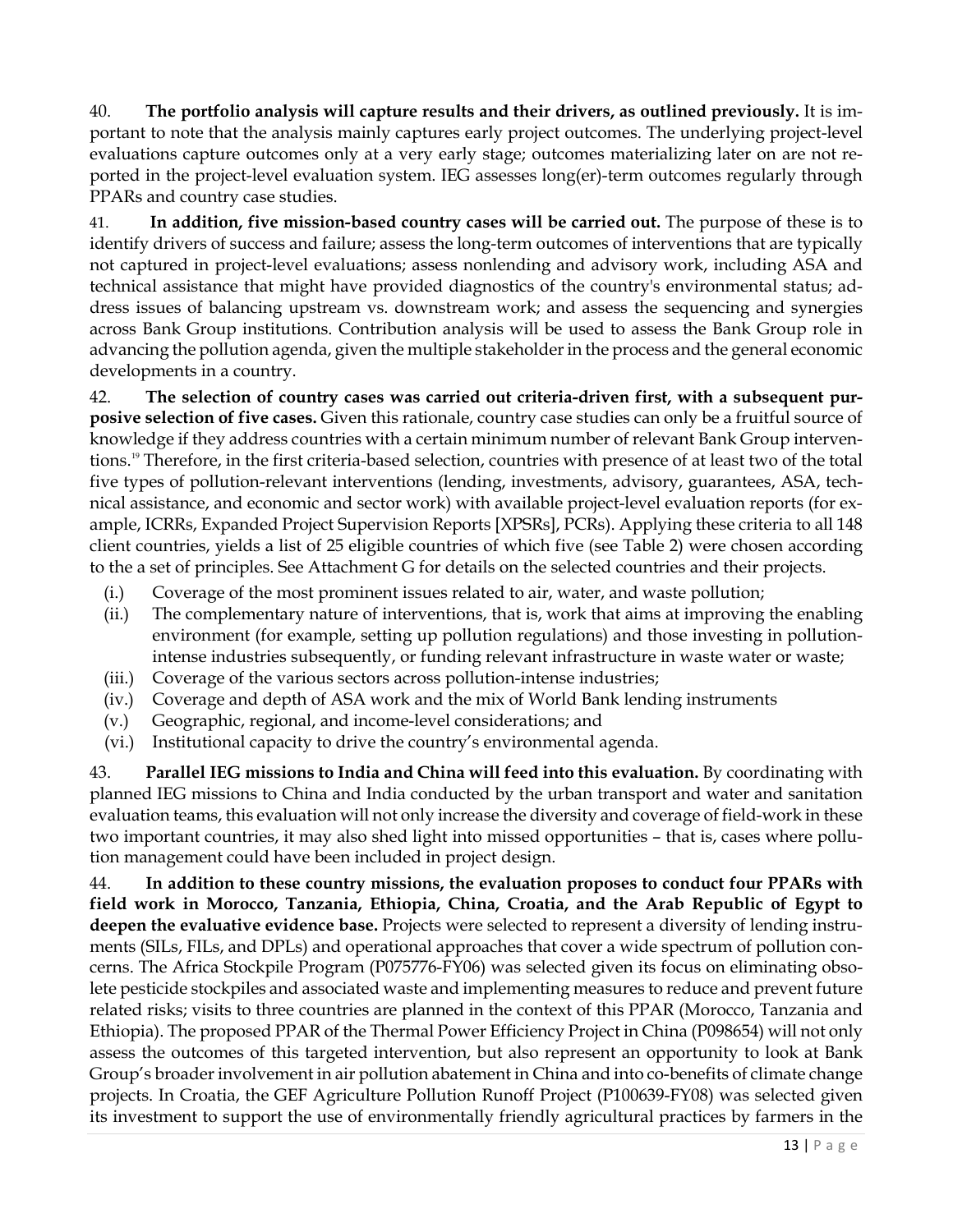40. **The portfolio analysis will capture results and their drivers, as outlined previously.** It is important to note that the analysis mainly captures early project outcomes. The underlying project-level evaluations capture outcomes only at a very early stage; outcomes materializing later on are not reported in the project-level evaluation system. IEG assesses long(er)-term outcomes regularly through PPARs and country case studies.

41. **In addition, five mission-based country cases will be carried out.** The purpose of these is to identify drivers of success and failure; assess the long-term outcomes of interventions that are typically not captured in project-level evaluations; assess nonlending and advisory work, including ASA and technical assistance that might have provided diagnostics of the country's environmental status; address issues of balancing upstream vs. downstream work; and assess the sequencing and synergies across Bank Group institutions. Contribution analysis will be used to assess the Bank Group role in advancing the pollution agenda, given the multiple stakeholder in the process and the general economic developments in a country.

42. **The selection of country cases was carried out criteria-driven first, with a subsequent purposive selection of five cases.** Given this rationale, country case studies can only be a fruitful source of knowledge if they address countries with a certain minimum number of relevant Bank Group interventions.[19] Therefore, in the first criteria-based selection, countries with presence of at least two of the total five types of pollution-relevant interventions (lending, investments, advisory, guarantees, ASA, technical assistance, and economic and sector work) with available project-level evaluation reports (for example, ICRRs, Expanded Project Supervision Reports [XPSRs], PCRs). Applying these criteria to all 148 client countries, yields a list of 25 eligible countries of which five (see Table 2) were chosen according to the a set of principles. See Attachment G for details on the selected countries and their projects.

(i.) Coverage of the most prominent issues related to air, water, and waste pollution;
(ii.) The complementary nature of interventions, that is, work that aims at improving the enabling environment (for example, setting up pollution regulations) and those investing in pollution-intense industries subsequently, or funding relevant infrastructure in waste water or waste;
(iii.) Coverage of the various sectors across pollution-intense industries;
(iv.) Coverage and depth of ASA work and the mix of World Bank lending instruments
(v.) Geographic, regional, and income-level considerations; and
(vi.) Institutional capacity to drive the country's environmental agenda.

43. **Parallel IEG missions to India and China will feed into this evaluation.** By coordinating with planned IEG missions to China and India conducted by the urban transport and water and sanitation evaluation teams, this evaluation will not only increase the diversity and coverage of field-work in these two important countries, it may also shed light into missed opportunities – that is, cases where pollution management could have been included in project design.

44. **In addition to these country missions, the evaluation proposes to conduct four PPARs with field work in Morocco, Tanzania, Ethiopia, China, Croatia, and the Arab Republic of Egypt to deepen the evaluative evidence base.** Projects were selected to represent a diversity of lending instruments (SILs, FILs, and DPLs) and operational approaches that cover a wide spectrum of pollution concerns. The Africa Stockpile Program (P075776-FY06) was selected given its focus on eliminating obsolete pesticide stockpiles and associated waste and implementing measures to reduce and prevent future related risks; visits to three countries are planned in the context of this PPAR (Morocco, Tanzania and Ethiopia). The proposed PPAR of the Thermal Power Efficiency Project in China (P098654) will not only assess the outcomes of this targeted intervention, but also represent an opportunity to look at Bank Group's broader involvement in air pollution abatement in China and into co-benefits of climate change projects. In Croatia, the GEF Agriculture Pollution Runoff Project (P100639-FY08) was selected given its investment to support the use of environmentally friendly agricultural practices by farmers in the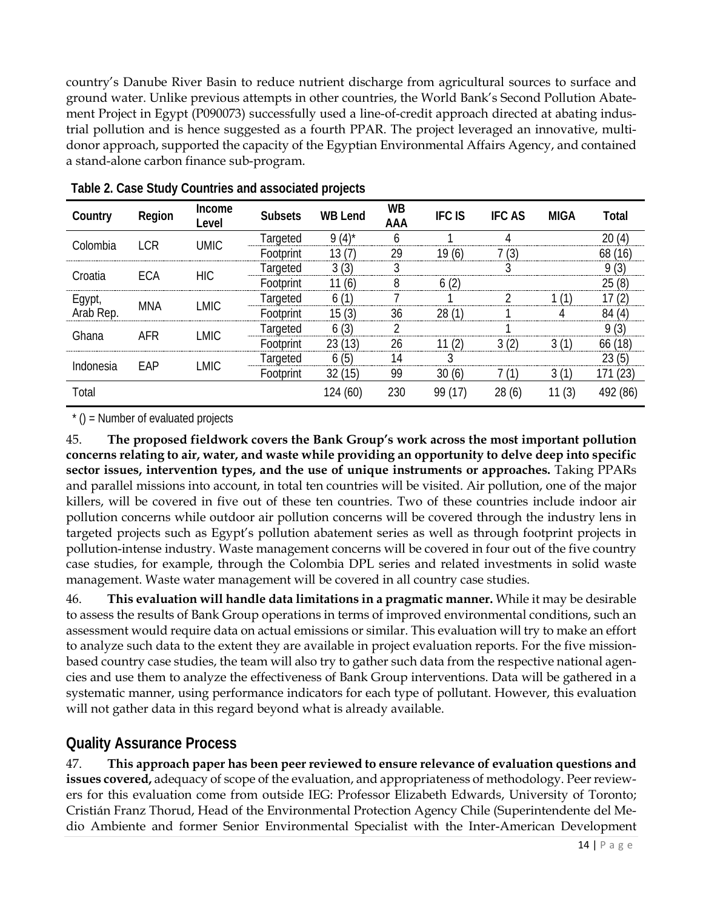country's Danube River Basin to reduce nutrient discharge from agricultural sources to surface and ground water. Unlike previous attempts in other countries, the World Bank's Second Pollution Abatement Project in Egypt (P090073) successfully used a line-of-credit approach directed at abating industrial pollution and is hence suggested as a fourth PPAR. The project leveraged an innovative, multi-donor approach, supported the capacity of the Egyptian Environmental Affairs Agency, and contained a stand-alone carbon finance sub-program.

**Table 2. Case Study Countries and associated projects**

| Country | Region | Income Level | Subsets | WB Lend | WB AAA | IFC IS | IFC AS | MIGA | Total |
|---|---|---|---|---|---|---|---|---|---|
| Colombia | LCR | UMIC | Targeted | 9 (4)* | 6 | 1 | 4 | | 20 (4) |
| | | | Footprint | 13 (7) | 29 | 19 (6) | 7 (3) | | 68 (16) |
| Croatia | ECA | HIC | Targeted | 3 (3) | 3 | | 3 | | 9 (3) |
| | | | Footprint | 11 (6) | 8 | 6 (2) | | | 25 (8) |
| Egypt, Arab Rep. | MNA | LMIC | Targeted | 6 (1) | 7 | 1 | 2 | 1 (1) | 17 (2) |
| | | | Footprint | 15 (3) | 36 | 28 (1) | 1 | 4 | 84 (4) |
| Ghana | AFR | LMIC | Targeted | 6 (3) | 2 | | 1 | | 9 (3) |
| | | | Footprint | 23 (13) | 26 | 11 (2) | 3 (2) | 3 (1) | 66 (18) |
| Indonesia | EAP | LMIC | Targeted | 6 (5) | 14 | 3 | | | 23 (5) |
| | | | Footprint | 32 (15) | 99 | 30 (6) | 7 (1) | 3 (1) | 171 (23) |
| Total | | | | 124 (60) | 230 | 99 (17) | 28 (6) | 11 (3) | 492 (86) |

\* () = Number of evaluated projects

45. **The proposed fieldwork covers the Bank Group's work across the most important pollution concerns relating to air, water, and waste while providing an opportunity to delve deep into specific sector issues, intervention types, and the use of unique instruments or approaches.** Taking PPARs and parallel missions into account, in total ten countries will be visited. Air pollution, one of the major killers, will be covered in five out of these ten countries. Two of these countries include indoor air pollution concerns while outdoor air pollution concerns will be covered through the industry lens in targeted projects such as Egypt's pollution abatement series as well as through footprint projects in pollution-intense industry. Waste management concerns will be covered in four out of the five country case studies, for example, through the Colombia DPL series and related investments in solid waste management. Waste water management will be covered in all country case studies.

46. **This evaluation will handle data limitations in a pragmatic manner.** While it may be desirable to assess the results of Bank Group operations in terms of improved environmental conditions, such an assessment would require data on actual emissions or similar. This evaluation will try to make an effort to analyze such data to the extent they are available in project evaluation reports. For the five mission-based country case studies, the team will also try to gather such data from the respective national agencies and use them to analyze the effectiveness of Bank Group interventions. Data will be gathered in a systematic manner, using performance indicators for each type of pollutant. However, this evaluation will not gather data in this regard beyond what is already available.

## Quality Assurance Process

47. **This approach paper has been peer reviewed to ensure relevance of evaluation questions and issues covered,** adequacy of scope of the evaluation, and appropriateness of methodology. Peer reviewers for this evaluation come from outside IEG: Professor Elizabeth Edwards, University of Toronto; Cristián Franz Thorud, Head of the Environmental Protection Agency Chile (Superintendente del Medio Ambiente and former Senior Environmental Specialist with the Inter-American Development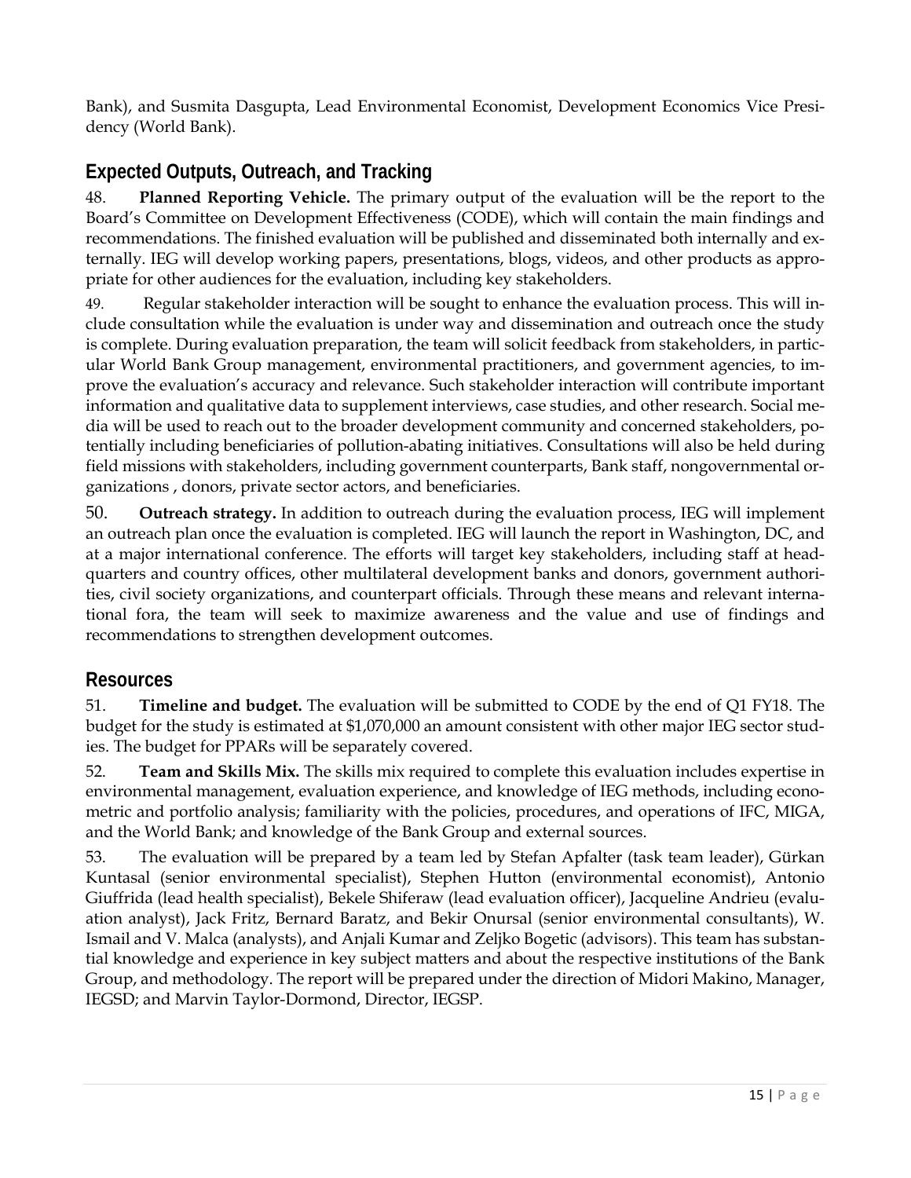Bank), and Susmita Dasgupta, Lead Environmental Economist, Development Economics Vice Presidency (World Bank).

## Expected Outputs, Outreach, and Tracking

48. **Planned Reporting Vehicle.** The primary output of the evaluation will be the report to the Board's Committee on Development Effectiveness (CODE), which will contain the main findings and recommendations. The finished evaluation will be published and disseminated both internally and externally. IEG will develop working papers, presentations, blogs, videos, and other products as appropriate for other audiences for the evaluation, including key stakeholders.

49. Regular stakeholder interaction will be sought to enhance the evaluation process. This will include consultation while the evaluation is under way and dissemination and outreach once the study is complete. During evaluation preparation, the team will solicit feedback from stakeholders, in particular World Bank Group management, environmental practitioners, and government agencies, to improve the evaluation's accuracy and relevance. Such stakeholder interaction will contribute important information and qualitative data to supplement interviews, case studies, and other research. Social media will be used to reach out to the broader development community and concerned stakeholders, potentially including beneficiaries of pollution-abating initiatives. Consultations will also be held during field missions with stakeholders, including government counterparts, Bank staff, nongovernmental organizations , donors, private sector actors, and beneficiaries.

50. **Outreach strategy.** In addition to outreach during the evaluation process, IEG will implement an outreach plan once the evaluation is completed. IEG will launch the report in Washington, DC, and at a major international conference. The efforts will target key stakeholders, including staff at headquarters and country offices, other multilateral development banks and donors, government authorities, civil society organizations, and counterpart officials. Through these means and relevant international fora, the team will seek to maximize awareness and the value and use of findings and recommendations to strengthen development outcomes.

## Resources

51. **Timeline and budget.** The evaluation will be submitted to CODE by the end of Q1 FY18. The budget for the study is estimated at $1,070,000 an amount consistent with other major IEG sector studies. The budget for PPARs will be separately covered.

52. **Team and Skills Mix.** The skills mix required to complete this evaluation includes expertise in environmental management, evaluation experience, and knowledge of IEG methods, including econometric and portfolio analysis; familiarity with the policies, procedures, and operations of IFC, MIGA, and the World Bank; and knowledge of the Bank Group and external sources.

53. The evaluation will be prepared by a team led by Stefan Apfalter (task team leader), Gürkan Kuntasal (senior environmental specialist), Stephen Hutton (environmental economist), Antonio Giuffrida (lead health specialist), Bekele Shiferaw (lead evaluation officer), Jacqueline Andrieu (evaluation analyst), Jack Fritz, Bernard Baratz, and Bekir Onursal (senior environmental consultants), W. Ismail and V. Malca (analysts), and Anjali Kumar and Zeljko Bogetic (advisors). This team has substantial knowledge and experience in key subject matters and about the respective institutions of the Bank Group, and methodology. The report will be prepared under the direction of Midori Makino, Manager, IEGSD; and Marvin Taylor-Dormond, Director, IEGSP.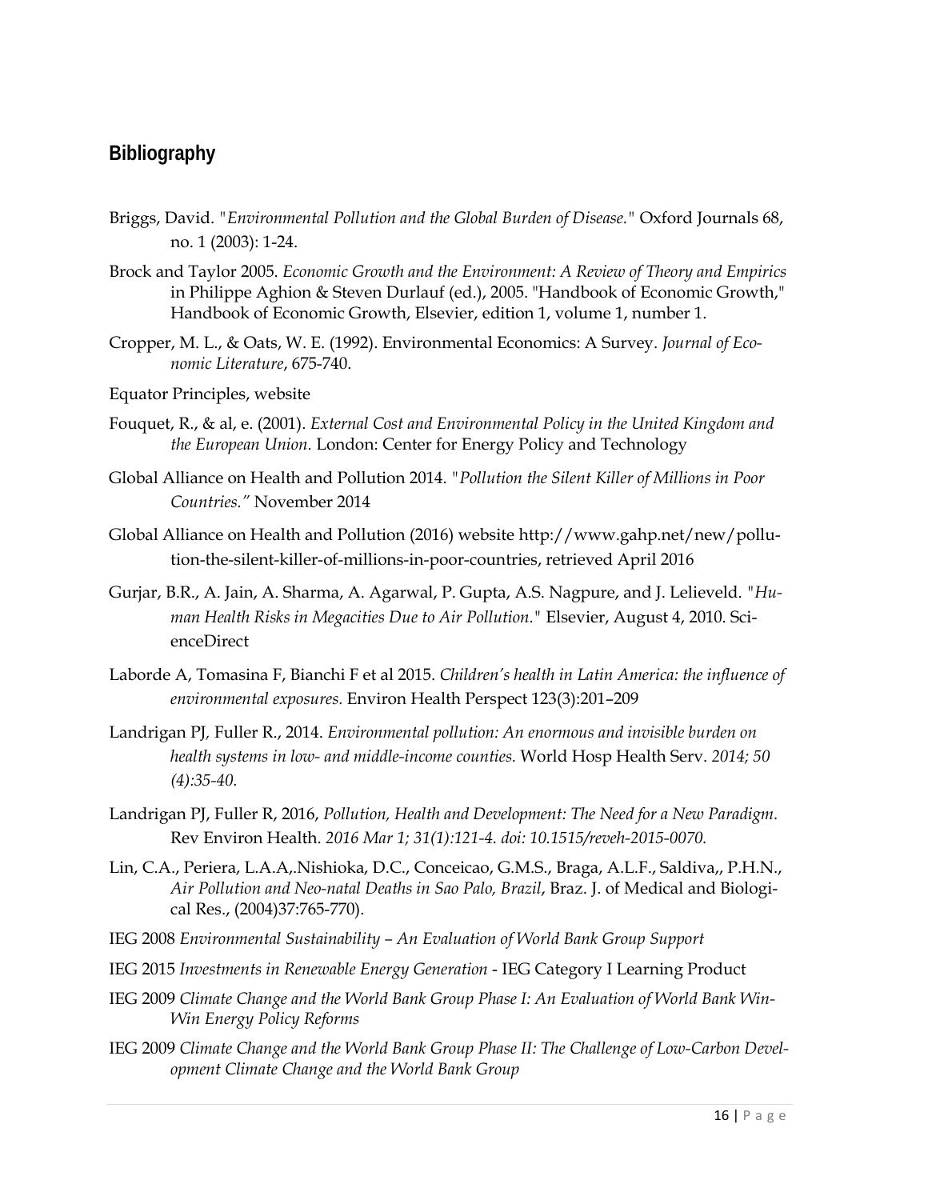## Bibliography

Briggs, David. "*Environmental Pollution and the Global Burden of Disease.*" Oxford Journals 68, no. 1 (2003): 1-24.

Brock and Taylor 2005. *Economic Growth and the Environment: A Review of Theory and Empirics* in Philippe Aghion & Steven Durlauf (ed.), 2005. "Handbook of Economic Growth," Handbook of Economic Growth, Elsevier, edition 1, volume 1, number 1.

Cropper, M. L., & Oats, W. E. (1992). Environmental Economics: A Survey. *Journal of Economic Literature*, 675-740.

Equator Principles, website

Fouquet, R., & al, e. (2001). *External Cost and Environmental Policy in the United Kingdom and the European Union.* London: Center for Energy Policy and Technology

Global Alliance on Health and Pollution 2014. "*Pollution the Silent Killer of Millions in Poor Countries."* November 2014

Global Alliance on Health and Pollution (2016) website http://www.gahp.net/new/pollution-the-silent-killer-of-millions-in-poor-countries, retrieved April 2016

Gurjar, B.R., A. Jain, A. Sharma, A. Agarwal, P. Gupta, A.S. Nagpure, and J. Lelieveld. "*Human Health Risks in Megacities Due to Air Pollution.*" Elsevier, August 4, 2010. ScienceDirect

Laborde A, Tomasina F, Bianchi F et al 2015. *Children's health in Latin America: the influence of environmental exposures.* Environ Health Perspect 123(3):201–209

Landrigan PJ, Fuller R., 2014. *Environmental pollution: An enormous and invisible burden on health systems in low- and middle-income counties.* World Hosp Health Serv. *2014; 50 (4):35-40.*

Landrigan PJ, Fuller R, 2016, *Pollution, Health and Development: The Need for a New Paradigm.* Rev Environ Health. *2016 Mar 1; 31(1):121-4. doi: 10.1515/reveh-2015-0070.*

Lin, C.A., Periera, L.A.A,.Nishioka, D.C., Conceicao, G.M.S., Braga, A.L.F., Saldiva,, P.H.N., *Air Pollution and Neo-natal Deaths in Sao Palo, Brazil*, Braz. J. of Medical and Biological Res., (2004)37:765-770).

IEG 2008 *Environmental Sustainability – An Evaluation of World Bank Group Support*

IEG 2015 *Investments in Renewable Energy Generation* - IEG Category I Learning Product

IEG 2009 *Climate Change and the World Bank Group Phase I: An Evaluation of World Bank Win-Win Energy Policy Reforms*

IEG 2009 *Climate Change and the World Bank Group Phase II: The Challenge of Low-Carbon Development Climate Change and the World Bank Group*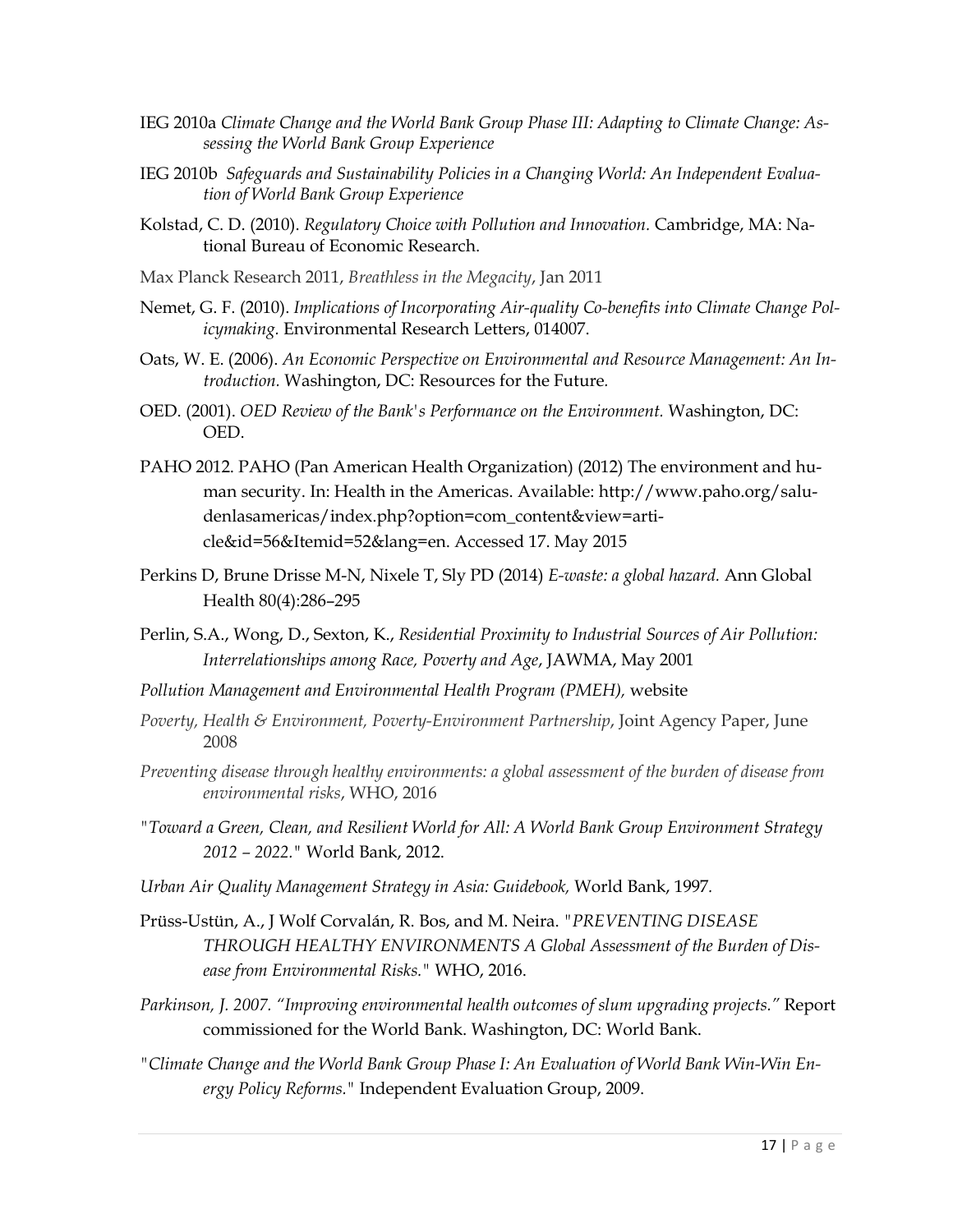IEG 2010a *Climate Change and the World Bank Group Phase III: Adapting to Climate Change: Assessing the World Bank Group Experience*

IEG 2010b *Safeguards and Sustainability Policies in a Changing World: An Independent Evaluation of World Bank Group Experience*

Kolstad, C. D. (2010). *Regulatory Choice with Pollution and Innovation.* Cambridge, MA: National Bureau of Economic Research.

Max Planck Research 2011, *Breathless in the Megacity*, Jan 2011

Nemet, G. F. (2010). *Implications of Incorporating Air-quality Co-benefits into Climate Change Policymaking.* Environmental Research Letters, 014007.

Oats, W. E. (2006). *An Economic Perspective on Environmental and Resource Management: An Introduction.* Washington, DC: Resources for the Future.

OED. (2001). *OED Review of the Bank's Performance on the Environment.* Washington, DC: OED.

PAHO 2012. PAHO (Pan American Health Organization) (2012) The environment and human security. In: Health in the Americas. Available: http://www.paho.org/saludenlasamericas/index.php?option=com_content&view=article&id=56&Itemid=52&lang=en. Accessed 17. May 2015

Perkins D, Brune Drisse M-N, Nixele T, Sly PD (2014) *E-waste: a global hazard.* Ann Global Health 80(4):286–295

Perlin, S.A., Wong, D., Sexton, K., *Residential Proximity to Industrial Sources of Air Pollution: Interrelationships among Race, Poverty and Age*, JAWMA, May 2001

*Pollution Management and Environmental Health Program (PMEH),* website

*Poverty, Health & Environment, Poverty-Environment Partnership*, Joint Agency Paper, June 2008

*Preventing disease through healthy environments: a global assessment of the burden of disease from environmental risks*, WHO, 2016

"*Toward a Green, Clean, and Resilient World for All: A World Bank Group Environment Strategy 2012 – 2022.*" World Bank, 2012.

*Urban Air Quality Management Strategy in Asia: Guidebook,* World Bank, 1997.

Prüss-Ustün, A., J Wolf Corvalán, R. Bos, and M. Neira. "*PREVENTING DISEASE THROUGH HEALTHY ENVIRONMENTS A Global Assessment of the Burden of Disease from Environmental Risks.*" WHO, 2016.

*Parkinson, J. 2007. "Improving environmental health outcomes of slum upgrading projects."* Report commissioned for the World Bank. Washington, DC: World Bank.

"*Climate Change and the World Bank Group Phase I: An Evaluation of World Bank Win-Win Energy Policy Reforms.*" Independent Evaluation Group, 2009.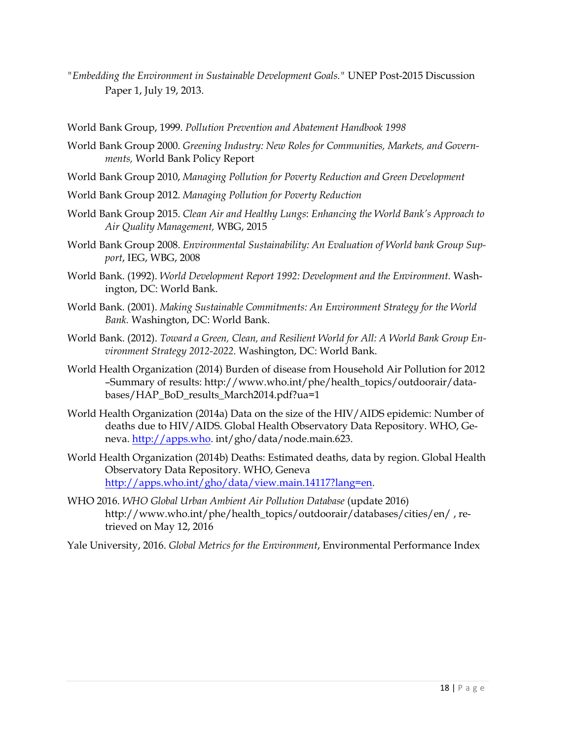"*Embedding the Environment in Sustainable Development Goals.*" UNEP Post-2015 Discussion Paper 1, July 19, 2013.

World Bank Group, 1999. *Pollution Prevention and Abatement Handbook 1998*

World Bank Group 2000. *Greening Industry: New Roles for Communities, Markets, and Governments,* World Bank Policy Report

World Bank Group 2010, *Managing Pollution for Poverty Reduction and Green Development*

World Bank Group 2012. *Managing Pollution for Poverty Reduction*

World Bank Group 2015. *Clean Air and Healthy Lungs*: *Enhancing the World Bank's Approach to Air Quality Management,* WBG, 2015

World Bank Group 2008. *Environmental Sustainability: An Evaluation of World bank Group Support*, IEG, WBG, 2008

World Bank. (1992). *World Development Report 1992: Development and the Environment.* Washington, DC: World Bank.

World Bank. (2001). *Making Sustainable Commitments: An Environment Strategy for the World Bank.* Washington, DC: World Bank.

World Bank. (2012). *Toward a Green, Clean, and Resilient World for All: A World Bank Group Environment Strategy 2012-2022.* Washington, DC: World Bank.

World Health Organization (2014) Burden of disease from Household Air Pollution for 2012 –Summary of results: http://www.who.int/phe/health_topics/outdoorair/databases/HAP_BoD_results_March2014.pdf?ua=1

World Health Organization (2014a) Data on the size of the HIV/AIDS epidemic: Number of deaths due to HIV/AIDS. Global Health Observatory Data Repository. WHO, Geneva. http://apps.who. int/gho/data/node.main.623.

World Health Organization (2014b) Deaths: Estimated deaths, data by region. Global Health Observatory Data Repository. WHO, Geneva http://apps.who.int/gho/data/view.main.14117?lang=en.

WHO 2016. *WHO Global Urban Ambient Air Pollution Database* (update 2016) http://www.who.int/phe/health_topics/outdoorair/databases/cities/en/ , retrieved on May 12, 2016

Yale University, 2016. *Global Metrics for the Environment*, Environmental Performance Index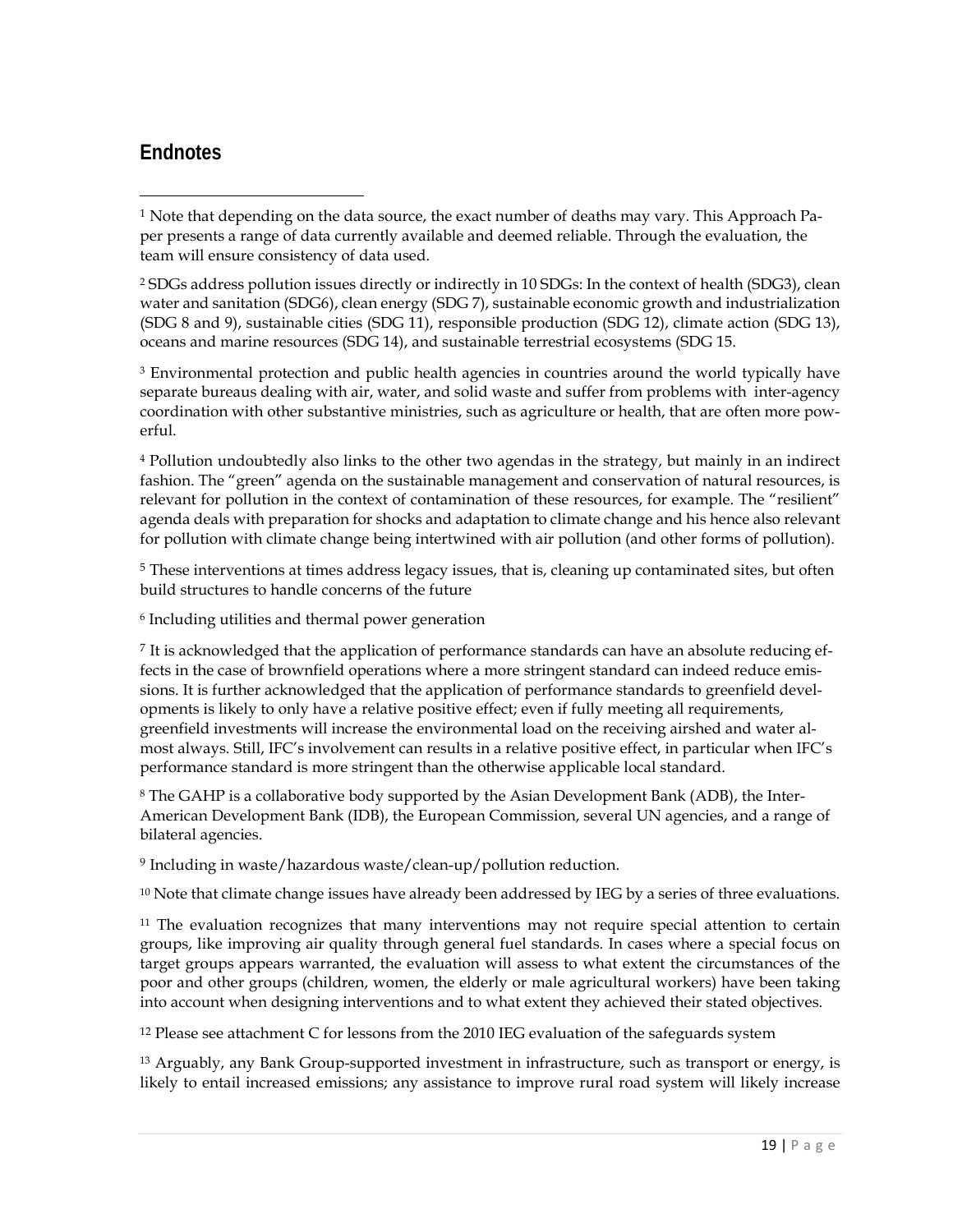## Endnotes

[1] Note that depending on the data source, the exact number of deaths may vary. This Approach Paper presents a range of data currently available and deemed reliable. Through the evaluation, the team will ensure consistency of data used.

[2] SDGs address pollution issues directly or indirectly in 10 SDGs: In the context of health (SDG3), clean water and sanitation (SDG6), clean energy (SDG 7), sustainable economic growth and industrialization (SDG 8 and 9), sustainable cities (SDG 11), responsible production (SDG 12), climate action (SDG 13), oceans and marine resources (SDG 14), and sustainable terrestrial ecosystems (SDG 15.

[3] Environmental protection and public health agencies in countries around the world typically have separate bureaus dealing with air, water, and solid waste and suffer from problems with inter-agency coordination with other substantive ministries, such as agriculture or health, that are often more powerful.

[4] Pollution undoubtedly also links to the other two agendas in the strategy, but mainly in an indirect fashion. The "green" agenda on the sustainable management and conservation of natural resources, is relevant for pollution in the context of contamination of these resources, for example. The "resilient" agenda deals with preparation for shocks and adaptation to climate change and his hence also relevant for pollution with climate change being intertwined with air pollution (and other forms of pollution).

[5] These interventions at times address legacy issues, that is, cleaning up contaminated sites, but often build structures to handle concerns of the future

[6] Including utilities and thermal power generation

[7] It is acknowledged that the application of performance standards can have an absolute reducing effects in the case of brownfield operations where a more stringent standard can indeed reduce emissions. It is further acknowledged that the application of performance standards to greenfield developments is likely to only have a relative positive effect; even if fully meeting all requirements, greenfield investments will increase the environmental load on the receiving airshed and water almost always. Still, IFC's involvement can results in a relative positive effect, in particular when IFC's performance standard is more stringent than the otherwise applicable local standard.

[8] The GAHP is a collaborative body supported by the Asian Development Bank (ADB), the Inter-American Development Bank (IDB), the European Commission, several UN agencies, and a range of bilateral agencies.

[9] Including in waste/hazardous waste/clean-up/pollution reduction.

[10] Note that climate change issues have already been addressed by IEG by a series of three evaluations.

[11] The evaluation recognizes that many interventions may not require special attention to certain groups, like improving air quality through general fuel standards. In cases where a special focus on target groups appears warranted, the evaluation will assess to what extent the circumstances of the poor and other groups (children, women, the elderly or male agricultural workers) have been taking into account when designing interventions and to what extent they achieved their stated objectives.

[12] Please see attachment C for lessons from the 2010 IEG evaluation of the safeguards system

[13] Arguably, any Bank Group-supported investment in infrastructure, such as transport or energy, is likely to entail increased emissions; any assistance to improve rural road system will likely increase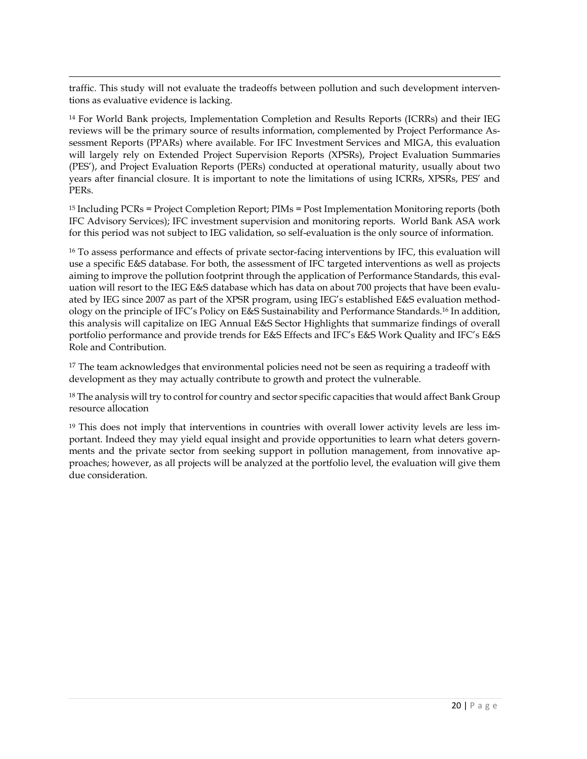traffic. This study will not evaluate the tradeoffs between pollution and such development interventions as evaluative evidence is lacking.

[14] For World Bank projects, Implementation Completion and Results Reports (ICRRs) and their IEG reviews will be the primary source of results information, complemented by Project Performance Assessment Reports (PPARs) where available. For IFC Investment Services and MIGA, this evaluation will largely rely on Extended Project Supervision Reports (XPSRs), Project Evaluation Summaries (PES'), and Project Evaluation Reports (PERs) conducted at operational maturity, usually about two years after financial closure. It is important to note the limitations of using ICRRs, XPSRs, PES' and PERs.

[15] Including PCRs = Project Completion Report; PIMs = Post Implementation Monitoring reports (both IFC Advisory Services); IFC investment supervision and monitoring reports. World Bank ASA work for this period was not subject to IEG validation, so self-evaluation is the only source of information.

[16] To assess performance and effects of private sector-facing interventions by IFC, this evaluation will use a specific E&S database. For both, the assessment of IFC targeted interventions as well as projects aiming to improve the pollution footprint through the application of Performance Standards, this evaluation will resort to the IEG E&S database which has data on about 700 projects that have been evaluated by IEG since 2007 as part of the XPSR program, using IEG's established E&S evaluation methodology on the principle of IFC's Policy on E&S Sustainability and Performance Standards.[16] In addition, this analysis will capitalize on IEG Annual E&S Sector Highlights that summarize findings of overall portfolio performance and provide trends for E&S Effects and IFC's E&S Work Quality and IFC's E&S Role and Contribution.

[17] The team acknowledges that environmental policies need not be seen as requiring a tradeoff with development as they may actually contribute to growth and protect the vulnerable.

[18] The analysis will try to control for country and sector specific capacities that would affect Bank Group resource allocation

[19] This does not imply that interventions in countries with overall lower activity levels are less important. Indeed they may yield equal insight and provide opportunities to learn what deters governments and the private sector from seeking support in pollution management, from innovative approaches; however, as all projects will be analyzed at the portfolio level, the evaluation will give them due consideration.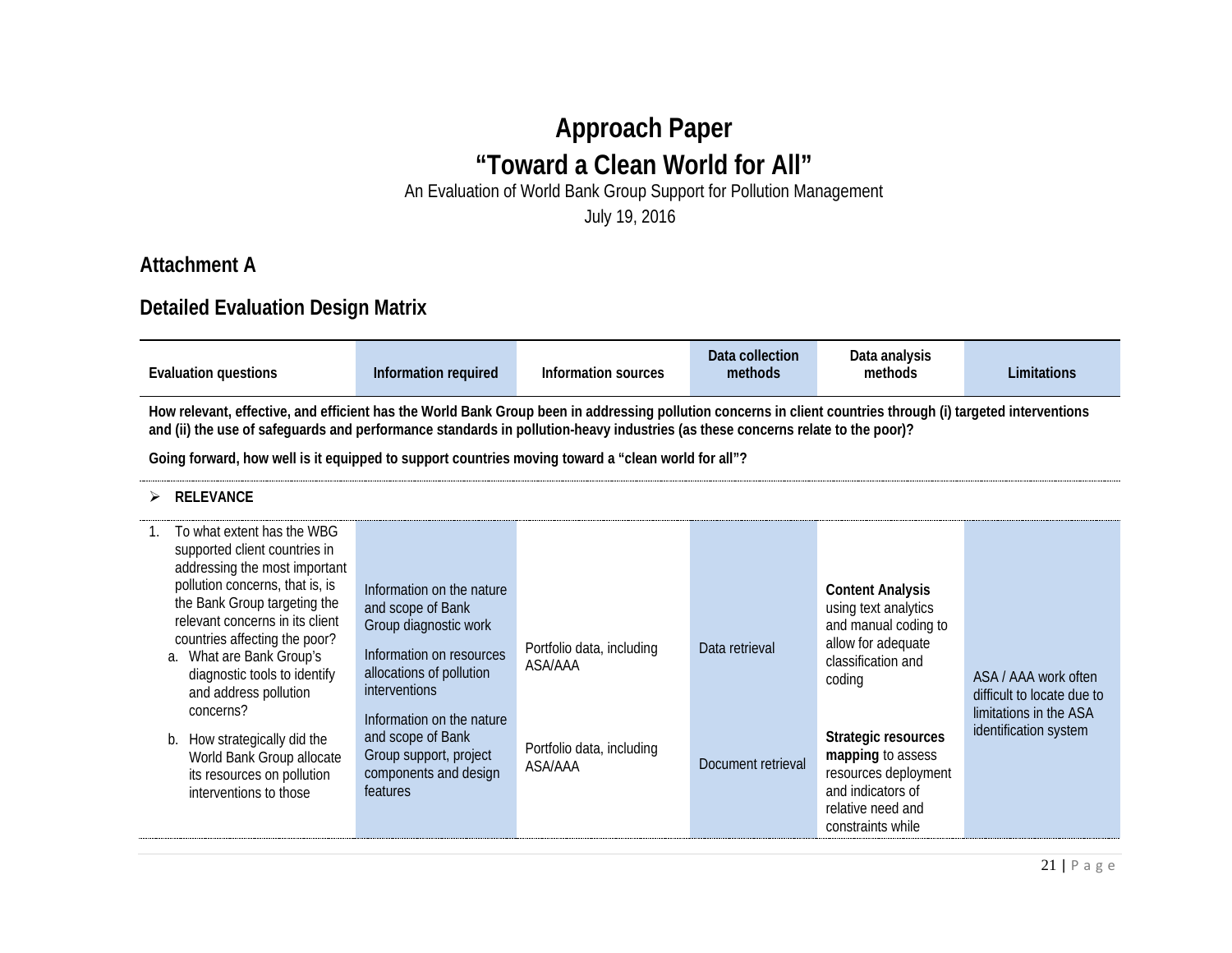# Approach Paper

# "Toward a Clean World for All"

An Evaluation of World Bank Group Support for Pollution Management

July 19, 2016

## Attachment A

## Detailed Evaluation Design Matrix

| Evaluation questions | Information required | Information sources | Data collection methods | Data analysis methods | Limitations |
|---|---|---|---|---|---|
| **How relevant, effective, and efficient has the World Bank Group been in addressing pollution concerns in client countries through (i) targeted interventions and (ii) the use of safeguards and performance standards in pollution-heavy industries (as these concerns relate to the poor)?** **Going forward, how well is it equipped to support countries moving toward a "clean world for all"?** | | | | | |
| ➢ **RELEVANCE** | | | | | |
| 1. To what extent has the WBG supported client countries in addressing the most important pollution concerns, that is, is the Bank Group targeting the relevant concerns in its client countries affecting the poor? a. What are Bank Group's diagnostic tools to identify and address pollution concerns? b. How strategically did the World Bank Group allocate its resources on pollution interventions to those | Information on the nature and scope of Bank Group diagnostic work<br>Information on resources allocations of pollution interventions<br>Information on the nature and scope of Bank Group support, project components and design features | Portfolio data, including ASA/AAA<br>Portfolio data, including ASA/AAA | Data retrieval<br>Document retrieval | **Content Analysis** using text analytics and manual coding to allow for adequate classification and coding<br>**Strategic resources mapping** to assess resources deployment and indicators of relative need and constraints while | ASA / AAA work often difficult to locate due to limitations in the ASA identification system |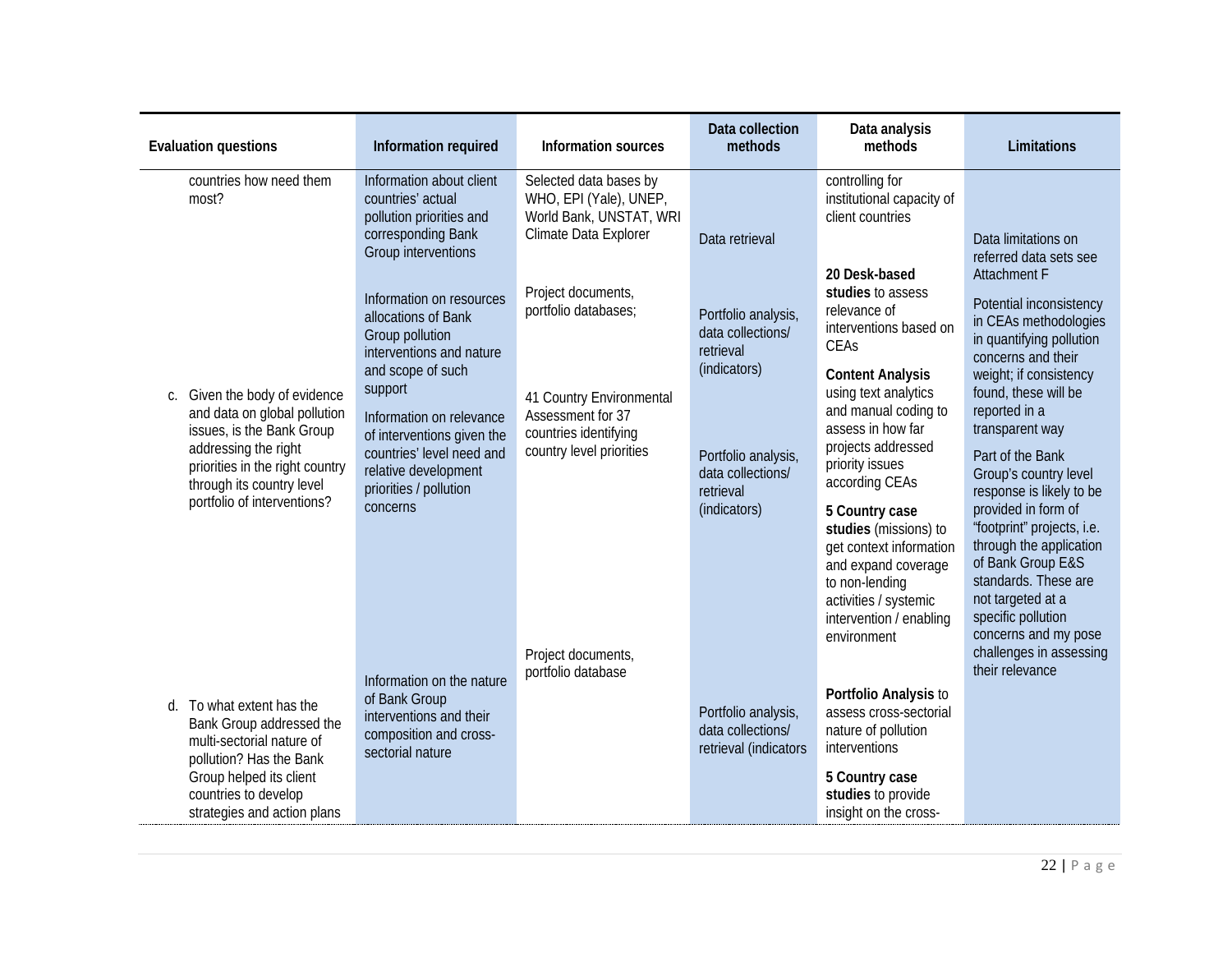| Evaluation questions | Information required | Information sources | Data collection methods | Data analysis methods | Limitations |
|---|---|---|---|---|---|
| countries how need them most? | Information about client countries' actual pollution priorities and corresponding Bank Group interventions | Selected data bases by WHO, EPI (Yale), UNEP, World Bank, UNSTAT, WRI Climate Data Explorer | Data retrieval | controlling for institutional capacity of client countries | Data limitations on referred data sets see Attachment F |
| c. Given the body of evidence and data on global pollution issues, is the Bank Group addressing the right priorities in the right country through its country level portfolio of interventions? | Information on resources allocations of Bank Group pollution interventions and nature and scope of such support<br><br>Information on relevance of interventions given the countries' level need and relative development priorities / pollution concerns | Project documents, portfolio databases;<br><br>41 Country Environmental Assessment for 37 countries identifying country level priorities | Portfolio analysis, data collections/ retrieval (indicators)<br><br>Portfolio analysis, data collections/ retrieval (indicators) | **20 Desk-based studies** to assess relevance of interventions based on CEAs<br><br>**Content Analysis** using text analytics and manual coding to assess in how far projects addressed priority issues according CEAs<br><br>**5 Country case studies** (missions) to get context information and expand coverage to non-lending activities / systemic intervention / enabling environment | Potential inconsistency in CEAs methodologies in quantifying pollution concerns and their weight; if consistency found, these will be reported in a transparent way<br><br>Part of the Bank Group's country level response is likely to be provided in form of "footprint" projects, i.e. through the application of Bank Group E&S standards. These are not targeted at a specific pollution concerns and my pose challenges in assessing their relevance |
| d. To what extent has the Bank Group addressed the multi-sectorial nature of pollution? Has the Bank Group helped its client countries to develop strategies and action plans | Information on the nature of Bank Group interventions and their composition and cross-sectorial nature | Project documents, portfolio database | Portfolio analysis, data collections/ retrieval (indicators | **Portfolio Analysis** to assess cross-sectorial nature of pollution interventions<br><br>**5 Country case studies** to provide insight on the cross- | |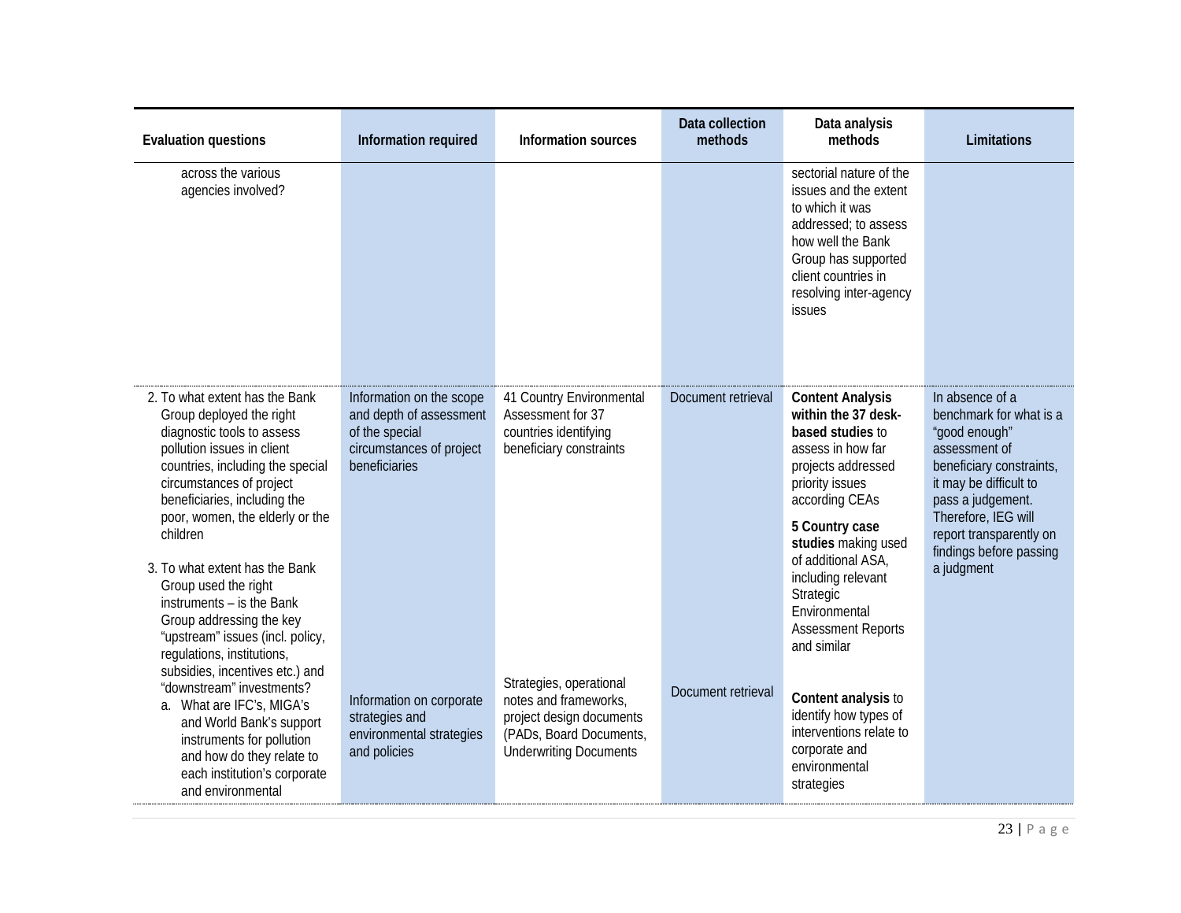| Evaluation questions | Information required | Information sources | Data collection methods | Data analysis methods | Limitations |
|---|---|---|---|---|---|
| across the various agencies involved? | | | | sectorial nature of the issues and the extent to which it was addressed; to assess how well the Bank Group has supported client countries in resolving inter-agency issues | |
| 2. To what extent has the Bank Group deployed the right diagnostic tools to assess pollution issues in client countries, including the special circumstances of project beneficiaries, including the poor, women, the elderly or the children | Information on the scope and depth of assessment of the special circumstances of project beneficiaries | 41 Country Environmental Assessment for 37 countries identifying beneficiary constraints | Document retrieval | **Content Analysis within the 37 desk-based studies** to assess in how far projects addressed priority issues according CEAs<br><br>**5 Country case studies** making used of additional ASA, including relevant Strategic Environmental Assessment Reports and similar | In absence of a benchmark for what is a "good enough" assessment of beneficiary constraints, it may be difficult to pass a judgement. Therefore, IEG will report transparently on findings before passing a judgment |
| 3. To what extent has the Bank Group used the right instruments – is the Bank Group addressing the key "upstream" issues (incl. policy, regulations, institutions, subsidies, incentives etc.) and "downstream" investments?<br>a. What are IFC's, MIGA's and World Bank's support instruments for pollution and how do they relate to each institution's corporate and environmental | Information on corporate strategies and environmental strategies and policies | Strategies, operational notes and frameworks, project design documents (PADs, Board Documents, Underwriting Documents | Document retrieval | **Content analysis** to identify how types of interventions relate to corporate and environmental strategies | |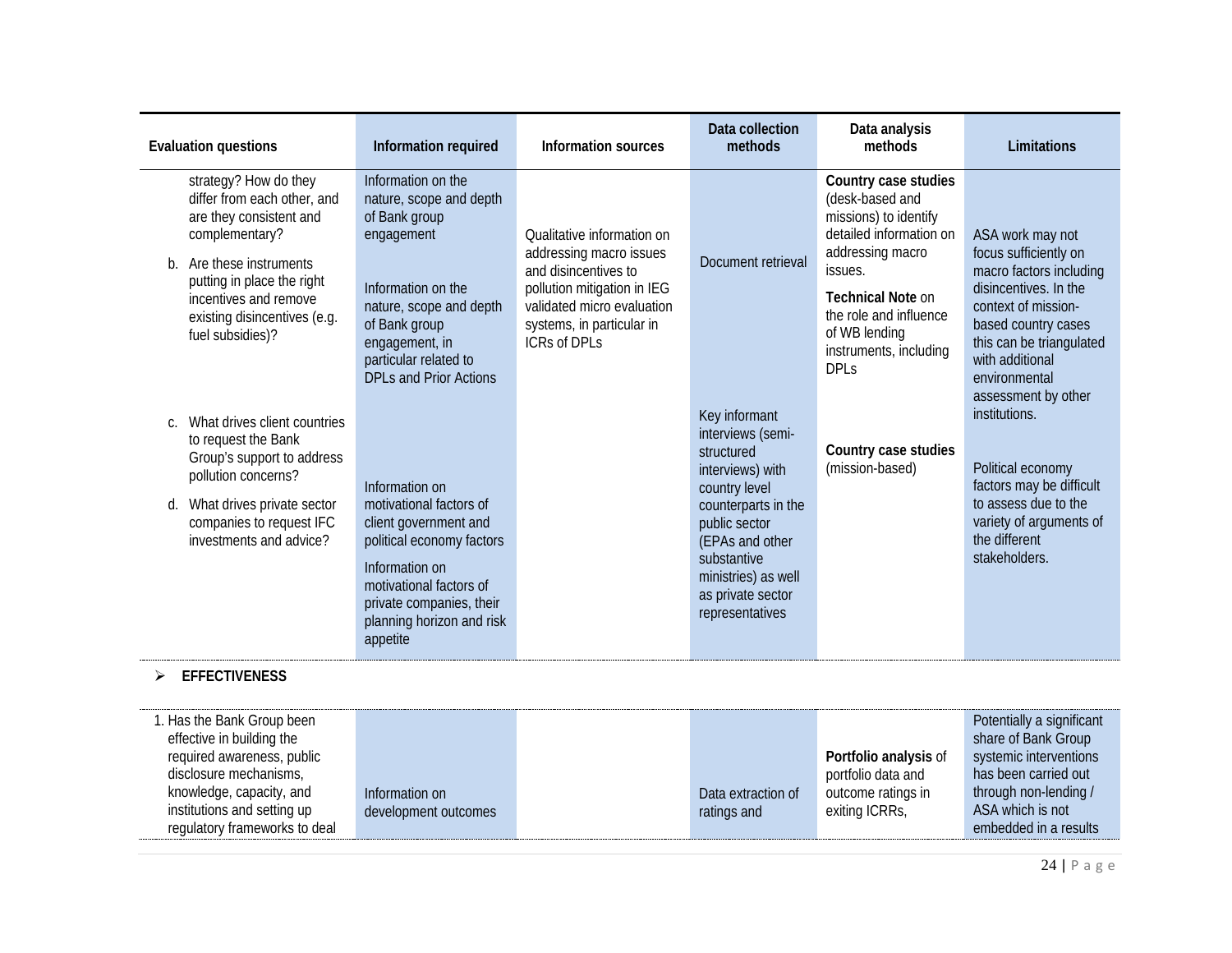| Evaluation questions | Information required | Information sources | Data collection methods | Data analysis methods | Limitations |
|---|---|---|---|---|---|
| strategy? How do they differ from each other, and are they consistent and complementary?<br>b. Are these instruments putting in place the right incentives and remove existing disincentives (e.g. fuel subsidies)? | Information on the nature, scope and depth of Bank group engagement<br><br>Information on the nature, scope and depth of Bank group engagement, in particular related to DPLs and Prior Actions | Qualitative information on addressing macro issues and disincentives to pollution mitigation in IEG validated micro evaluation systems, in particular in ICRs of DPLs | Document retrieval | **Country case studies** (desk-based and missions) to identify detailed information on addressing macro issues.<br><br>**Technical Note** on the role and influence of WB lending instruments, including DPLs | ASA work may not focus sufficiently on macro factors including disincentives. In the context of mission-based country cases this can be triangulated with additional environmental assessment by other institutions. |
| c. What drives client countries to request the Bank Group's support to address pollution concerns?<br>d. What drives private sector companies to request IFC investments and advice? | Information on motivational factors of client government and political economy factors<br><br>Information on motivational factors of private companies, their planning horizon and risk appetite | | Key informant interviews (semi-structured interviews) with country level counterparts in the public sector (EPAs and other substantive ministries) as well as private sector representatives | **Country case studies** (mission-based) | Political economy factors may be difficult to assess due to the variety of arguments of the different stakeholders. |

- **EFFECTIVENESS**

| Evaluation questions | Information required | Information sources | Data collection methods | Data analysis methods | Limitations |
|---|---|---|---|---|---|
| 1. Has the Bank Group been effective in building the required awareness, public disclosure mechanisms, knowledge, capacity, and institutions and setting up regulatory frameworks to deal | Information on development outcomes | | Data extraction of ratings and | **Portfolio analysis** of portfolio data and outcome ratings in exiting ICRRs, | Potentially a significant share of Bank Group systemic interventions has been carried out through non-lending / ASA which is not embedded in a results |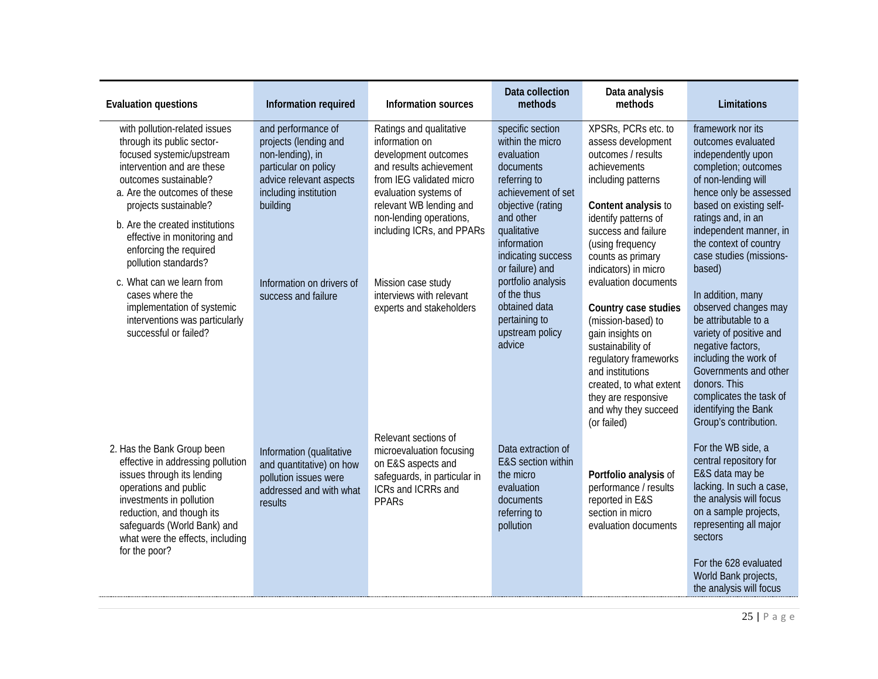| Evaluation questions | Information required | Information sources | Data collection methods | Data analysis methods | Limitations |
|---|---|---|---|---|---|
| with pollution-related issues through its public sector-focused systemic/upstream intervention and are these outcomes sustainable?<br>a. Are the outcomes of these projects sustainable?<br>b. Are the created institutions effective in monitoring and enforcing the required pollution standards? | and performance of projects (lending and non-lending), in particular on policy advice relevant aspects including institution building | Ratings and qualitative information on development outcomes and results achievement from IEG validated micro evaluation systems of relevant WB lending and non-lending operations, including ICRs, and PPARs | specific section within the micro evaluation documents referring to achievement of set objective (rating and other qualitative information indicating success or failure) and portfolio analysis of the thus obtained data pertaining to upstream policy advice | XPSRs, PCRs etc. to assess development outcomes / results achievements including patterns<br><br>**Content analysis** to identify patterns of success and failure (using frequency counts as primary indicators) in micro evaluation documents<br><br>**Country case studies** (mission-based) to gain insights on sustainability of regulatory frameworks and institutions created, to what extent they are responsive and why they succeed (or failed) | framework nor its outcomes evaluated independently upon completion; outcomes of non-lending will hence only be assessed based on existing self-ratings and, in an independent manner, in the context of country case studies (missions-based)<br><br>In addition, many observed changes may be attributable to a variety of positive and negative factors, including the work of Governments and other donors. This complicates the task of identifying the Bank Group's contribution. |
| c. What can we learn from cases where the implementation of systemic interventions was particularly successful or failed? | Information on drivers of success and failure | Mission case study interviews with relevant experts and stakeholders | | | |
| 2. Has the Bank Group been effective in addressing pollution issues through its lending operations and public investments in pollution reduction, and though its safeguards (World Bank) and what were the effects, including for the poor? | Information (qualitative and quantitative) on how pollution issues were addressed and with what results | Relevant sections of microevaluation focusing on E&S aspects and safeguards, in particular in ICRs and ICRRs and PPARs | Data extraction of E&S section within the micro evaluation documents referring to pollution | **Portfolio analysis** of performance / results reported in E&S section in micro evaluation documents | For the WB side, a central repository for E&S data may be lacking. In such a case, the analysis will focus on a sample projects, representing all major sectors<br><br>For the 628 evaluated World Bank projects, the analysis will focus |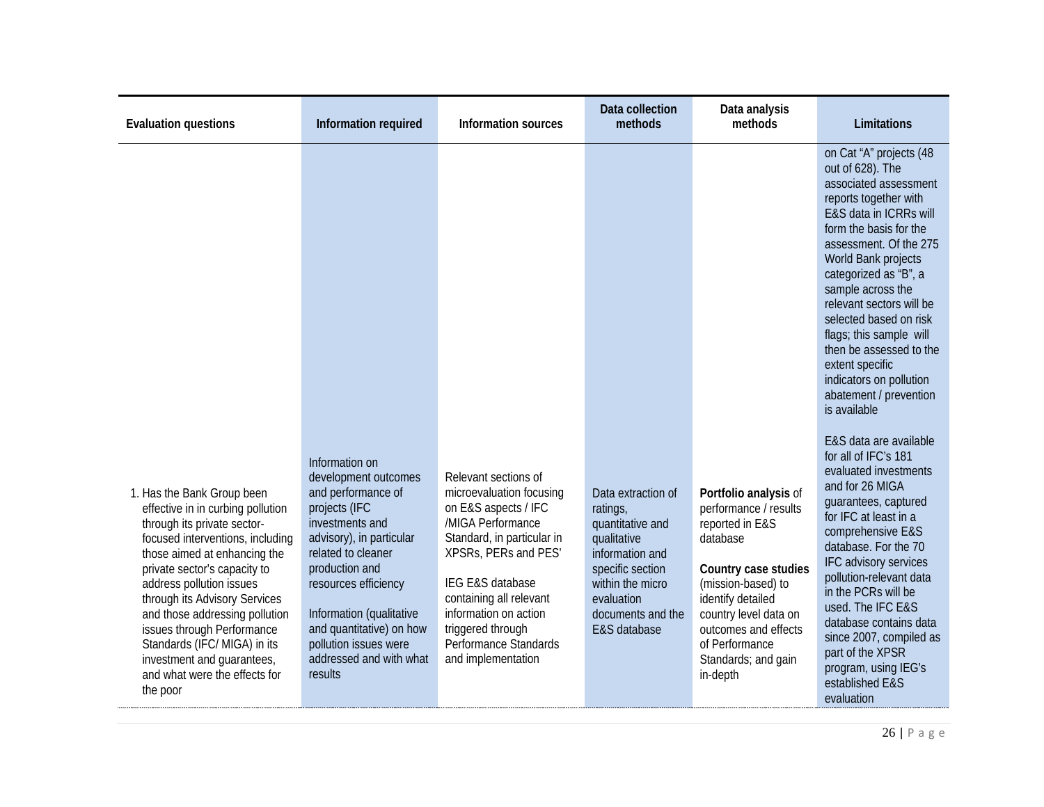| Evaluation questions | Information required | Information sources | Data collection methods | Data analysis methods | Limitations |
|---|---|---|---|---|---|
| | | | | | on Cat "A" projects (48 out of 628). The associated assessment reports together with E&S data in ICRRs will form the basis for the assessment. Of the 275 World Bank projects categorized as "B", a sample across the relevant sectors will be selected based on risk flags; this sample will then be assessed to the extent specific indicators on pollution abatement / prevention is available |
| 1. Has the Bank Group been effective in in curbing pollution through its private sector-focused interventions, including those aimed at enhancing the private sector's capacity to address pollution issues through its Advisory Services and those addressing pollution issues through Performance Standards (IFC/ MIGA) in its investment and guarantees, and what were the effects for the poor | Information on development outcomes and performance of projects (IFC investments and advisory), in particular related to cleaner production and resources efficiency<br><br>Information (qualitative and quantitative) on how pollution issues were addressed and with what results | Relevant sections of microevaluation focusing on E&S aspects / IFC /MIGA Performance Standard, in particular in XPSRs, PERs and PES'<br><br>IEG E&S database containing all relevant information on action triggered through Performance Standards and implementation | Data extraction of ratings, quantitative and qualitative information and specific section within the micro evaluation documents and the E&S database | **Portfolio analysis** of performance / results reported in E&S database<br><br>**Country case studies** (mission-based) to identify detailed country level data on outcomes and effects of Performance Standards; and gain in-depth | E&S data are available for all of IFC's 181 evaluated investments and for 26 MIGA guarantees, captured for IFC at least in a comprehensive E&S database. For the 70 IFC advisory services pollution-relevant data in the PCRs will be used. The IFC E&S database contains data since 2007, compiled as part of the XPSR program, using IEG's established E&S evaluation |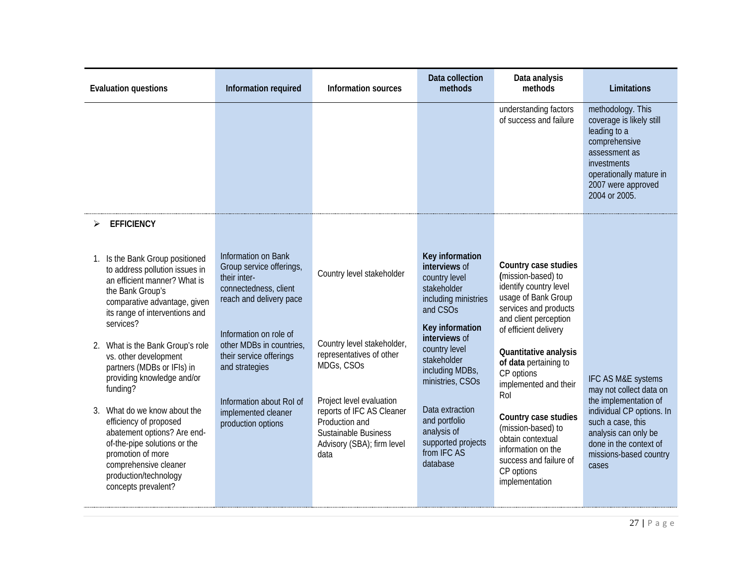| Evaluation questions | Information required | Information sources | Data collection methods | Data analysis methods | Limitations |
|---|---|---|---|---|---|
| | | | | understanding factors of success and failure | methodology. This coverage is likely still leading to a comprehensive assessment as investments operationally mature in 2007 were approved 2004 or 2005. |
| ➢ **EFFICIENCY** | | | | | |
| 1. Is the Bank Group positioned to address pollution issues in an efficient manner? What is the Bank Group's comparative advantage, given its range of interventions and services? | Information on Bank Group service offerings, their inter-connectedness, client reach and delivery pace | Country level stakeholder | **Key information interviews** of country level stakeholder including ministries and CSOs | **Country case studies (**mission-based) to identify country level usage of Bank Group services and products and client perception of efficient delivery | |
| 2. What is the Bank Group's role vs. other development partners (MDBs or IFIs) in providing knowledge and/or funding? | Information on role of other MDBs in countries, their service offerings and strategies | Country level stakeholder, representatives of other MDGs, CSOs | **Key information interviews** of country level stakeholder including MDBs, ministries, CSOs | **Quantitative analysis of data** pertaining to CP options implemented and their RoI | |
| 3. What do we know about the efficiency of proposed abatement options? Are end-of-the-pipe solutions or the promotion of more comprehensive cleaner production/technology concepts prevalent? | Information about RoI of implemented cleaner production options | Project level evaluation reports of IFC AS Cleaner Production and Sustainable Business Advisory (SBA); firm level data | Data extraction and portfolio analysis of supported projects from IFC AS database | **Country case studies** (mission-based) to obtain contextual information on the success and failure of CP options implementation | IFC AS M&E systems may not collect data on the implementation of individual CP options. In such a case, this analysis can only be done in the context of missions-based country cases |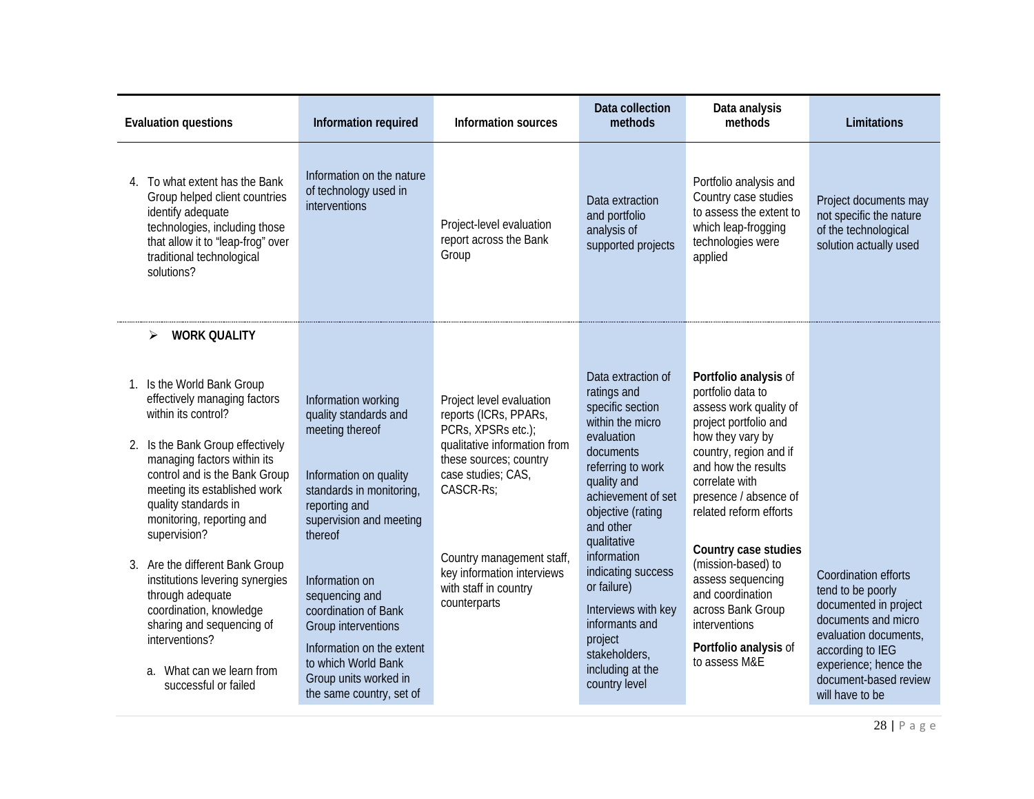| Evaluation questions | Information required | Information sources | Data collection methods | Data analysis methods | Limitations |
|---|---|---|---|---|---|
| 4. To what extent has the Bank Group helped client countries identify adequate technologies, including those that allow it to "leap-frog" over traditional technological solutions? | Information on the nature of technology used in interventions | Project-level evaluation report across the Bank Group | Data extraction and portfolio analysis of supported projects | Portfolio analysis and Country case studies to assess the extent to which leap-frogging technologies were applied | Project documents may not specific the nature of the technological solution actually used |
| ➢ **WORK QUALITY** | | | | | |
| 1. Is the World Bank Group effectively managing factors within its control?<br>2. Is the Bank Group effectively managing factors within its control and is the Bank Group meeting its established work quality standards in monitoring, reporting and supervision?<br>3. Are the different Bank Group institutions levering synergies through adequate coordination, knowledge sharing and sequencing of interventions?<br>a. What can we learn from successful or failed | Information working quality standards and meeting thereof<br><br>Information on quality standards in monitoring, reporting and supervision and meeting thereof<br><br>Information on sequencing and coordination of Bank Group interventions<br><br>Information on the extent to which World Bank Group units worked in the same country, set of | Project level evaluation reports (ICRs, PPARs, PCRs, XPSRs etc.); qualitative information from these sources; country case studies; CAS, CASCR-Rs;<br><br>Country management staff, key information interviews with staff in country counterparts | Data extraction of ratings and specific section within the micro evaluation documents referring to work quality and achievement of set objective (rating and other qualitative information indicating success or failure)<br><br>Interviews with key informants and project stakeholders, including at the country level | **Portfolio analysis** of portfolio data to assess work quality of project portfolio and how they vary by country, region and if and how the results correlate with presence / absence of related reform efforts<br><br>**Country case studies** (mission-based) to assess sequencing and coordination across Bank Group interventions<br><br>**Portfolio analysis** of to assess M&E | Coordination efforts tend to be poorly documented in project documents and micro evaluation documents, according to IEG experience; hence the document-based review will have to be |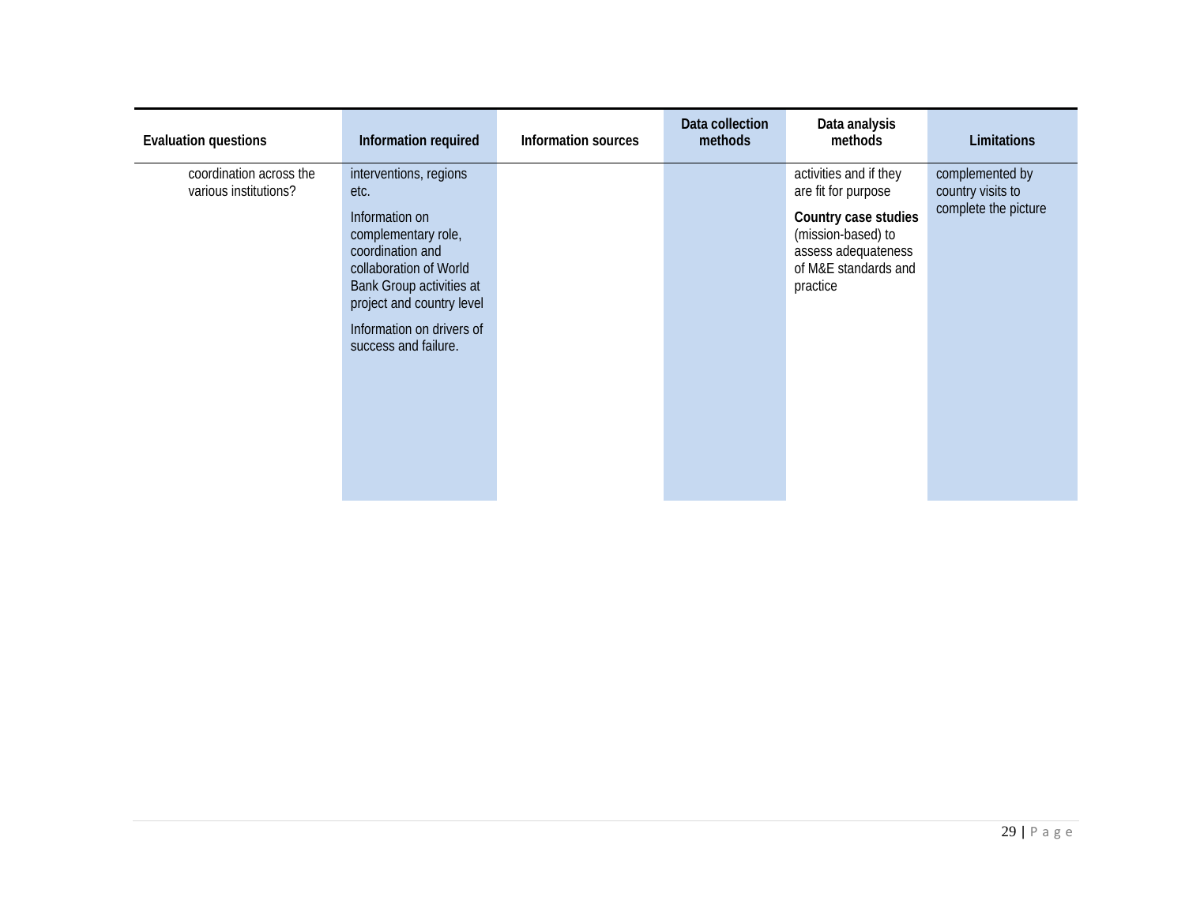| Evaluation questions | Information required | Information sources | Data collection methods | Data analysis methods | Limitations |
|---|---|---|---|---|---|
| coordination across the various institutions? | interventions, regions etc.<br><br>Information on complementary role, coordination and collaboration of World Bank Group activities at project and country level<br><br>Information on drivers of success and failure. | | | activities and if they are fit for purpose<br><br>**Country case studies** (mission-based) to assess adequateness of M&E standards and practice | complemented by country visits to complete the picture |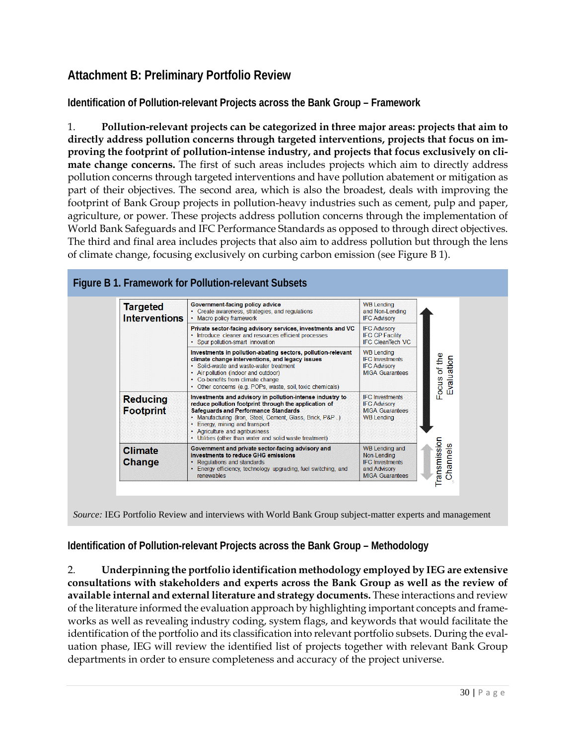## Attachment B: Preliminary Portfolio Review

### Identification of Pollution-relevant Projects across the Bank Group – Framework

1. **Pollution-relevant projects can be categorized in three major areas: projects that aim to directly address pollution concerns through targeted interventions, projects that focus on improving the footprint of pollution-intense industry, and projects that focus exclusively on climate change concerns.** The first of such areas includes projects which aim to directly address pollution concerns through targeted interventions and have pollution abatement or mitigation as part of their objectives. The second area, which is also the broadest, deals with improving the footprint of Bank Group projects in pollution-heavy industries such as cement, pulp and paper, agriculture, or power. These projects address pollution concerns through the implementation of World Bank Safeguards and IFC Performance Standards as opposed to through direct objectives. The third and final area includes projects that also aim to address pollution but through the lens of climate change, focusing exclusively on curbing carbon emission (see Figure B 1).

**Figure B 1. Framework for Pollution-relevant Subsets**

| | | | |
|---|---|---|---|
| **Targeted Interventions** | **Government-facing policy advice**<br>• Create awareness, strategies, and regulations<br>• Macro policy framework | WB Lending and Non-Lending<br>IFC Advisory | Focus of the Evaluation |
| | **Private sector-facing advisory services, investments and VC**<br>• Introduce cleaner and resources efficient processes<br>• Spur pollution-smart innovation | IFC Advisory<br>IFC CP Facility<br>IFC CleanTech VC | |
| | **Investments in pollution-abating sectors, pollution-relevant climate change interventions, and legacy issues**<br>• Solid-waste and waste-water treatment<br>• Air pollution (indoor and outdoor)<br>• Co-benefits from climate change<br>• Other concerns (e.g. POPs, waste, soil, toxic chemicals) | WB Lending<br>IFC Investments<br>IFC Advisory<br>MIGA Guarantees | |
| **Reducing Footprint** | **Investments and advisory in pollution-intense industry to reduce pollution footprint through the application of Safeguards and Performance Standards**<br>• Manufacturing (Iron, Steel, Cement, Glass, Brick, P&P )<br>• Energy, mining and transport<br>• Agriculture and agribusiness<br>• Utilities (other than water and solid waste treatment) | IFC Investments<br>IFC Advisory<br>MIGA Guarantees<br>WB Lending | |
| **Climate Change** | **Government and private sector-facing advisory and investments to reduce GHG emissions**<br>• Regulations and standards<br>• Energy efficiency, technology upgrading, fuel switching, and renewables | WB Lending and Non-Lending<br>IFC Investments and Advisory<br>MIGA Guarantees | Transmission Channels |

*Source:* IEG Portfolio Review and interviews with World Bank Group subject-matter experts and management

### Identification of Pollution-relevant Projects across the Bank Group – Methodology

2. **Underpinning the portfolio identification methodology employed by IEG are extensive consultations with stakeholders and experts across the Bank Group as well as the review of available internal and external literature and strategy documents.** These interactions and review of the literature informed the evaluation approach by highlighting important concepts and frameworks as well as revealing industry coding, system flags, and keywords that would facilitate the identification of the portfolio and its classification into relevant portfolio subsets. During the evaluation phase, IEG will review the identified list of projects together with relevant Bank Group departments in order to ensure completeness and accuracy of the project universe.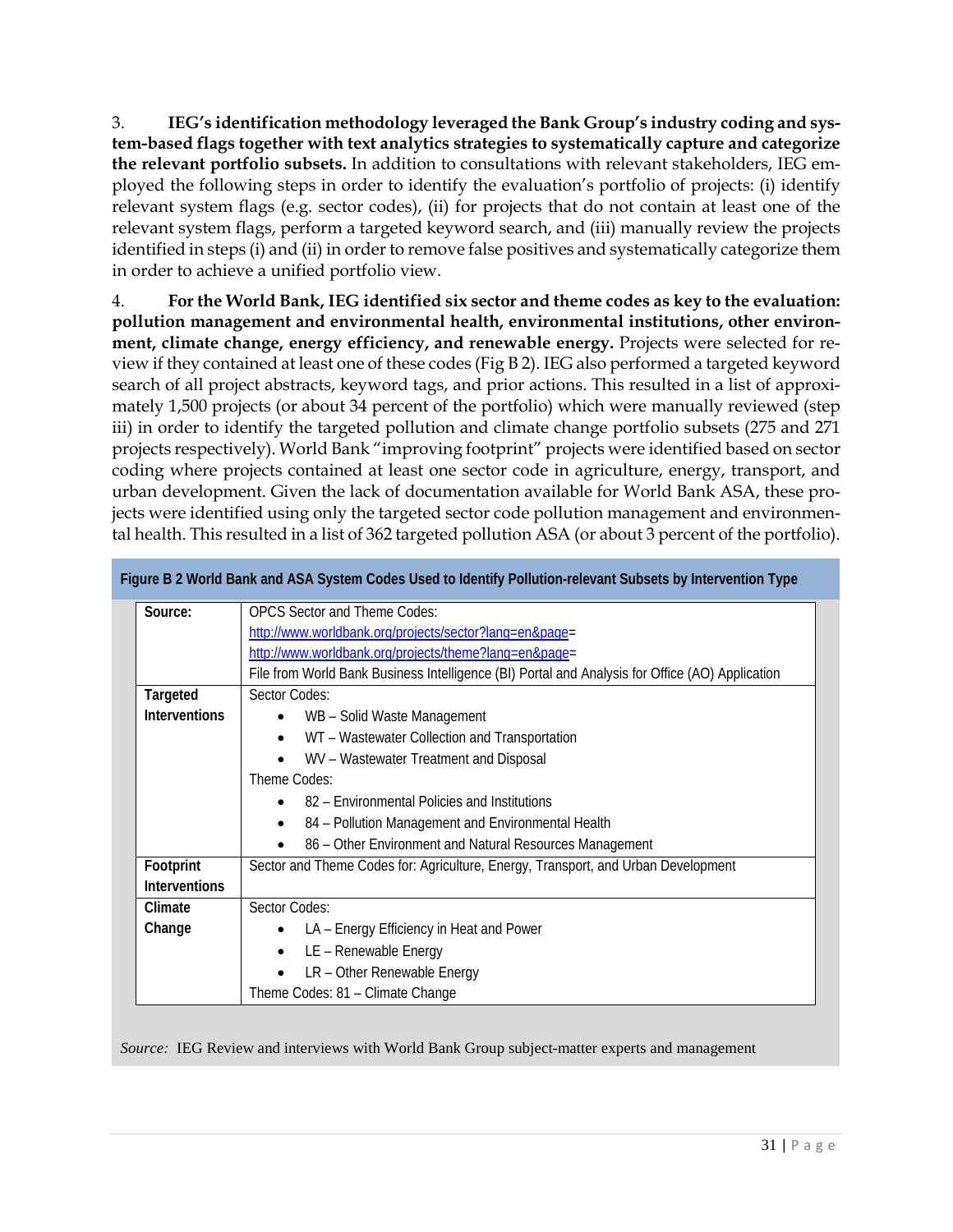3. **IEG's identification methodology leveraged the Bank Group's industry coding and system-based flags together with text analytics strategies to systematically capture and categorize the relevant portfolio subsets.** In addition to consultations with relevant stakeholders, IEG employed the following steps in order to identify the evaluation's portfolio of projects: (i) identify relevant system flags (e.g. sector codes), (ii) for projects that do not contain at least one of the relevant system flags, perform a targeted keyword search, and (iii) manually review the projects identified in steps (i) and (ii) in order to remove false positives and systematically categorize them in order to achieve a unified portfolio view.

4. **For the World Bank, IEG identified six sector and theme codes as key to the evaluation: pollution management and environmental health, environmental institutions, other environment, climate change, energy efficiency, and renewable energy.** Projects were selected for review if they contained at least one of these codes (Fig B 2). IEG also performed a targeted keyword search of all project abstracts, keyword tags, and prior actions. This resulted in a list of approximately 1,500 projects (or about 34 percent of the portfolio) which were manually reviewed (step iii) in order to identify the targeted pollution and climate change portfolio subsets (275 and 271 projects respectively). World Bank "improving footprint" projects were identified based on sector coding where projects contained at least one sector code in agriculture, energy, transport, and urban development. Given the lack of documentation available for World Bank ASA, these projects were identified using only the targeted sector code pollution management and environmental health. This resulted in a list of 362 targeted pollution ASA (or about 3 percent of the portfolio).

**Figure B 2 World Bank and ASA System Codes Used to Identify Pollution-relevant Subsets by Intervention Type**

| | |
|---|---|
| **Source:** | OPCS Sector and Theme Codes:<br>http://www.worldbank.org/projects/sector?lang=en&page=<br>http://www.worldbank.org/projects/theme?lang=en&page=<br>File from World Bank Business Intelligence (BI) Portal and Analysis for Office (AO) Application |
| **Targeted Interventions** | Sector Codes:<br>• WB – Solid Waste Management<br>• WT – Wastewater Collection and Transportation<br>• WV – Wastewater Treatment and Disposal<br>Theme Codes:<br>• 82 – Environmental Policies and Institutions<br>• 84 – Pollution Management and Environmental Health<br>• 86 – Other Environment and Natural Resources Management |
| **Footprint Interventions** | Sector and Theme Codes for: Agriculture, Energy, Transport, and Urban Development |
| **Climate Change** | Sector Codes:<br>• LA – Energy Efficiency in Heat and Power<br>• LE – Renewable Energy<br>• LR – Other Renewable Energy<br>Theme Codes: 81 – Climate Change |

*Source:* IEG Review and interviews with World Bank Group subject-matter experts and management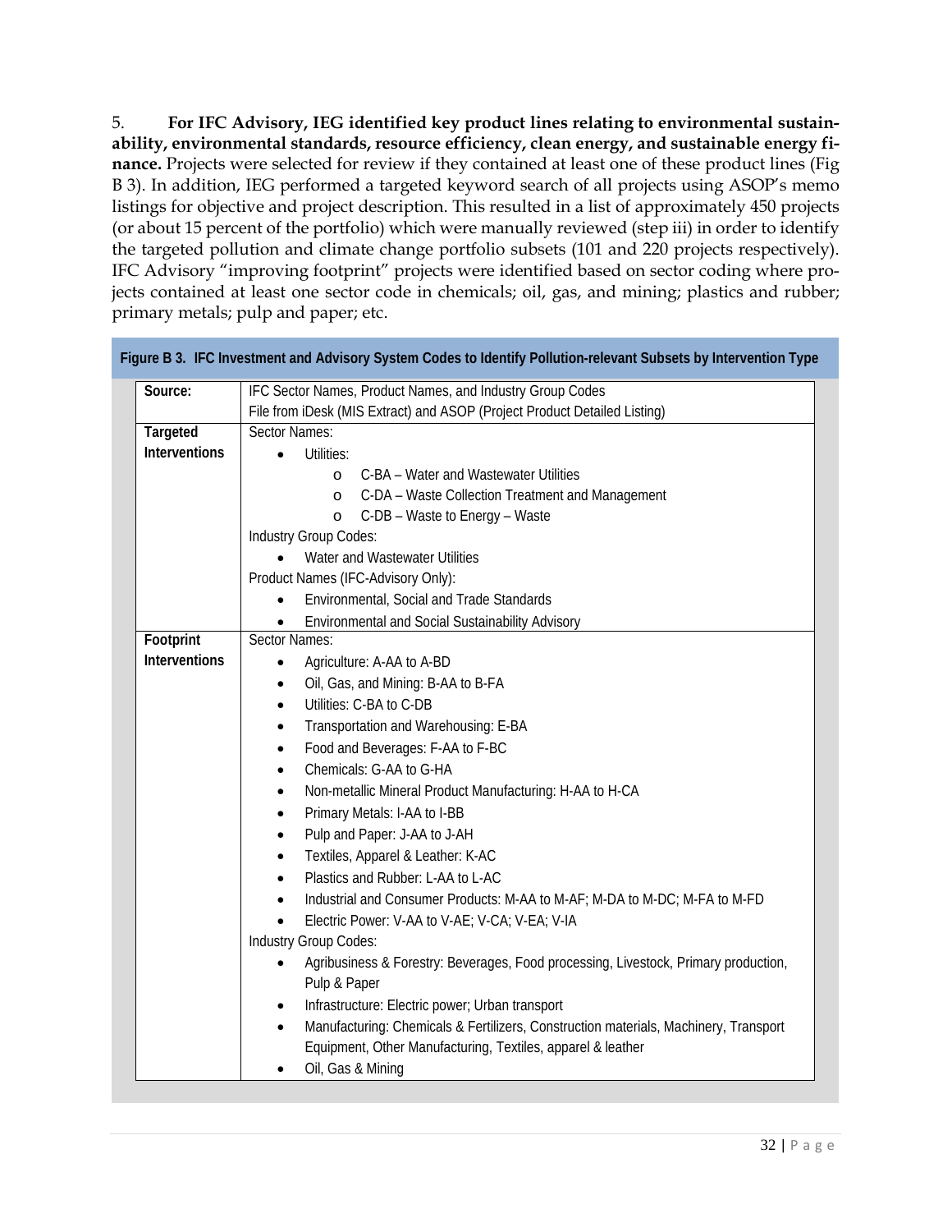5. **For IFC Advisory, IEG identified key product lines relating to environmental sustainability, environmental standards, resource efficiency, clean energy, and sustainable energy finance.** Projects were selected for review if they contained at least one of these product lines (Fig B 3). In addition, IEG performed a targeted keyword search of all projects using ASOP's memo listings for objective and project description. This resulted in a list of approximately 450 projects (or about 15 percent of the portfolio) which were manually reviewed (step iii) in order to identify the targeted pollution and climate change portfolio subsets (101 and 220 projects respectively). IFC Advisory "improving footprint" projects were identified based on sector coding where projects contained at least one sector code in chemicals; oil, gas, and mining; plastics and rubber; primary metals; pulp and paper; etc.

**Figure B 3. IFC Investment and Advisory System Codes to Identify Pollution-relevant Subsets by Intervention Type**

| | |
|---|---|
| **Source:** | IFC Sector Names, Product Names, and Industry Group Codes<br>File from iDesk (MIS Extract) and ASOP (Project Product Detailed Listing) |
| **Targeted Interventions** | Sector Names:<br>• Utilities:<br>&nbsp;&nbsp;&nbsp;&nbsp;o C-BA – Water and Wastewater Utilities<br>&nbsp;&nbsp;&nbsp;&nbsp;o C-DA – Waste Collection Treatment and Management<br>&nbsp;&nbsp;&nbsp;&nbsp;o C-DB – Waste to Energy – Waste<br>Industry Group Codes:<br>• Water and Wastewater Utilities<br>Product Names (IFC-Advisory Only):<br>• Environmental, Social and Trade Standards<br>• Environmental and Social Sustainability Advisory |
| **Footprint Interventions** | Sector Names:<br>• Agriculture: A-AA to A-BD<br>• Oil, Gas, and Mining: B-AA to B-FA<br>• Utilities: C-BA to C-DB<br>• Transportation and Warehousing: E-BA<br>• Food and Beverages: F-AA to F-BC<br>• Chemicals: G-AA to G-HA<br>• Non-metallic Mineral Product Manufacturing: H-AA to H-CA<br>• Primary Metals: I-AA to I-BB<br>• Pulp and Paper: J-AA to J-AH<br>• Textiles, Apparel & Leather: K-AC<br>• Plastics and Rubber: L-AA to L-AC<br>• Industrial and Consumer Products: M-AA to M-AF; M-DA to M-DC; M-FA to M-FD<br>• Electric Power: V-AA to V-AE; V-CA; V-EA; V-IA<br>Industry Group Codes:<br>• Agribusiness & Forestry: Beverages, Food processing, Livestock, Primary production, Pulp & Paper<br>• Infrastructure: Electric power; Urban transport<br>• Manufacturing: Chemicals & Fertilizers, Construction materials, Machinery, Transport Equipment, Other Manufacturing, Textiles, apparel & leather<br>• Oil, Gas & Mining |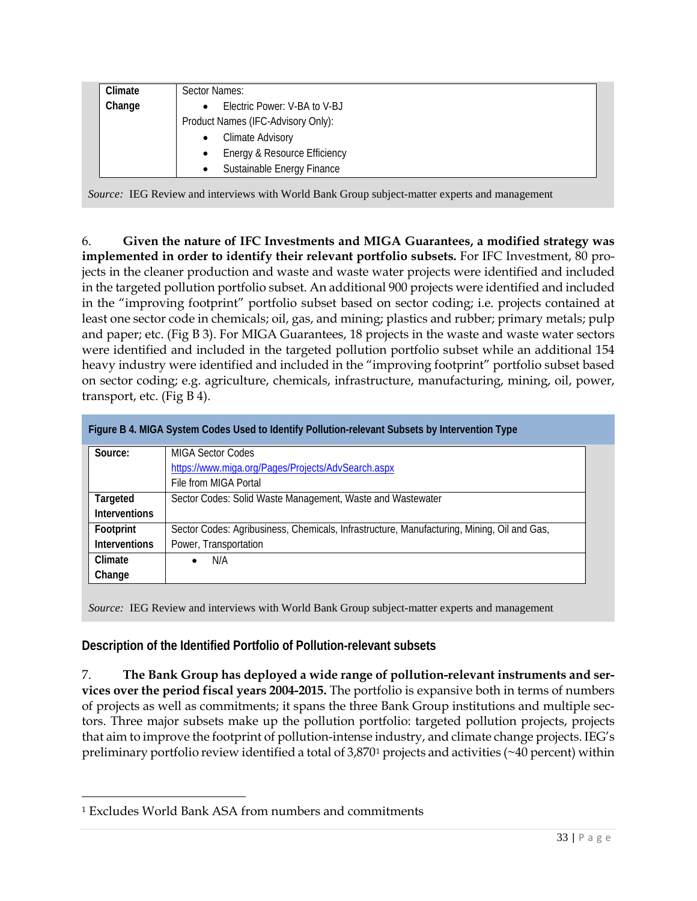| Climate Change | Sector Names:<br>• Electric Power: V-BA to V-BJ<br>Product Names (IFC-Advisory Only):<br>• Climate Advisory<br>• Energy & Resource Efficiency<br>• Sustainable Energy Finance |
|---|---|

*Source:* IEG Review and interviews with World Bank Group subject-matter experts and management

6. **Given the nature of IFC Investments and MIGA Guarantees, a modified strategy was implemented in order to identify their relevant portfolio subsets.** For IFC Investment, 80 projects in the cleaner production and waste and waste water projects were identified and included in the targeted pollution portfolio subset. An additional 900 projects were identified and included in the "improving footprint" portfolio subset based on sector coding; i.e. projects contained at least one sector code in chemicals; oil, gas, and mining; plastics and rubber; primary metals; pulp and paper; etc. (Fig B 3). For MIGA Guarantees, 18 projects in the waste and waste water sectors were identified and included in the targeted pollution portfolio subset while an additional 154 heavy industry were identified and included in the "improving footprint" portfolio subset based on sector coding; e.g. agriculture, chemicals, infrastructure, manufacturing, mining, oil, power, transport, etc. (Fig B 4).

**Figure B 4. MIGA System Codes Used to Identify Pollution-relevant Subsets by Intervention Type**

| Source: | MIGA Sector Codes<br>https://www.miga.org/Pages/Projects/AdvSearch.aspx<br>File from MIGA Portal |
|---|---|
| Targeted Interventions | Sector Codes: Solid Waste Management, Waste and Wastewater |
| Footprint Interventions | Sector Codes: Agribusiness, Chemicals, Infrastructure, Manufacturing, Mining, Oil and Gas, Power, Transportation |
| Climate Change | • N/A |

*Source:* IEG Review and interviews with World Bank Group subject-matter experts and management

## Description of the Identified Portfolio of Pollution-relevant subsets

7. **The Bank Group has deployed a wide range of pollution-relevant instruments and services over the period fiscal years 2004-2015.** The portfolio is expansive both in terms of numbers of projects as well as commitments; it spans the three Bank Group institutions and multiple sectors. Three major subsets make up the pollution portfolio: targeted pollution projects, projects that aim to improve the footprint of pollution-intense industry, and climate change projects. IEG's preliminary portfolio review identified a total of 3,870[1] projects and activities (~40 percent) within

[1] Excludes World Bank ASA from numbers and commitments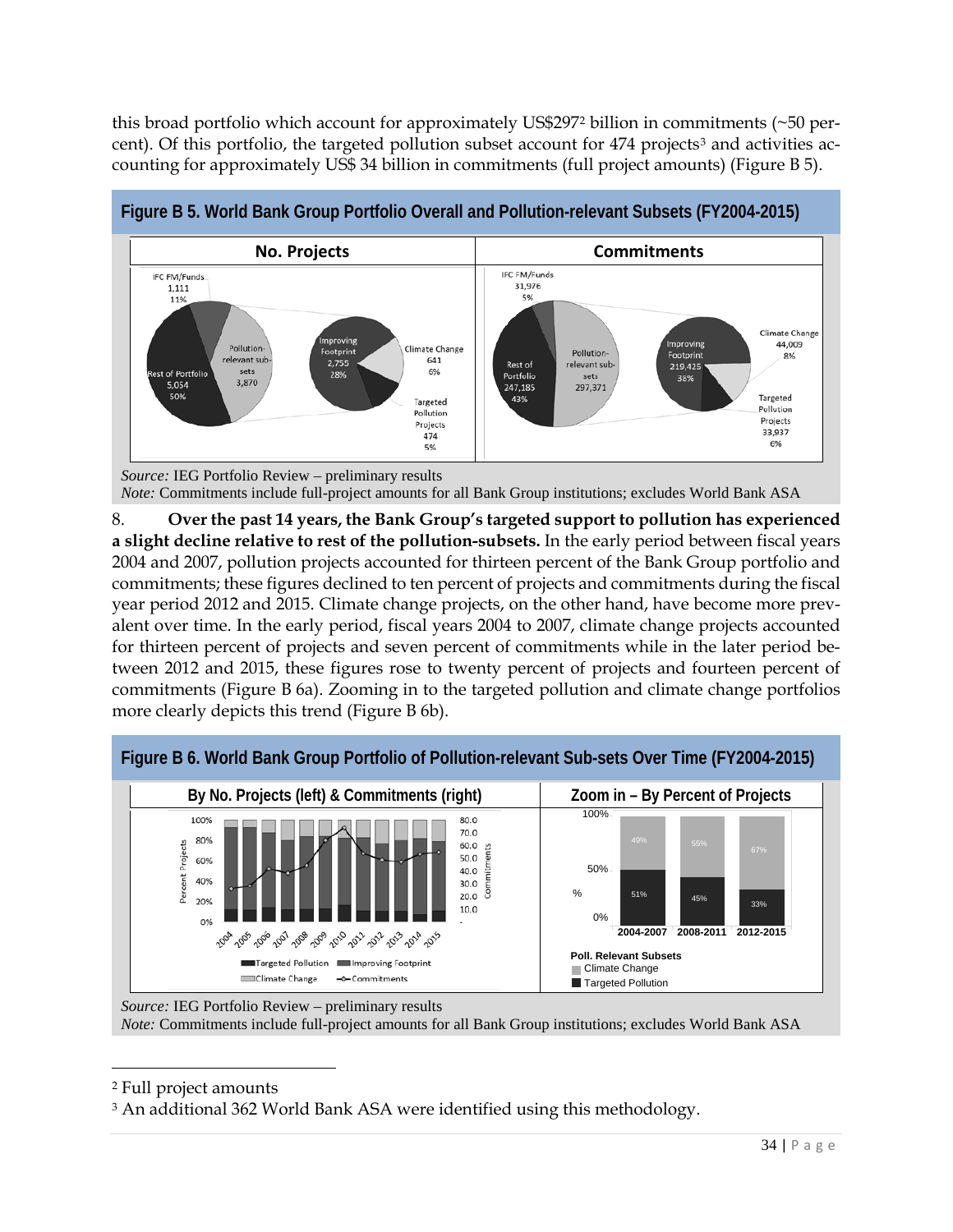this broad portfolio which account for approximately US$297[2] billion in commitments (~50 percent). Of this portfolio, the targeted pollution subset account for 474 projects[3] and activities accounting for approximately US$ 34 billion in commitments (full project amounts) (Figure B 5).

**Figure B 5. World Bank Group Portfolio Overall and Pollution-relevant Subsets (FY2004-2015)**

| No. Projects | Commitments |
|---|---|
| IFC FM/Funds 1,111 11% | IFC FM/Funds 31,976 5% |
| Rest of Portfolio 5,054 50% | Rest of Portfolio 247,185 43% |
| Pollution-relevant sub-sets 3,870 | Pollution-relevant sub-sets 297,371 |
| Improving Footprint 2,755 28% | Improving Footprint 219,425 38% |
| Climate Change 641 6% | Climate Change 44,009 8% |
| Targeted Pollution Projects 474 5% | Targeted Pollution Projects 33,937 6% |

*Source:* IEG Portfolio Review – preliminary results
*Note:* Commitments include full-project amounts for all Bank Group institutions; excludes World Bank ASA

8. **Over the past 14 years, the Bank Group's targeted support to pollution has experienced a slight decline relative to rest of the pollution-subsets.** In the early period between fiscal years 2004 and 2007, pollution projects accounted for thirteen percent of the Bank Group portfolio and commitments; these figures declined to ten percent of projects and commitments during the fiscal year period 2012 and 2015. Climate change projects, on the other hand, have become more prevalent over time. In the early period, fiscal years 2004 to 2007, climate change projects accounted for thirteen percent of projects and seven percent of commitments while in the later period between 2012 and 2015, these figures rose to twenty percent of projects and fourteen percent of commitments (Figure B 6a). Zooming in to the targeted pollution and climate change portfolios more clearly depicts this trend (Figure B 6b).

**Figure B 6. World Bank Group Portfolio of Pollution-relevant Sub-sets Over Time (FY2004-2015)**

By No. Projects (left) & Commitments (right)

Legend: Targeted Pollution; Improving Footprint; Climate Change; Commitments

Zoom in – By Percent of Projects

| Poll. Relevant Subsets | 2004-2007 | 2008-2011 | 2012-2015 |
|---|---|---|---|
| Climate Change | 49% | 55% | 67% |
| Targeted Pollution | 51% | 45% | 33% |

*Source:* IEG Portfolio Review – preliminary results
*Note:* Commitments include full-project amounts for all Bank Group institutions; excludes World Bank ASA

[2] Full project amounts

[3] An additional 362 World Bank ASA were identified using this methodology.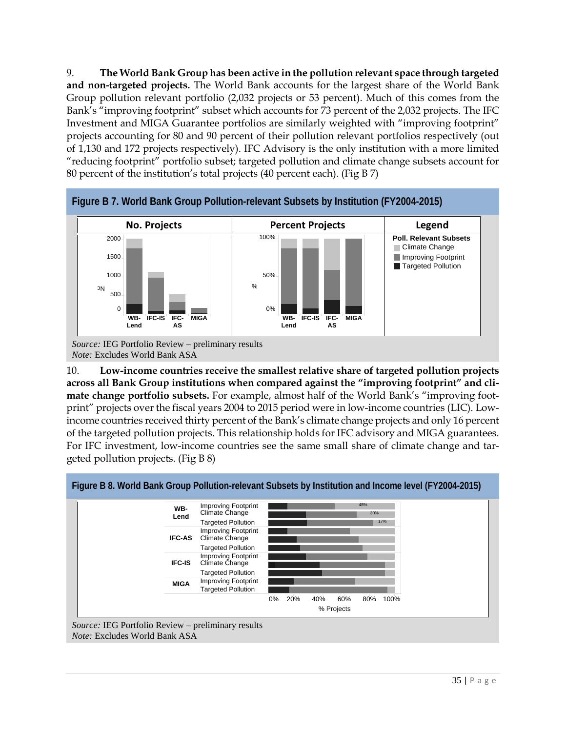9. **The World Bank Group has been active in the pollution relevant space through targeted and non-targeted projects.** The World Bank accounts for the largest share of the World Bank Group pollution relevant portfolio (2,032 projects or 53 percent). Much of this comes from the Bank's "improving footprint" subset which accounts for 73 percent of the 2,032 projects. The IFC Investment and MIGA Guarantee portfolios are similarly weighted with "improving footprint" projects accounting for 80 and 90 percent of their pollution relevant portfolios respectively (out of 1,130 and 172 projects respectively). IFC Advisory is the only institution with a more limited "reducing footprint" portfolio subset; targeted pollution and climate change subsets account for 80 percent of the institution's total projects (40 percent each). (Fig B 7)

**Figure B 7. World Bank Group Pollution-relevant Subsets by Institution (FY2004-2015)**

*Source:* IEG Portfolio Review – preliminary results
*Note:* Excludes World Bank ASA

10. **Low-income countries receive the smallest relative share of targeted pollution projects across all Bank Group institutions when compared against the "improving footprint" and climate change portfolio subsets.** For example, almost half of the World Bank's "improving footprint" projects over the fiscal years 2004 to 2015 period were in low-income countries (LIC). Low-income countries received thirty percent of the Bank's climate change projects and only 16 percent of the targeted pollution projects. This relationship holds for IFC advisory and MIGA guarantees. For IFC investment, low-income countries see the same small share of climate change and targeted pollution projects. (Fig B 8)

**Figure B 8. World Bank Group Pollution-relevant Subsets by Institution and Income level (FY2004-2015)**

*Source:* IEG Portfolio Review – preliminary results
*Note:* Excludes World Bank ASA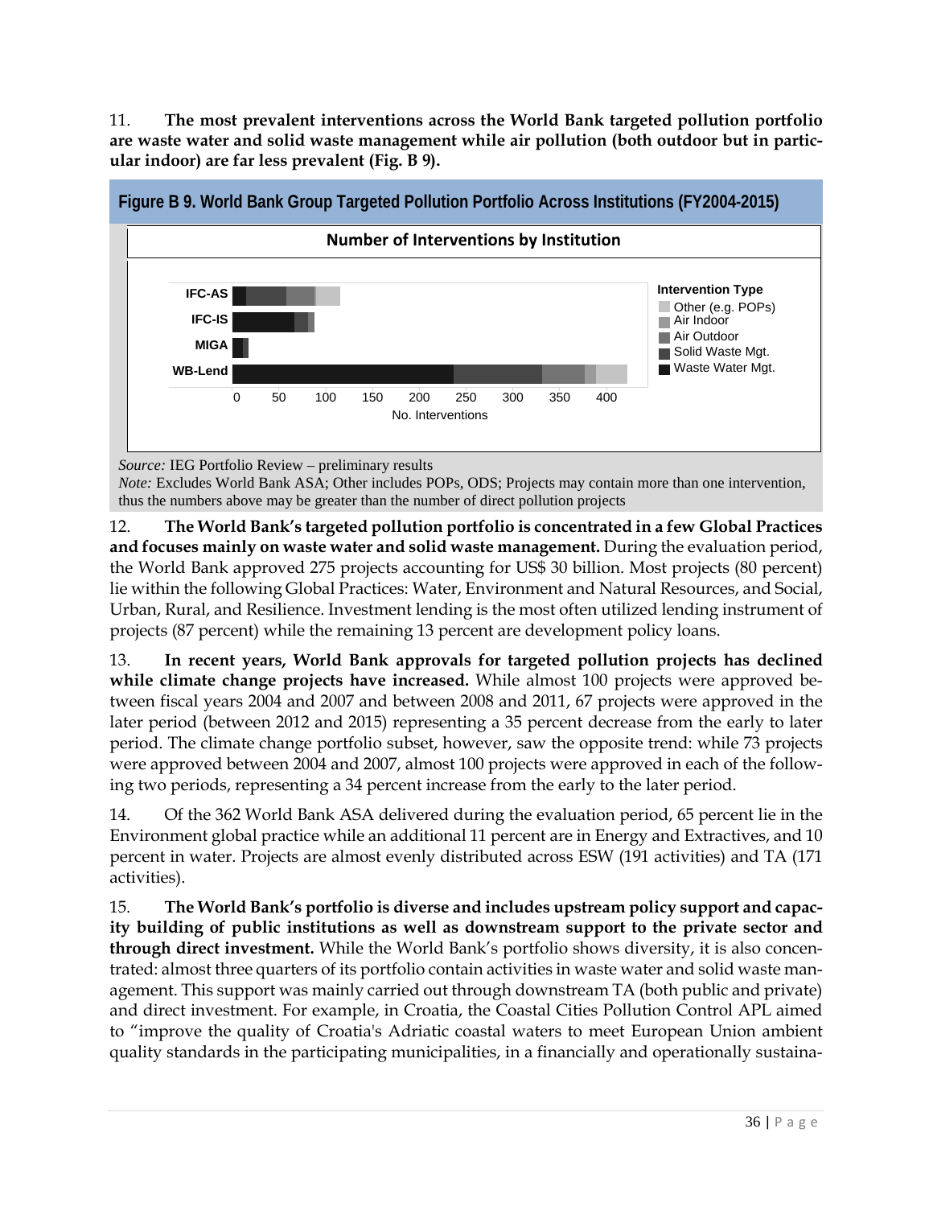11. **The most prevalent interventions across the World Bank targeted pollution portfolio are waste water and solid waste management while air pollution (both outdoor but in particular indoor) are far less prevalent (Fig. B 9).**

**Figure B 9. World Bank Group Targeted Pollution Portfolio Across Institutions (FY2004-2015)**

*Source:* IEG Portfolio Review – preliminary results
*Note:* Excludes World Bank ASA; Other includes POPs, ODS; Projects may contain more than one intervention, thus the numbers above may be greater than the number of direct pollution projects

12. **The World Bank's targeted pollution portfolio is concentrated in a few Global Practices and focuses mainly on waste water and solid waste management.** During the evaluation period, the World Bank approved 275 projects accounting for US$ 30 billion. Most projects (80 percent) lie within the following Global Practices: Water, Environment and Natural Resources, and Social, Urban, Rural, and Resilience. Investment lending is the most often utilized lending instrument of projects (87 percent) while the remaining 13 percent are development policy loans.

13. **In recent years, World Bank approvals for targeted pollution projects has declined while climate change projects have increased.** While almost 100 projects were approved between fiscal years 2004 and 2007 and between 2008 and 2011, 67 projects were approved in the later period (between 2012 and 2015) representing a 35 percent decrease from the early to later period. The climate change portfolio subset, however, saw the opposite trend: while 73 projects were approved between 2004 and 2007, almost 100 projects were approved in each of the following two periods, representing a 34 percent increase from the early to the later period.

14. Of the 362 World Bank ASA delivered during the evaluation period, 65 percent lie in the Environment global practice while an additional 11 percent are in Energy and Extractives, and 10 percent in water. Projects are almost evenly distributed across ESW (191 activities) and TA (171 activities).

15. **The World Bank's portfolio is diverse and includes upstream policy support and capacity building of public institutions as well as downstream support to the private sector and through direct investment.** While the World Bank's portfolio shows diversity, it is also concentrated: almost three quarters of its portfolio contain activities in waste water and solid waste management. This support was mainly carried out through downstream TA (both public and private) and direct investment. For example, in Croatia, the Coastal Cities Pollution Control APL aimed to "improve the quality of Croatia's Adriatic coastal waters to meet European Union ambient quality standards in the participating municipalities, in a financially and operationally sustaina-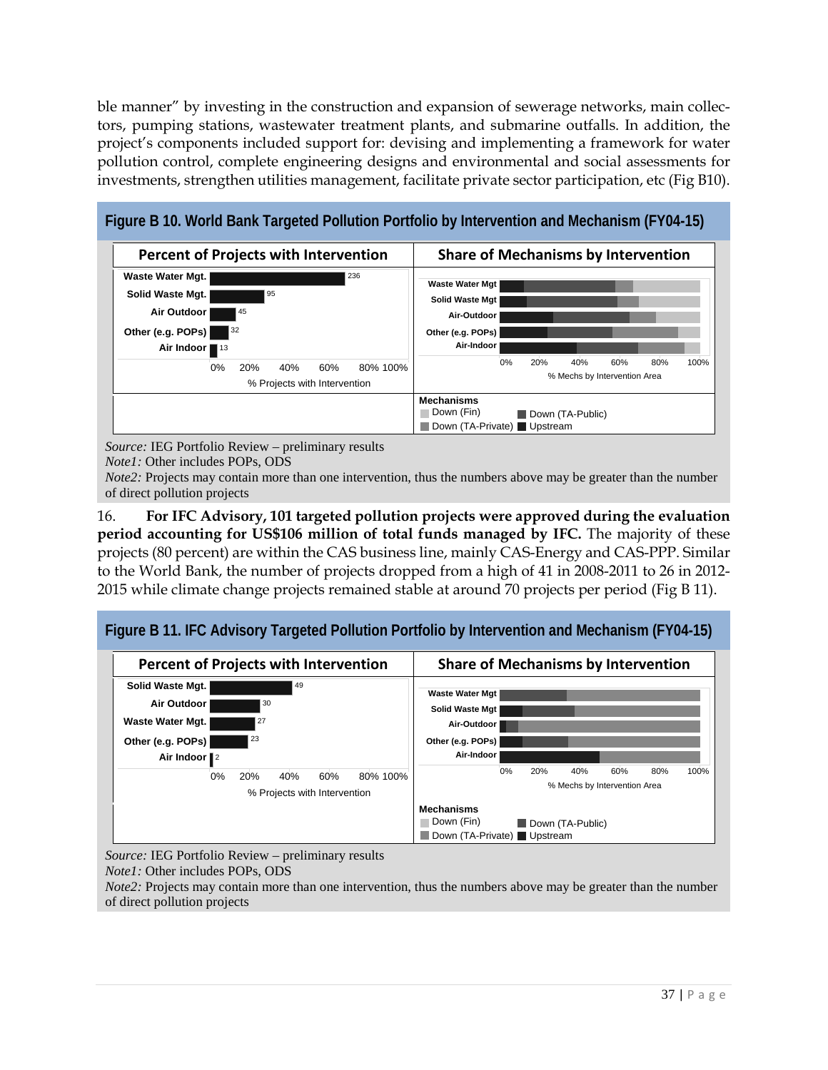ble manner" by investing in the construction and expansion of sewerage networks, main collectors, pumping stations, wastewater treatment plants, and submarine outfalls. In addition, the project's components included support for: devising and implementing a framework for water pollution control, complete engineering designs and environmental and social assessments for investments, strengthen utilities management, facilitate private sector participation, etc (Fig B10).

**Figure B 10. World Bank Targeted Pollution Portfolio by Intervention and Mechanism (FY04-15)**

**Percent of Projects with Intervention**

| Intervention | Number of projects |
|---|---|
| Waste Water Mgt. | 236 |
| Solid Waste Mgt. | 95 |
| Air Outdoor | 45 |
| Other (e.g. POPs) | 32 |
| Air Indoor | 13 |

% Projects with Intervention

**Share of Mechanisms by Intervention**

Interventions: Waste Water Mgt, Solid Waste Mgt, Air-Outdoor, Other (e.g. POPs), Air-Indoor

% Mechs by Intervention Area

Mechanisms: Down (Fin), Down (TA-Public), Down (TA-Private), Upstream

*Source:* IEG Portfolio Review – preliminary results
*Note1:* Other includes POPs, ODS
*Note2:* Projects may contain more than one intervention, thus the numbers above may be greater than the number of direct pollution projects

16. **For IFC Advisory, 101 targeted pollution projects were approved during the evaluation period accounting for US$106 million of total funds managed by IFC.** The majority of these projects (80 percent) are within the CAS business line, mainly CAS-Energy and CAS-PPP. Similar to the World Bank, the number of projects dropped from a high of 41 in 2008-2011 to 26 in 2012-2015 while climate change projects remained stable at around 70 projects per period (Fig B 11).

**Figure B 11. IFC Advisory Targeted Pollution Portfolio by Intervention and Mechanism (FY04-15)**

**Percent of Projects with Intervention**

| Intervention | Number of projects |
|---|---|
| Solid Waste Mgt. | 49 |
| Air Outdoor | 30 |
| Waste Water Mgt. | 27 |
| Other (e.g. POPs) | 23 |
| Air Indoor | 2 |

% Projects with Intervention

**Share of Mechanisms by Intervention**

Interventions: Waste Water Mgt, Solid Waste Mgt, Air-Outdoor, Other (e.g. POPs), Air-Indoor

% Mechs by Intervention Area

Mechanisms: Down (Fin), Down (TA-Public), Down (TA-Private), Upstream

*Source:* IEG Portfolio Review – preliminary results
*Note1:* Other includes POPs, ODS
*Note2:* Projects may contain more than one intervention, thus the numbers above may be greater than the number of direct pollution projects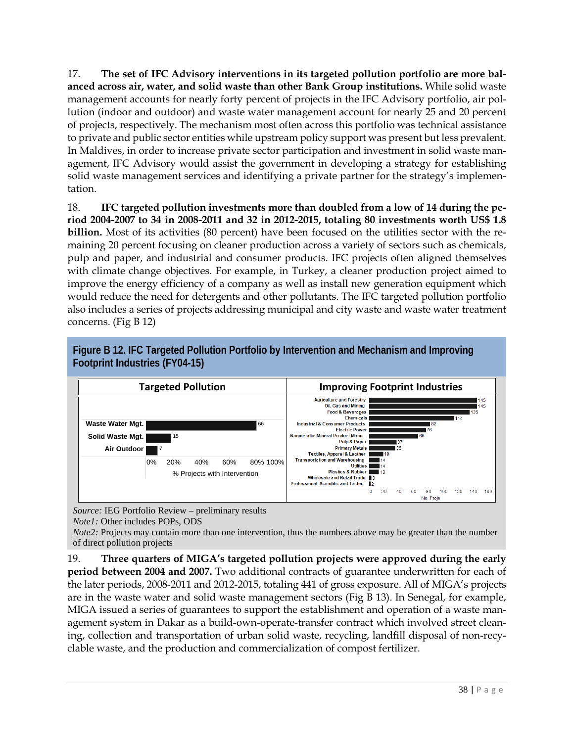17. **The set of IFC Advisory interventions in its targeted pollution portfolio are more balanced across air, water, and solid waste than other Bank Group institutions.** While solid waste management accounts for nearly forty percent of projects in the IFC Advisory portfolio, air pollution (indoor and outdoor) and waste water management account for nearly 25 and 20 percent of projects, respectively. The mechanism most often across this portfolio was technical assistance to private and public sector entities while upstream policy support was present but less prevalent. In Maldives, in order to increase private sector participation and investment in solid waste management, IFC Advisory would assist the government in developing a strategy for establishing solid waste management services and identifying a private partner for the strategy's implementation.

18. **IFC targeted pollution investments more than doubled from a low of 14 during the period 2004-2007 to 34 in 2008-2011 and 32 in 2012-2015, totaling 80 investments worth US$ 1.8 billion.** Most of its activities (80 percent) have been focused on the utilities sector with the remaining 20 percent focusing on cleaner production across a variety of sectors such as chemicals, pulp and paper, and industrial and consumer products. IFC projects often aligned themselves with climate change objectives. For example, in Turkey, a cleaner production project aimed to improve the energy efficiency of a company as well as install new generation equipment which would reduce the need for detergents and other pollutants. The IFC targeted pollution portfolio also includes a series of projects addressing municipal and city waste and waste water treatment concerns. (Fig B 12)

**Figure B 12. IFC Targeted Pollution Portfolio by Intervention and Mechanism and Improving Footprint Industries (FY04-15)**

**Targeted Pollution** (% Projects with Intervention)

| Intervention | Value |
|---|---|
| Waste Water Mgt. | 66 |
| Solid Waste Mgt. | 15 |
| Air Outdoor | 7 |

**Improving Footprint Industries** (No. Projs)

| Industry | No. Projs |
|---|---|
| Agriculture and Forestry | 145 |
| Oil, Gas and Mining | 145 |
| Food & Beverages | 135 |
| Chemicals | 114 |
| Industrial & Consumer Products | 82 |
| Electric Power | 76 |
| Nonmetallic Mineral Product Manu.. | 66 |
| Pulp & Paper | 37 |
| Primary Metals | 35 |
| Textiles, Apparel & Leather | 19 |
| Transportation and Warehousing | 14 |
| Utilities | 14 |
| Plastics & Rubber | 13 |
| Wholesale and Retail Trade | 3 |
| Professional, Scientific and Techn.. | 2 |

*Source:* IEG Portfolio Review – preliminary results
*Note1:* Other includes POPs, ODS
*Note2:* Projects may contain more than one intervention, thus the numbers above may be greater than the number of direct pollution projects

19. **Three quarters of MIGA's targeted pollution projects were approved during the early period between 2004 and 2007.** Two additional contracts of guarantee underwritten for each of the later periods, 2008-2011 and 2012-2015, totaling 441 of gross exposure. All of MIGA's projects are in the waste water and solid waste management sectors (Fig B 13). In Senegal, for example, MIGA issued a series of guarantees to support the establishment and operation of a waste management system in Dakar as a build-own-operate-transfer contract which involved street cleaning, collection and transportation of urban solid waste, recycling, landfill disposal of non-recyclable waste, and the production and commercialization of compost fertilizer.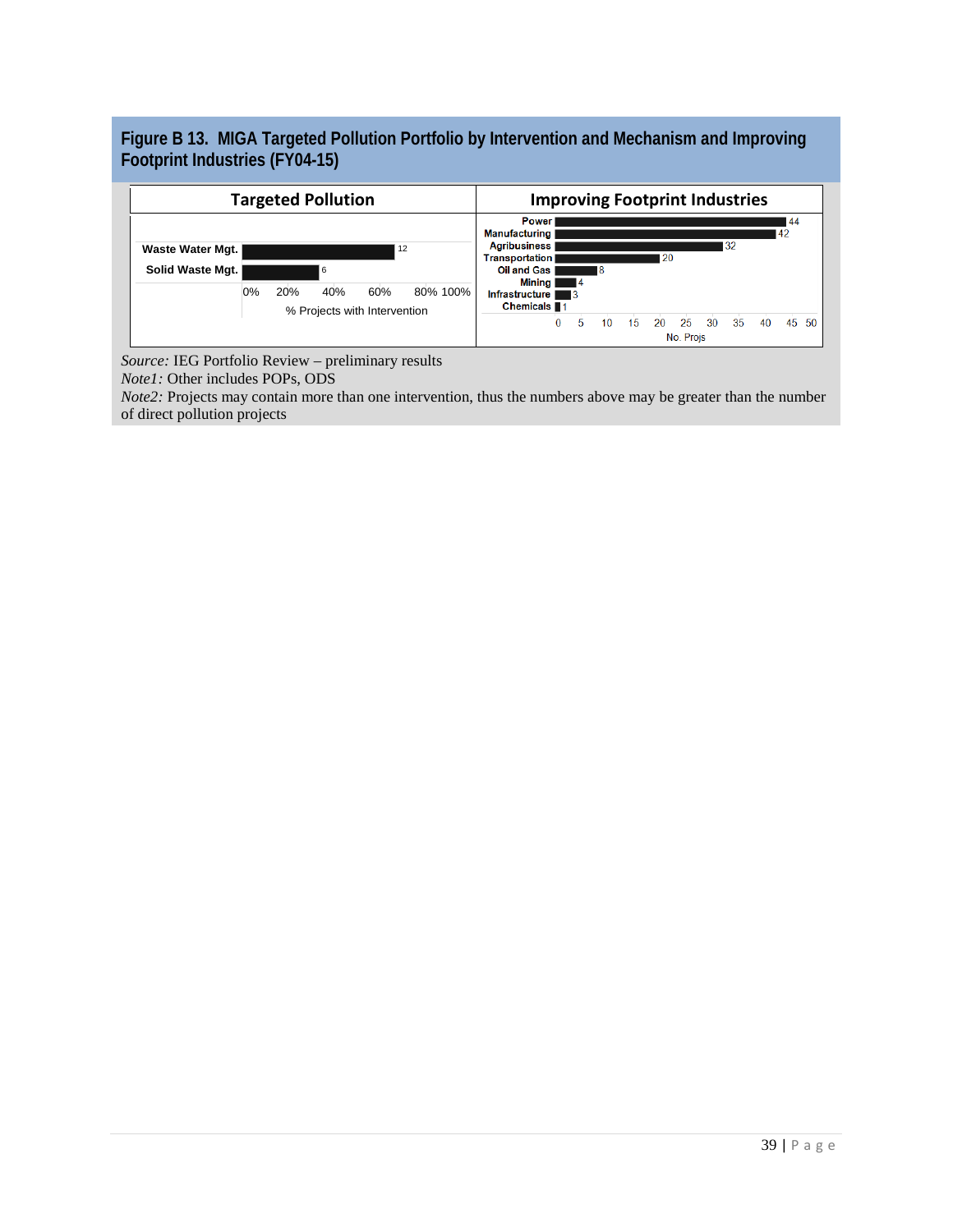**Figure B 13. MIGA Targeted Pollution Portfolio by Intervention and Mechanism and Improving Footprint Industries (FY04-15)**

**Targeted Pollution**

| Intervention | No. Projects |
| --- | --- |
| Waste Water Mgt. | 12 |
| Solid Waste Mgt. | 6 |

% Projects with Intervention

**Improving Footprint Industries**

| Industry | No. Projs |
| --- | --- |
| Power | 44 |
| Manufacturing | 42 |
| Agribusiness | 32 |
| Transportation | 20 |
| Oil and Gas | 8 |
| Mining | 4 |
| Infrastructure | 3 |
| Chemicals | 1 |

*Source:* IEG Portfolio Review – preliminary results

*Note1:* Other includes POPs, ODS

*Note2:* Projects may contain more than one intervention, thus the numbers above may be greater than the number of direct pollution projects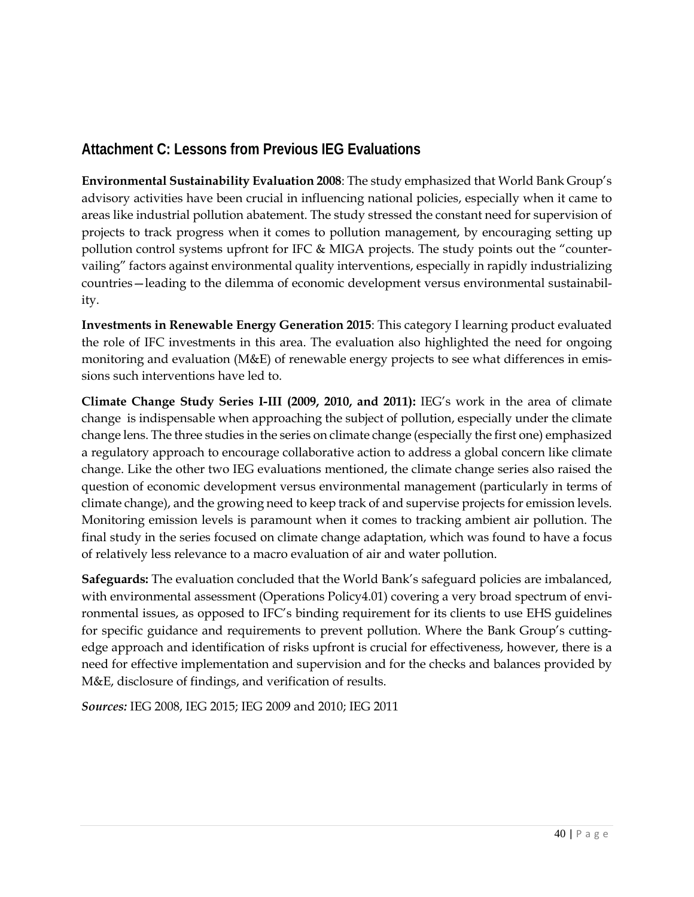## Attachment C: Lessons from Previous IEG Evaluations

**Environmental Sustainability Evaluation 2008**: The study emphasized that World Bank Group's advisory activities have been crucial in influencing national policies, especially when it came to areas like industrial pollution abatement. The study stressed the constant need for supervision of projects to track progress when it comes to pollution management, by encouraging setting up pollution control systems upfront for IFC & MIGA projects. The study points out the "countervailing" factors against environmental quality interventions, especially in rapidly industrializing countries—leading to the dilemma of economic development versus environmental sustainability.

**Investments in Renewable Energy Generation 2015**: This category I learning product evaluated the role of IFC investments in this area. The evaluation also highlighted the need for ongoing monitoring and evaluation (M&E) of renewable energy projects to see what differences in emissions such interventions have led to.

**Climate Change Study Series I-III (2009, 2010, and 2011):** IEG's work in the area of climate change is indispensable when approaching the subject of pollution, especially under the climate change lens. The three studies in the series on climate change (especially the first one) emphasized a regulatory approach to encourage collaborative action to address a global concern like climate change. Like the other two IEG evaluations mentioned, the climate change series also raised the question of economic development versus environmental management (particularly in terms of climate change), and the growing need to keep track of and supervise projects for emission levels. Monitoring emission levels is paramount when it comes to tracking ambient air pollution. The final study in the series focused on climate change adaptation, which was found to have a focus of relatively less relevance to a macro evaluation of air and water pollution.

**Safeguards:** The evaluation concluded that the World Bank's safeguard policies are imbalanced, with environmental assessment (Operations Policy4.01) covering a very broad spectrum of environmental issues, as opposed to IFC's binding requirement for its clients to use EHS guidelines for specific guidance and requirements to prevent pollution. Where the Bank Group's cutting-edge approach and identification of risks upfront is crucial for effectiveness, however, there is a need for effective implementation and supervision and for the checks and balances provided by M&E, disclosure of findings, and verification of results.

***Sources:*** IEG 2008, IEG 2015; IEG 2009 and 2010; IEG 2011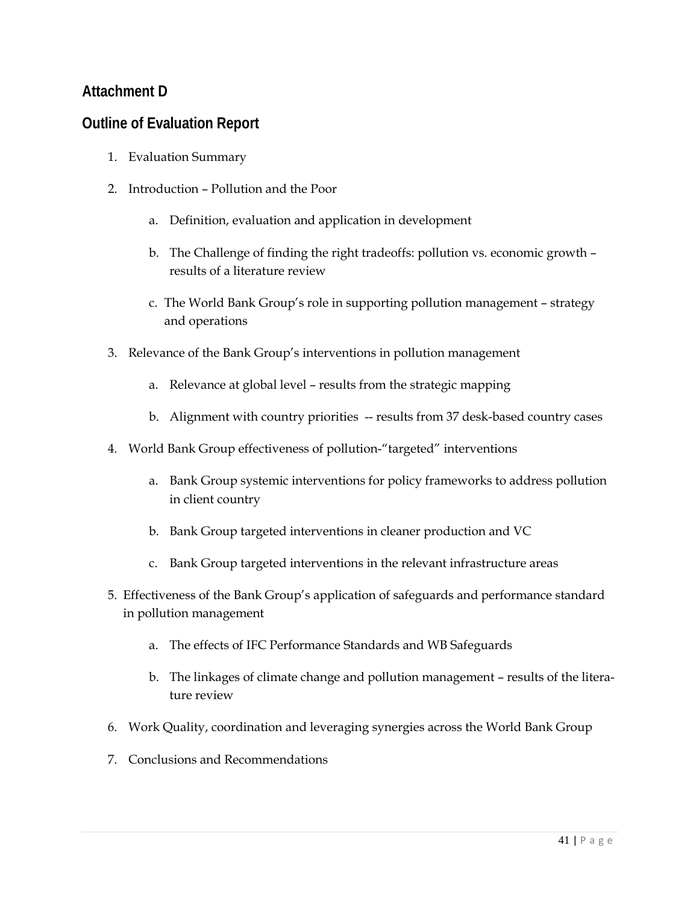## Attachment D

## Outline of Evaluation Report

1. Evaluation Summary
2. Introduction – Pollution and the Poor
    a. Definition, evaluation and application in development
    b. The Challenge of finding the right tradeoffs: pollution vs. economic growth – results of a literature review
    c. The World Bank Group's role in supporting pollution management – strategy and operations
3. Relevance of the Bank Group's interventions in pollution management
    a. Relevance at global level – results from the strategic mapping
    b. Alignment with country priorities -- results from 37 desk-based country cases
4. World Bank Group effectiveness of pollution-"targeted" interventions
    a. Bank Group systemic interventions for policy frameworks to address pollution in client country
    b. Bank Group targeted interventions in cleaner production and VC
    c. Bank Group targeted interventions in the relevant infrastructure areas
5. Effectiveness of the Bank Group's application of safeguards and performance standard in pollution management
    a. The effects of IFC Performance Standards and WB Safeguards
    b. The linkages of climate change and pollution management – results of the literature review
6. Work Quality, coordination and leveraging synergies across the World Bank Group
7. Conclusions and Recommendations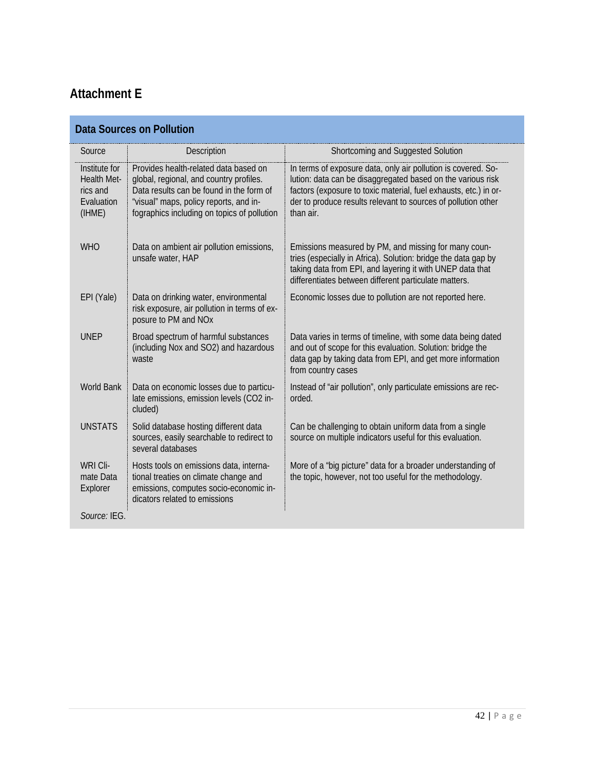## Attachment E

**Data Sources on Pollution**

| Source | Description | Shortcoming and Suggested Solution |
|---|---|---|
| Institute for Health Metrics and Evaluation (IHME) | Provides health-related data based on global, regional, and country profiles. Data results can be found in the form of "visual" maps, policy reports, and infographics including on topics of pollution | In terms of exposure data, only air pollution is covered. Solution: data can be disaggregated based on the various risk factors (exposure to toxic material, fuel exhausts, etc.) in order to produce results relevant to sources of pollution other than air. |
| WHO | Data on ambient air pollution emissions, unsafe water, HAP | Emissions measured by PM, and missing for many countries (especially in Africa). Solution: bridge the data gap by taking data from EPI, and layering it with UNEP data that differentiates between different particulate matters. |
| EPI (Yale) | Data on drinking water, environmental risk exposure, air pollution in terms of exposure to PM and NOx | Economic losses due to pollution are not reported here. |
| UNEP | Broad spectrum of harmful substances (including Nox and SO2) and hazardous waste | Data varies in terms of timeline, with some data being dated and out of scope for this evaluation. Solution: bridge the data gap by taking data from EPI, and get more information from country cases |
| World Bank | Data on economic losses due to particulate emissions, emission levels (CO2 included) | Instead of "air pollution", only particulate emissions are recorded. |
| UNSTATS | Solid database hosting different data sources, easily searchable to redirect to several databases | Can be challenging to obtain uniform data from a single source on multiple indicators useful for this evaluation. |
| WRI Climate Data Explorer | Hosts tools on emissions data, international treaties on climate change and emissions, computes socio-economic indicators related to emissions | More of a "big picture" data for a broader understanding of the topic, however, not too useful for the methodology. |

*Source:* IEG.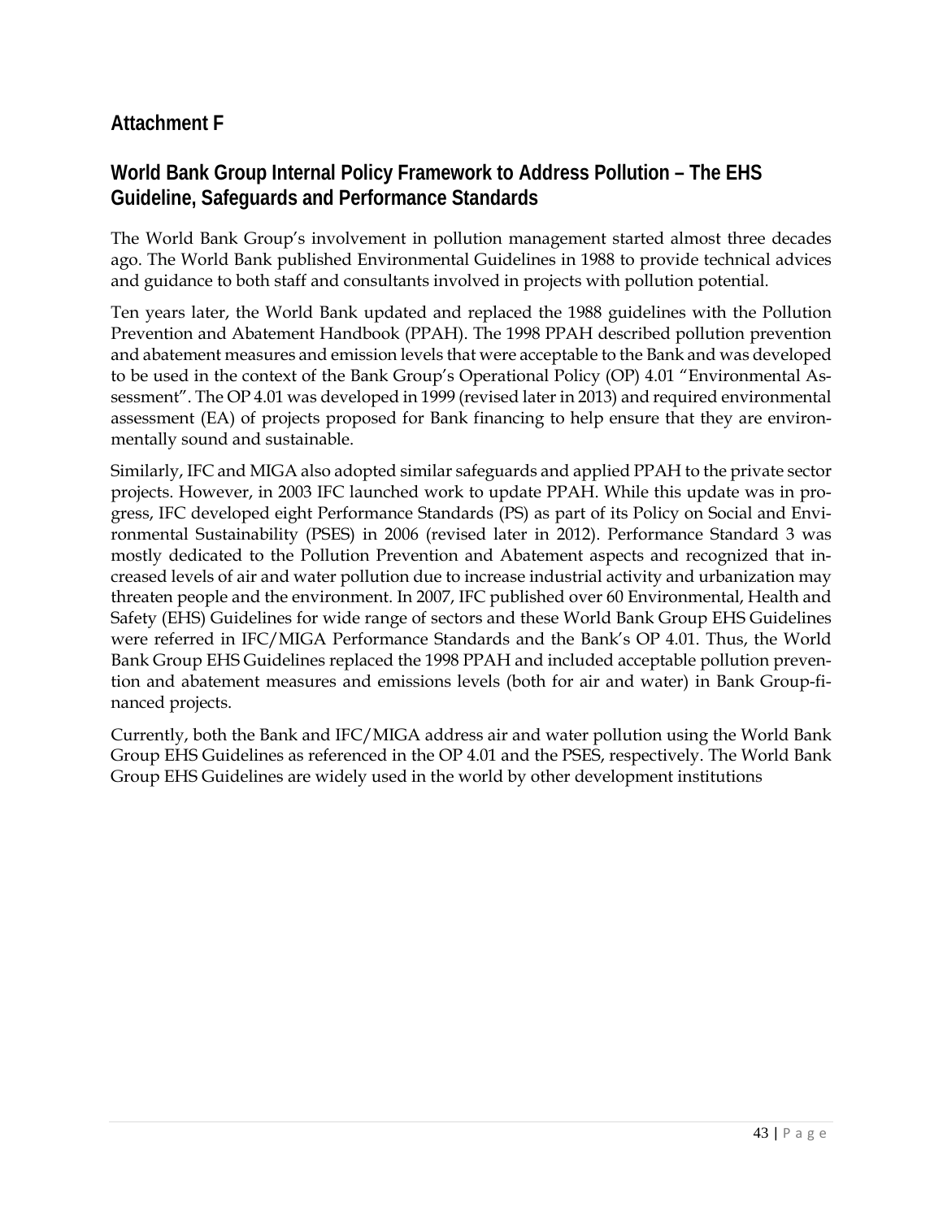## Attachment F

## World Bank Group Internal Policy Framework to Address Pollution – The EHS Guideline, Safeguards and Performance Standards

The World Bank Group's involvement in pollution management started almost three decades ago. The World Bank published Environmental Guidelines in 1988 to provide technical advices and guidance to both staff and consultants involved in projects with pollution potential.

Ten years later, the World Bank updated and replaced the 1988 guidelines with the Pollution Prevention and Abatement Handbook (PPAH). The 1998 PPAH described pollution prevention and abatement measures and emission levels that were acceptable to the Bank and was developed to be used in the context of the Bank Group's Operational Policy (OP) 4.01 "Environmental Assessment". The OP 4.01 was developed in 1999 (revised later in 2013) and required environmental assessment (EA) of projects proposed for Bank financing to help ensure that they are environmentally sound and sustainable.

Similarly, IFC and MIGA also adopted similar safeguards and applied PPAH to the private sector projects. However, in 2003 IFC launched work to update PPAH. While this update was in progress, IFC developed eight Performance Standards (PS) as part of its Policy on Social and Environmental Sustainability (PSES) in 2006 (revised later in 2012). Performance Standard 3 was mostly dedicated to the Pollution Prevention and Abatement aspects and recognized that increased levels of air and water pollution due to increase industrial activity and urbanization may threaten people and the environment. In 2007, IFC published over 60 Environmental, Health and Safety (EHS) Guidelines for wide range of sectors and these World Bank Group EHS Guidelines were referred in IFC/MIGA Performance Standards and the Bank's OP 4.01. Thus, the World Bank Group EHS Guidelines replaced the 1998 PPAH and included acceptable pollution prevention and abatement measures and emissions levels (both for air and water) in Bank Group-financed projects.

Currently, both the Bank and IFC/MIGA address air and water pollution using the World Bank Group EHS Guidelines as referenced in the OP 4.01 and the PSES, respectively. The World Bank Group EHS Guidelines are widely used in the world by other development institutions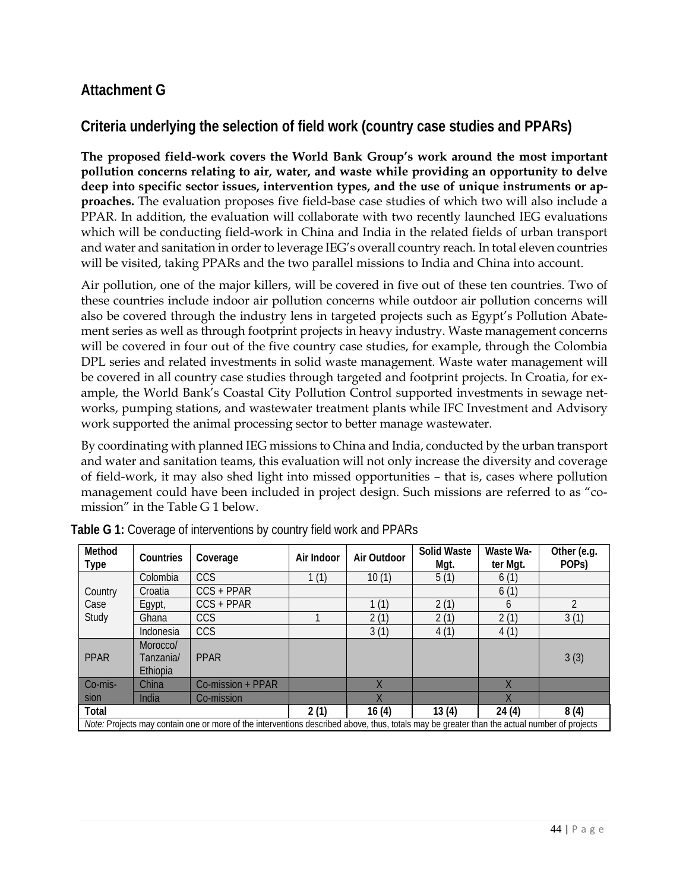## Attachment G

## Criteria underlying the selection of field work (country case studies and PPARs)

**The proposed field-work covers the World Bank Group's work around the most important pollution concerns relating to air, water, and waste while providing an opportunity to delve deep into specific sector issues, intervention types, and the use of unique instruments or approaches.** The evaluation proposes five field-base case studies of which two will also include a PPAR. In addition, the evaluation will collaborate with two recently launched IEG evaluations which will be conducting field-work in China and India in the related fields of urban transport and water and sanitation in order to leverage IEG's overall country reach. In total eleven countries will be visited, taking PPARs and the two parallel missions to India and China into account.

Air pollution, one of the major killers, will be covered in five out of these ten countries. Two of these countries include indoor air pollution concerns while outdoor air pollution concerns will also be covered through the industry lens in targeted projects such as Egypt's Pollution Abatement series as well as through footprint projects in heavy industry. Waste management concerns will be covered in four out of the five country case studies, for example, through the Colombia DPL series and related investments in solid waste management. Waste water management will be covered in all country case studies through targeted and footprint projects. In Croatia, for example, the World Bank's Coastal City Pollution Control supported investments in sewage networks, pumping stations, and wastewater treatment plants while IFC Investment and Advisory work supported the animal processing sector to better manage wastewater.

By coordinating with planned IEG missions to China and India, conducted by the urban transport and water and sanitation teams, this evaluation will not only increase the diversity and coverage of field-work, it may also shed light into missed opportunities – that is, cases where pollution management could have been included in project design. Such missions are referred to as "co-mission" in the Table G 1 below.

**Table G 1:** Coverage of interventions by country field work and PPARs

| Method Type | Countries | Coverage | Air Indoor | Air Outdoor | Solid Waste Mgt. | Waste Water Mgt. | Other (e.g. POPs) |
|---|---|---|---|---|---|---|---|
| Country Case Study | Colombia | CCS | 1 (1) | 10 (1) | 5 (1) | 6 (1) | |
| | Croatia | CCS + PPAR | | | | 6 (1) | |
| | Egypt, | CCS + PPAR | | 1 (1) | 2 (1) | 6 | 2 |
| | Ghana | CCS | 1 | 2 (1) | 2 (1) | 2 (1) | 3 (1) |
| | Indonesia | CCS | | 3 (1) | 4 (1) | 4 (1) | |
| PPAR | Morocco/ Tanzania/ Ethiopia | PPAR | | | | | 3 (3) |
| Co-mission | China | Co-mission + PPAR | | X | | X | |
| | India | Co-mission | | X | | X | |
| **Total** | | | **2 (1)** | **16 (4)** | **13 (4)** | **24 (4)** | **8 (4)** |

*Note:* Projects may contain one or more of the interventions described above, thus, totals may be greater than the actual number of projects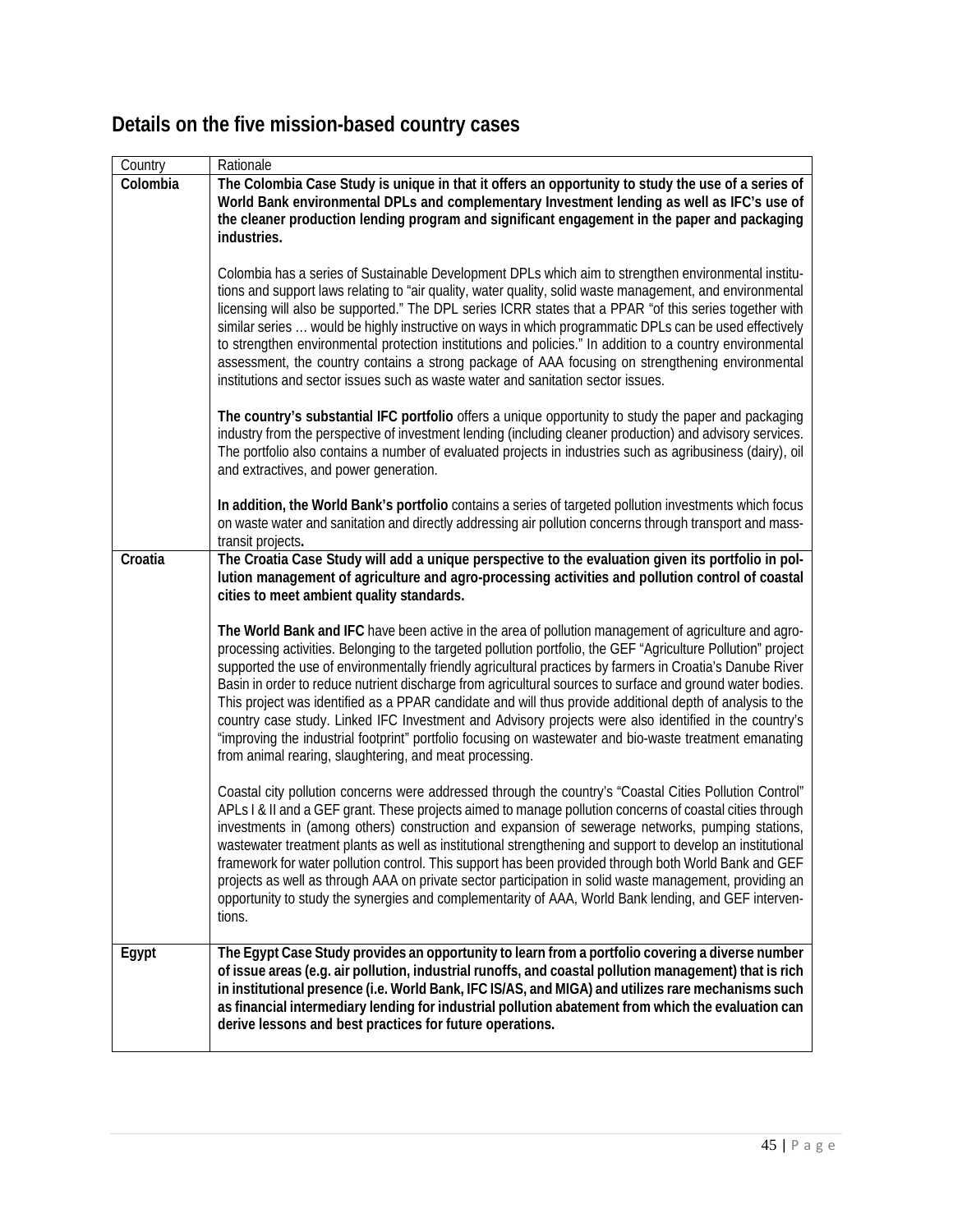## Details on the five mission-based country cases

| Country | Rationale |
|---|---|
| **Colombia** | **The Colombia Case Study is unique in that it offers an opportunity to study the use of a series of World Bank environmental DPLs and complementary Investment lending as well as IFC's use of the cleaner production lending program and significant engagement in the paper and packaging industries.**<br><br>Colombia has a series of Sustainable Development DPLs which aim to strengthen environmental institutions and support laws relating to "air quality, water quality, solid waste management, and environmental licensing will also be supported." The DPL series ICRR states that a PPAR "of this series together with similar series … would be highly instructive on ways in which programmatic DPLs can be used effectively to strengthen environmental protection institutions and policies." In addition to a country environmental assessment, the country contains a strong package of AAA focusing on strengthening environmental institutions and sector issues such as waste water and sanitation sector issues.<br><br>**The country's substantial IFC portfolio** offers a unique opportunity to study the paper and packaging industry from the perspective of investment lending (including cleaner production) and advisory services. The portfolio also contains a number of evaluated projects in industries such as agribusiness (dairy), oil and extractives, and power generation.<br><br>**In addition, the World Bank's portfolio** contains a series of targeted pollution investments which focus on waste water and sanitation and directly addressing air pollution concerns through transport and mass-transit projects**.** |
| **Croatia** | **The Croatia Case Study will add a unique perspective to the evaluation given its portfolio in pollution management of agriculture and agro-processing activities and pollution control of coastal cities to meet ambient quality standards.**<br><br>**The World Bank and IFC** have been active in the area of pollution management of agriculture and agro-processing activities. Belonging to the targeted pollution portfolio, the GEF "Agriculture Pollution" project supported the use of environmentally friendly agricultural practices by farmers in Croatia's Danube River Basin in order to reduce nutrient discharge from agricultural sources to surface and ground water bodies. This project was identified as a PPAR candidate and will thus provide additional depth of analysis to the country case study. Linked IFC Investment and Advisory projects were also identified in the country's "improving the industrial footprint" portfolio focusing on wastewater and bio-waste treatment emanating from animal rearing, slaughtering, and meat processing.<br><br>Coastal city pollution concerns were addressed through the country's "Coastal Cities Pollution Control" APLs I & II and a GEF grant. These projects aimed to manage pollution concerns of coastal cities through investments in (among others) construction and expansion of sewerage networks, pumping stations, wastewater treatment plants as well as institutional strengthening and support to develop an institutional framework for water pollution control. This support has been provided through both World Bank and GEF projects as well as through AAA on private sector participation in solid waste management, providing an opportunity to study the synergies and complementarity of AAA, World Bank lending, and GEF interventions. |
| **Egypt** | **The Egypt Case Study provides an opportunity to learn from a portfolio covering a diverse number of issue areas (e.g. air pollution, industrial runoffs, and coastal pollution management) that is rich in institutional presence (i.e. World Bank, IFC IS/AS, and MIGA) and utilizes rare mechanisms such as financial intermediary lending for industrial pollution abatement from which the evaluation can derive lessons and best practices for future operations.** |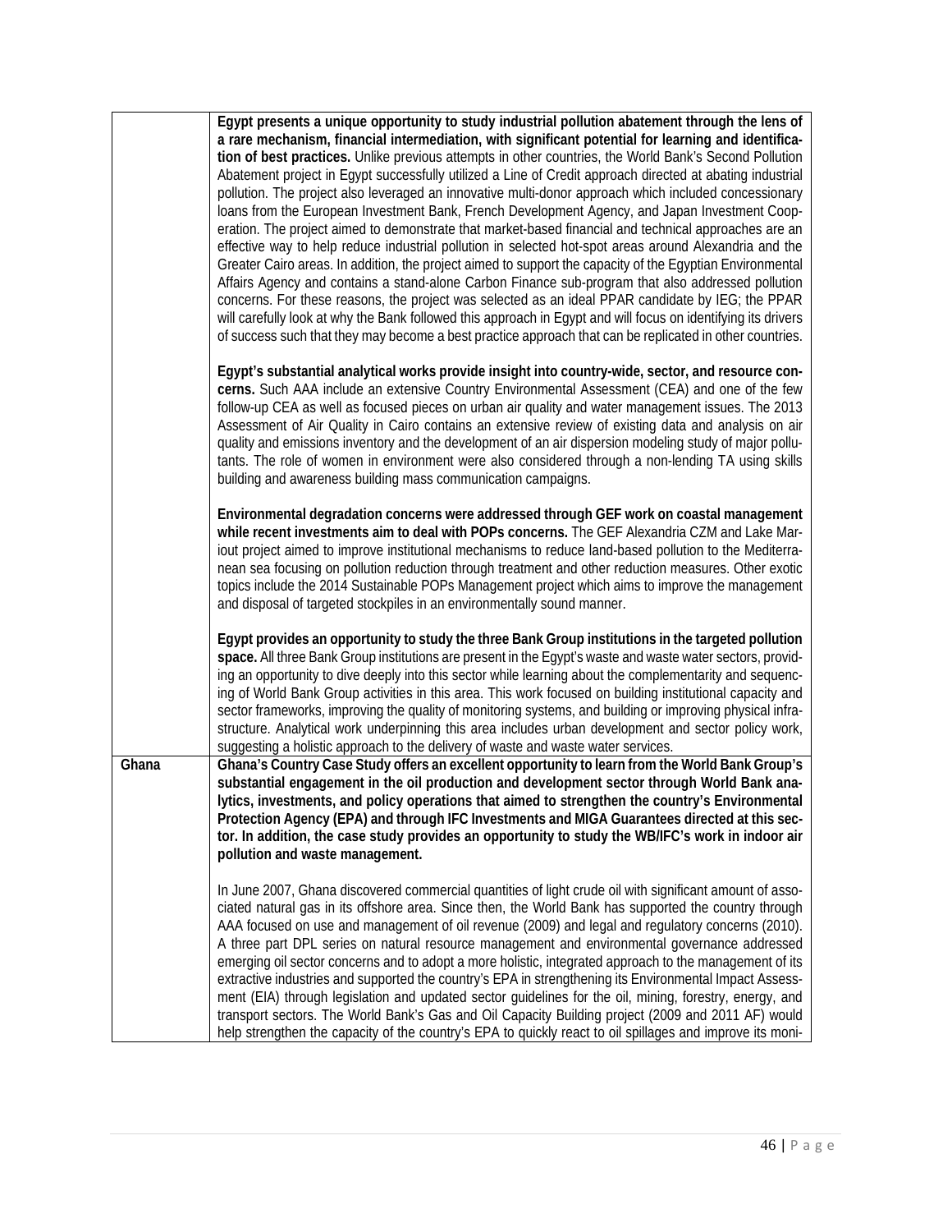| | |
|---|---|
| | **Egypt presents a unique opportunity to study industrial pollution abatement through the lens of a rare mechanism, financial intermediation, with significant potential for learning and identification of best practices.** Unlike previous attempts in other countries, the World Bank's Second Pollution Abatement project in Egypt successfully utilized a Line of Credit approach directed at abating industrial pollution. The project also leveraged an innovative multi-donor approach which included concessionary loans from the European Investment Bank, French Development Agency, and Japan Investment Cooperation. The project aimed to demonstrate that market-based financial and technical approaches are an effective way to help reduce industrial pollution in selected hot-spot areas around Alexandria and the Greater Cairo areas. In addition, the project aimed to support the capacity of the Egyptian Environmental Affairs Agency and contains a stand-alone Carbon Finance sub-program that also addressed pollution concerns. For these reasons, the project was selected as an ideal PPAR candidate by IEG; the PPAR will carefully look at why the Bank followed this approach in Egypt and will focus on identifying its drivers of success such that they may become a best practice approach that can be replicated in other countries.<br><br>**Egypt's substantial analytical works provide insight into country-wide, sector, and resource concerns.** Such AAA include an extensive Country Environmental Assessment (CEA) and one of the few follow-up CEA as well as focused pieces on urban air quality and water management issues. The 2013 Assessment of Air Quality in Cairo contains an extensive review of existing data and analysis on air quality and emissions inventory and the development of an air dispersion modeling study of major pollutants. The role of women in environment were also considered through a non-lending TA using skills building and awareness building mass communication campaigns.<br><br>**Environmental degradation concerns were addressed through GEF work on coastal management while recent investments aim to deal with POPs concerns.** The GEF Alexandria CZM and Lake Mariout project aimed to improve institutional mechanisms to reduce land-based pollution to the Mediterranean sea focusing on pollution reduction through treatment and other reduction measures. Other exotic topics include the 2014 Sustainable POPs Management project which aims to improve the management and disposal of targeted stockpiles in an environmentally sound manner.<br><br>**Egypt provides an opportunity to study the three Bank Group institutions in the targeted pollution space.** All three Bank Group institutions are present in the Egypt's waste and waste water sectors, providing an opportunity to dive deeply into this sector while learning about the complementarity and sequencing of World Bank Group activities in this area. This work focused on building institutional capacity and sector frameworks, improving the quality of monitoring systems, and building or improving physical infrastructure. Analytical work underpinning this area includes urban development and sector policy work, suggesting a holistic approach to the delivery of waste and waste water services. |
| **Ghana** | **Ghana's Country Case Study offers an excellent opportunity to learn from the World Bank Group's substantial engagement in the oil production and development sector through World Bank analytics, investments, and policy operations that aimed to strengthen the country's Environmental Protection Agency (EPA) and through IFC Investments and MIGA Guarantees directed at this sector. In addition, the case study provides an opportunity to study the WB/IFC's work in indoor air pollution and waste management.**<br><br>In June 2007, Ghana discovered commercial quantities of light crude oil with significant amount of associated natural gas in its offshore area. Since then, the World Bank has supported the country through AAA focused on use and management of oil revenue (2009) and legal and regulatory concerns (2010). A three part DPL series on natural resource management and environmental governance addressed emerging oil sector concerns and to adopt a more holistic, integrated approach to the management of its extractive industries and supported the country's EPA in strengthening its Environmental Impact Assessment (EIA) through legislation and updated sector guidelines for the oil, mining, forestry, energy, and transport sectors. The World Bank's Gas and Oil Capacity Building project (2009 and 2011 AF) would help strengthen the capacity of the country's EPA to quickly react to oil spillages and improve its moni- |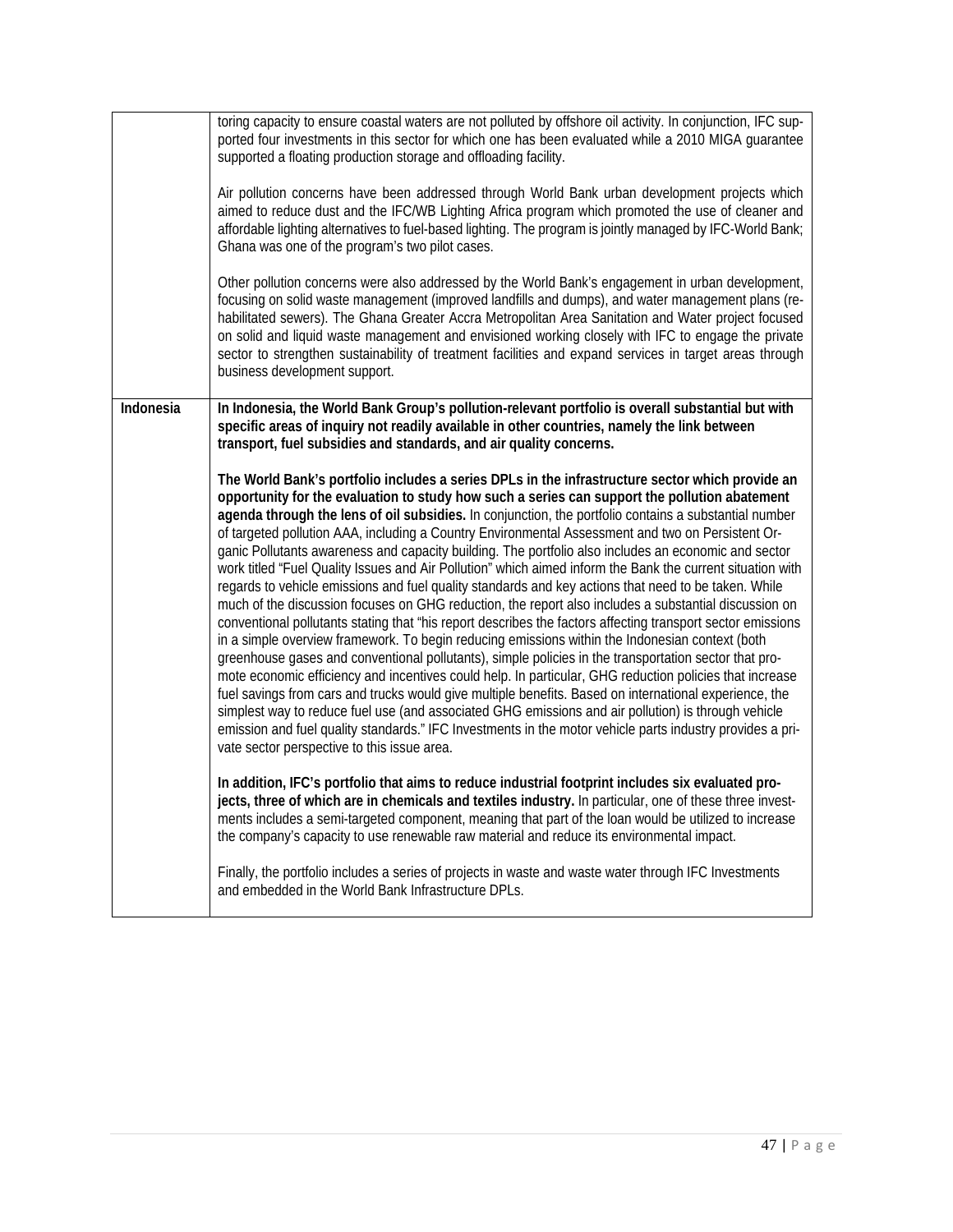| | |
|---|---|
| | toring capacity to ensure coastal waters are not polluted by offshore oil activity. In conjunction, IFC supported four investments in this sector for which one has been evaluated while a 2010 MIGA guarantee supported a floating production storage and offloading facility.<br><br>Air pollution concerns have been addressed through World Bank urban development projects which aimed to reduce dust and the IFC/WB Lighting Africa program which promoted the use of cleaner and affordable lighting alternatives to fuel-based lighting. The program is jointly managed by IFC-World Bank; Ghana was one of the program's two pilot cases.<br><br>Other pollution concerns were also addressed by the World Bank's engagement in urban development, focusing on solid waste management (improved landfills and dumps), and water management plans (rehabilitated sewers). The Ghana Greater Accra Metropolitan Area Sanitation and Water project focused on solid and liquid waste management and envisioned working closely with IFC to engage the private sector to strengthen sustainability of treatment facilities and expand services in target areas through business development support. |
| **Indonesia** | **In Indonesia, the World Bank Group's pollution-relevant portfolio is overall substantial but with specific areas of inquiry not readily available in other countries, namely the link between transport, fuel subsidies and standards, and air quality concerns.**<br><br>**The World Bank's portfolio includes a series DPLs in the infrastructure sector which provide an opportunity for the evaluation to study how such a series can support the pollution abatement agenda through the lens of oil subsidies.** In conjunction, the portfolio contains a substantial number of targeted pollution AAA, including a Country Environmental Assessment and two on Persistent Organic Pollutants awareness and capacity building. The portfolio also includes an economic and sector work titled "Fuel Quality Issues and Air Pollution" which aimed inform the Bank the current situation with regards to vehicle emissions and fuel quality standards and key actions that need to be taken. While much of the discussion focuses on GHG reduction, the report also includes a substantial discussion on conventional pollutants stating that "his report describes the factors affecting transport sector emissions in a simple overview framework. To begin reducing emissions within the Indonesian context (both greenhouse gases and conventional pollutants), simple policies in the transportation sector that promote economic efficiency and incentives could help. In particular, GHG reduction policies that increase fuel savings from cars and trucks would give multiple benefits. Based on international experience, the simplest way to reduce fuel use (and associated GHG emissions and air pollution) is through vehicle emission and fuel quality standards." IFC Investments in the motor vehicle parts industry provides a private sector perspective to this issue area.<br><br>**In addition, IFC's portfolio that aims to reduce industrial footprint includes six evaluated projects, three of which are in chemicals and textiles industry.** In particular, one of these three investments includes a semi-targeted component, meaning that part of the loan would be utilized to increase the company's capacity to use renewable raw material and reduce its environmental impact.<br><br>Finally, the portfolio includes a series of projects in waste and waste water through IFC Investments and embedded in the World Bank Infrastructure DPLs. |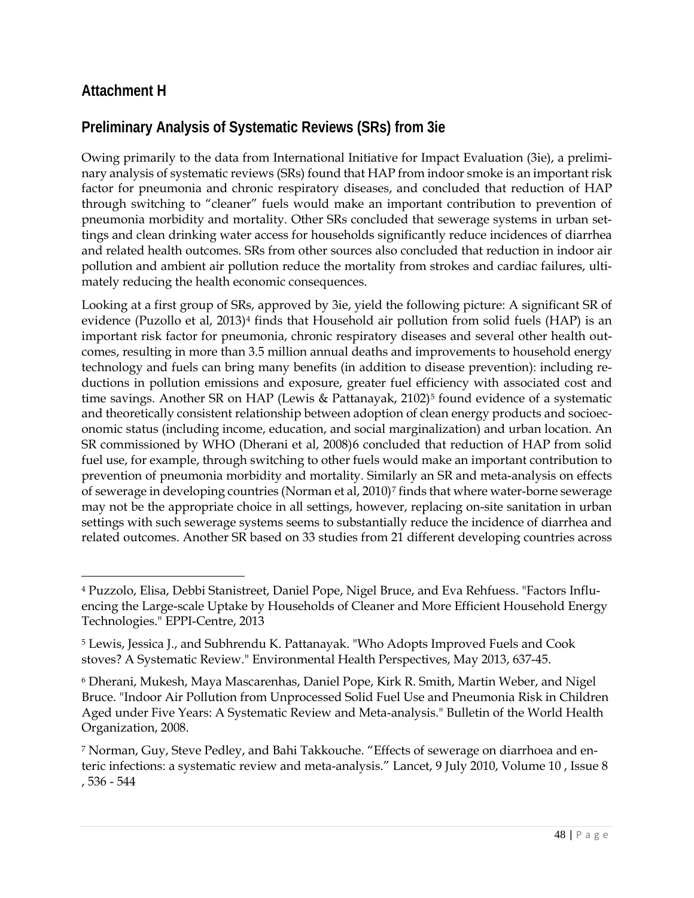## Attachment H

## Preliminary Analysis of Systematic Reviews (SRs) from 3ie

Owing primarily to the data from International Initiative for Impact Evaluation (3ie), a preliminary analysis of systematic reviews (SRs) found that HAP from indoor smoke is an important risk factor for pneumonia and chronic respiratory diseases, and concluded that reduction of HAP through switching to "cleaner" fuels would make an important contribution to prevention of pneumonia morbidity and mortality. Other SRs concluded that sewerage systems in urban settings and clean drinking water access for households significantly reduce incidences of diarrhea and related health outcomes. SRs from other sources also concluded that reduction in indoor air pollution and ambient air pollution reduce the mortality from strokes and cardiac failures, ultimately reducing the health economic consequences.

Looking at a first group of SRs, approved by 3ie, yield the following picture: A significant SR of evidence (Puzollo et al, 2013)[4] finds that Household air pollution from solid fuels (HAP) is an important risk factor for pneumonia, chronic respiratory diseases and several other health outcomes, resulting in more than 3.5 million annual deaths and improvements to household energy technology and fuels can bring many benefits (in addition to disease prevention): including reductions in pollution emissions and exposure, greater fuel efficiency with associated cost and time savings. Another SR on HAP (Lewis & Pattanayak, 2102)[5] found evidence of a systematic and theoretically consistent relationship between adoption of clean energy products and socioeconomic status (including income, education, and social marginalization) and urban location. An SR commissioned by WHO (Dherani et al, 2008)6 concluded that reduction of HAP from solid fuel use, for example, through switching to other fuels would make an important contribution to prevention of pneumonia morbidity and mortality. Similarly an SR and meta-analysis on effects of sewerage in developing countries (Norman et al, 2010)[7] finds that where water-borne sewerage may not be the appropriate choice in all settings, however, replacing on-site sanitation in urban settings with such sewerage systems seems to substantially reduce the incidence of diarrhea and related outcomes. Another SR based on 33 studies from 21 different developing countries across

---

[4] Puzzolo, Elisa, Debbi Stanistreet, Daniel Pope, Nigel Bruce, and Eva Rehfuess. "Factors Influencing the Large-scale Uptake by Households of Cleaner and More Efficient Household Energy Technologies." EPPI-Centre, 2013

[5] Lewis, Jessica J., and Subhrendu K. Pattanayak. "Who Adopts Improved Fuels and Cook stoves? A Systematic Review." Environmental Health Perspectives, May 2013, 637-45.

[6] Dherani, Mukesh, Maya Mascarenhas, Daniel Pope, Kirk R. Smith, Martin Weber, and Nigel Bruce. "Indoor Air Pollution from Unprocessed Solid Fuel Use and Pneumonia Risk in Children Aged under Five Years: A Systematic Review and Meta-analysis." Bulletin of the World Health Organization, 2008.

[7] Norman, Guy, Steve Pedley, and Bahi Takkouche. "Effects of sewerage on diarrhoea and enteric infections: a systematic review and meta-analysis." Lancet, 9 July 2010, Volume 10 , Issue 8 , 536 - 544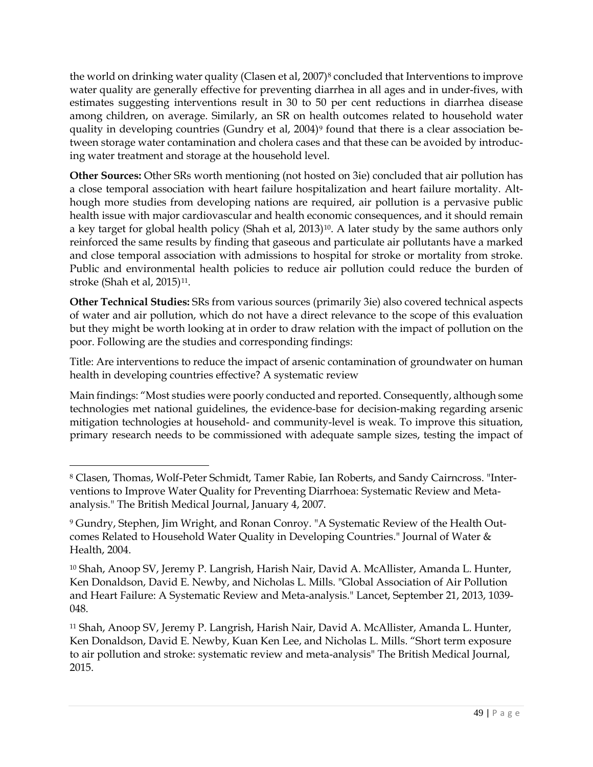the world on drinking water quality (Clasen et al, 2007)[8] concluded that Interventions to improve water quality are generally effective for preventing diarrhea in all ages and in under-fives, with estimates suggesting interventions result in 30 to 50 per cent reductions in diarrhea disease among children, on average. Similarly, an SR on health outcomes related to household water quality in developing countries (Gundry et al, 2004)[9] found that there is a clear association between storage water contamination and cholera cases and that these can be avoided by introducing water treatment and storage at the household level.

**Other Sources:** Other SRs worth mentioning (not hosted on 3ie) concluded that air pollution has a close temporal association with heart failure hospitalization and heart failure mortality. Although more studies from developing nations are required, air pollution is a pervasive public health issue with major cardiovascular and health economic consequences, and it should remain a key target for global health policy (Shah et al, 2013)[10]. A later study by the same authors only reinforced the same results by finding that gaseous and particulate air pollutants have a marked and close temporal association with admissions to hospital for stroke or mortality from stroke. Public and environmental health policies to reduce air pollution could reduce the burden of stroke (Shah et al, 2015)[11].

**Other Technical Studies:** SRs from various sources (primarily 3ie) also covered technical aspects of water and air pollution, which do not have a direct relevance to the scope of this evaluation but they might be worth looking at in order to draw relation with the impact of pollution on the poor. Following are the studies and corresponding findings:

Title: Are interventions to reduce the impact of arsenic contamination of groundwater on human health in developing countries effective? A systematic review

Main findings: "Most studies were poorly conducted and reported. Consequently, although some technologies met national guidelines, the evidence-base for decision-making regarding arsenic mitigation technologies at household- and community-level is weak. To improve this situation, primary research needs to be commissioned with adequate sample sizes, testing the impact of

---

[8] Clasen, Thomas, Wolf-Peter Schmidt, Tamer Rabie, Ian Roberts, and Sandy Cairncross. "Interventions to Improve Water Quality for Preventing Diarrhoea: Systematic Review and Meta-analysis." The British Medical Journal, January 4, 2007.

[9] Gundry, Stephen, Jim Wright, and Ronan Conroy. "A Systematic Review of the Health Outcomes Related to Household Water Quality in Developing Countries." Journal of Water & Health, 2004.

[10] Shah, Anoop SV, Jeremy P. Langrish, Harish Nair, David A. McAllister, Amanda L. Hunter, Ken Donaldson, David E. Newby, and Nicholas L. Mills. "Global Association of Air Pollution and Heart Failure: A Systematic Review and Meta-analysis." Lancet, September 21, 2013, 1039-048.

[11] Shah, Anoop SV, Jeremy P. Langrish, Harish Nair, David A. McAllister, Amanda L. Hunter, Ken Donaldson, David E. Newby, Kuan Ken Lee, and Nicholas L. Mills. "Short term exposure to air pollution and stroke: systematic review and meta-analysis" The British Medical Journal, 2015.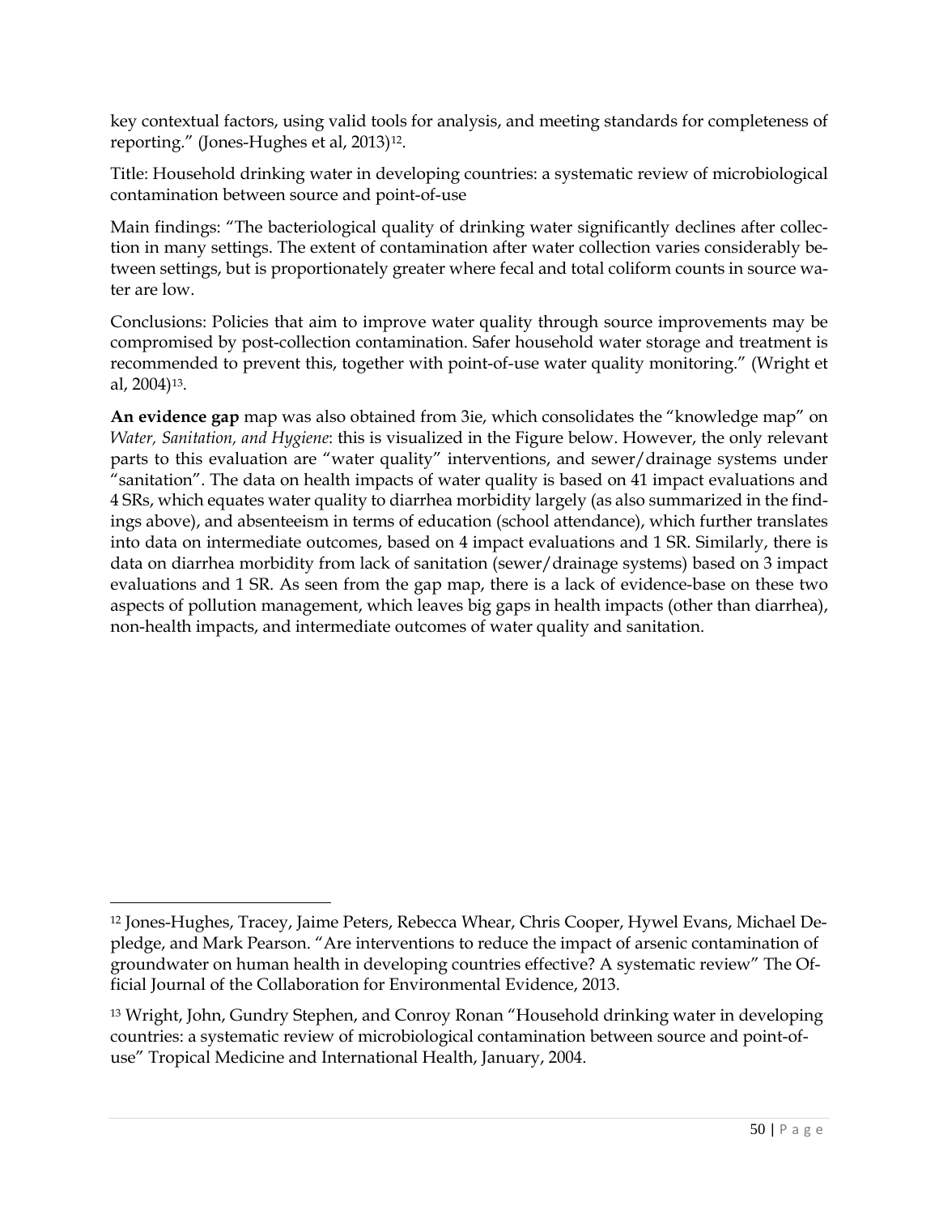key contextual factors, using valid tools for analysis, and meeting standards for completeness of reporting." (Jones-Hughes et al, 2013)[12].

Title: Household drinking water in developing countries: a systematic review of microbiological contamination between source and point-of-use

Main findings: "The bacteriological quality of drinking water significantly declines after collection in many settings. The extent of contamination after water collection varies considerably between settings, but is proportionately greater where fecal and total coliform counts in source water are low.

Conclusions: Policies that aim to improve water quality through source improvements may be compromised by post-collection contamination. Safer household water storage and treatment is recommended to prevent this, together with point-of-use water quality monitoring." (Wright et al, 2004)[13].

**An evidence gap** map was also obtained from 3ie, which consolidates the "knowledge map" on *Water, Sanitation, and Hygiene*: this is visualized in the Figure below. However, the only relevant parts to this evaluation are "water quality" interventions, and sewer/drainage systems under "sanitation". The data on health impacts of water quality is based on 41 impact evaluations and 4 SRs, which equates water quality to diarrhea morbidity largely (as also summarized in the findings above), and absenteeism in terms of education (school attendance), which further translates into data on intermediate outcomes, based on 4 impact evaluations and 1 SR. Similarly, there is data on diarrhea morbidity from lack of sanitation (sewer/drainage systems) based on 3 impact evaluations and 1 SR. As seen from the gap map, there is a lack of evidence-base on these two aspects of pollution management, which leaves big gaps in health impacts (other than diarrhea), non-health impacts, and intermediate outcomes of water quality and sanitation.

---

[12] Jones-Hughes, Tracey, Jaime Peters, Rebecca Whear, Chris Cooper, Hywel Evans, Michael Depledge, and Mark Pearson. "Are interventions to reduce the impact of arsenic contamination of groundwater on human health in developing countries effective? A systematic review" The Official Journal of the Collaboration for Environmental Evidence, 2013.

[13] Wright, John, Gundry Stephen, and Conroy Ronan "Household drinking water in developing countries: a systematic review of microbiological contamination between source and point-of-use" Tropical Medicine and International Health, January, 2004.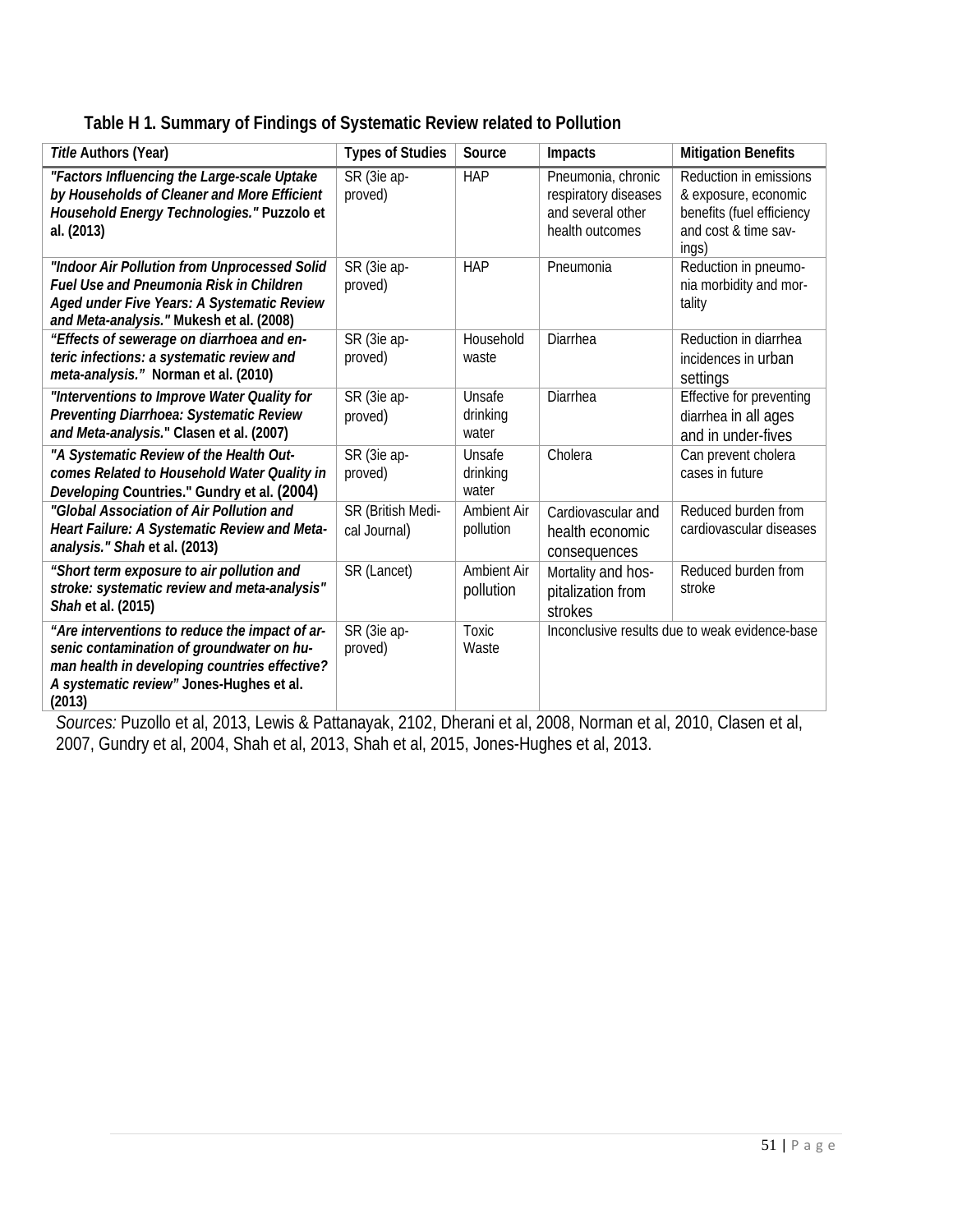**Table H 1. Summary of Findings of Systematic Review related to Pollution**

| *Title* Authors (Year) | Types of Studies | Source | Impacts | Mitigation Benefits |
|---|---|---|---|---|
| ***"Factors Influencing the Large-scale Uptake by Households of Cleaner and More Efficient Household Energy Technologies."* Puzzolo et al. (2013)** | SR (3ie approved) | HAP | Pneumonia, chronic respiratory diseases and several other health outcomes | Reduction in emissions & exposure, economic benefits (fuel efficiency and cost & time savings) |
| ***"Indoor Air Pollution from Unprocessed Solid Fuel Use and Pneumonia Risk in Children Aged under Five Years: A Systematic Review and Meta-analysis."* Mukesh et al. (2008)** | SR (3ie approved) | HAP | Pneumonia | Reduction in pneumonia morbidity and mortality |
| ***"Effects of sewerage on diarrhoea and enteric infections: a systematic review and meta-analysis."* Norman et al. (2010)** | SR (3ie approved) | Household waste | Diarrhea | Reduction in diarrhea incidences in urban settings |
| ***"Interventions to Improve Water Quality for Preventing Diarrhoea: Systematic Review and Meta-analysis."* Clasen et al. (2007)** | SR (3ie approved) | Unsafe drinking water | Diarrhea | Effective for preventing diarrhea in all ages and in under-fives |
| ***"A Systematic Review of the Health Outcomes Related to Household Water Quality in Developing* Countries." Gundry et al. (2004)** | SR (3ie approved) | Unsafe drinking water | Cholera | Can prevent cholera cases in future |
| ***"Global Association of Air Pollution and Heart Failure: A Systematic Review and Meta-analysis." Shah* et al. (2013)** | SR (British Medical Journal) | Ambient Air pollution | Cardiovascular and health economic consequences | Reduced burden from cardiovascular diseases |
| ***"Short term exposure to air pollution and stroke: systematic review and meta-analysis" Shah* et al. (2015)** | SR (Lancet) | Ambient Air pollution | Mortality and hospitalization from strokes | Reduced burden from stroke |
| ***"Are interventions to reduce the impact of arsenic contamination of groundwater on human health in developing countries effective? A systematic review"* Jones-Hughes et al. (2013)** | SR (3ie approved) | Toxic Waste | Inconclusive results due to weak evidence-base | |

*Sources:* Puzollo et al, 2013, Lewis & Pattanayak, 2102, Dherani et al, 2008, Norman et al, 2010, Clasen et al, 2007, Gundry et al, 2004, Shah et al, 2013, Shah et al, 2015, Jones-Hughes et al, 2013.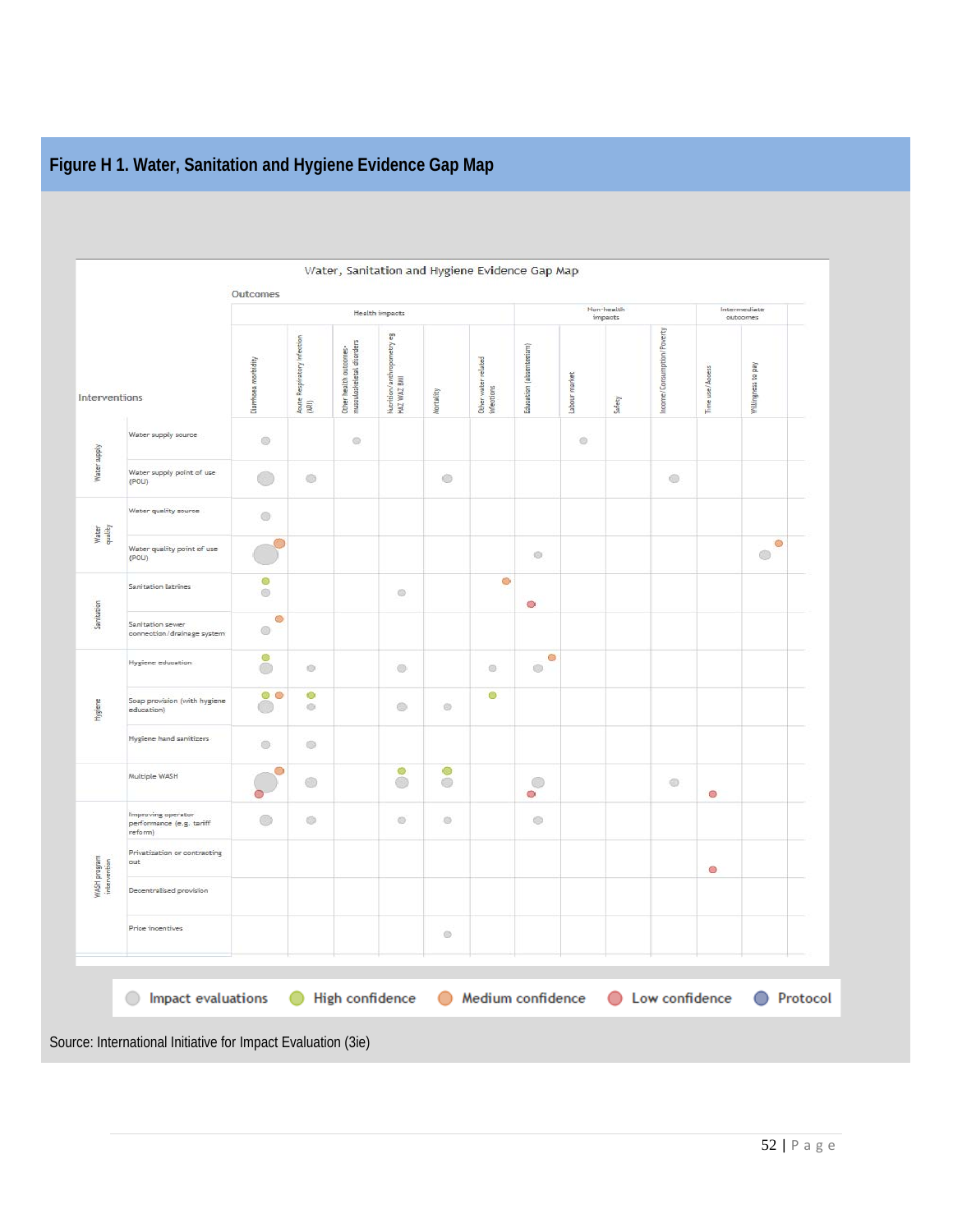## Figure H 1. Water, Sanitation and Hygiene Evidence Gap Map

Water, Sanitation and Hygiene Evidence Gap Map

Outcomes

Health impacts

Non-health impacts

Intermediate outcomes

Diarrhoea morbidity

Acute Respiratory Infection (ARI)

Other health outcomes- musculoskeletal disorders

Nutrition/anthropometry eg HAZ WAZ BMI

Mortality

Other water related infections

Education (absenteeism)

Labour market

Safety

Income/Consumption/Poverty

Time use/Access

Willingness to pay

Interventions

Water supply

Water supply source

Water supply point of use (POU)

Water quality

Water quality source

Water quality point of use (POU)

Sanitation

Sanitation latrines

Sanitation sewer connection/drainage system

Hygiene

Hygiene education

Soap provision (with hygiene education)

Hygiene hand sanitizers

Multiple WASH

WASH program intervention

Improving operator performance (e.g. tariff reform)

Privatization or contracting out

Decentralised provision

Price incentives

Impact evaluations

High confidence

Medium confidence

Low confidence

Protocol

Source: International Initiative for Impact Evaluation (3ie)